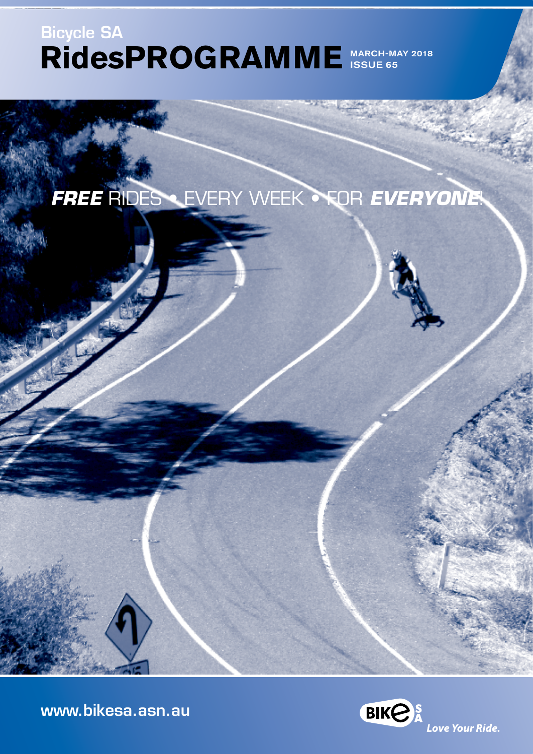# Bicycle SA RidesPROGRAMME

**MARCH-MAY 2018**
**ISSUE 65**

***FREE*** RIDES • EVERY WEEK • FOR ***EVERYONE***!

**www.bikesa.asn.au**

*Love Your Ride.*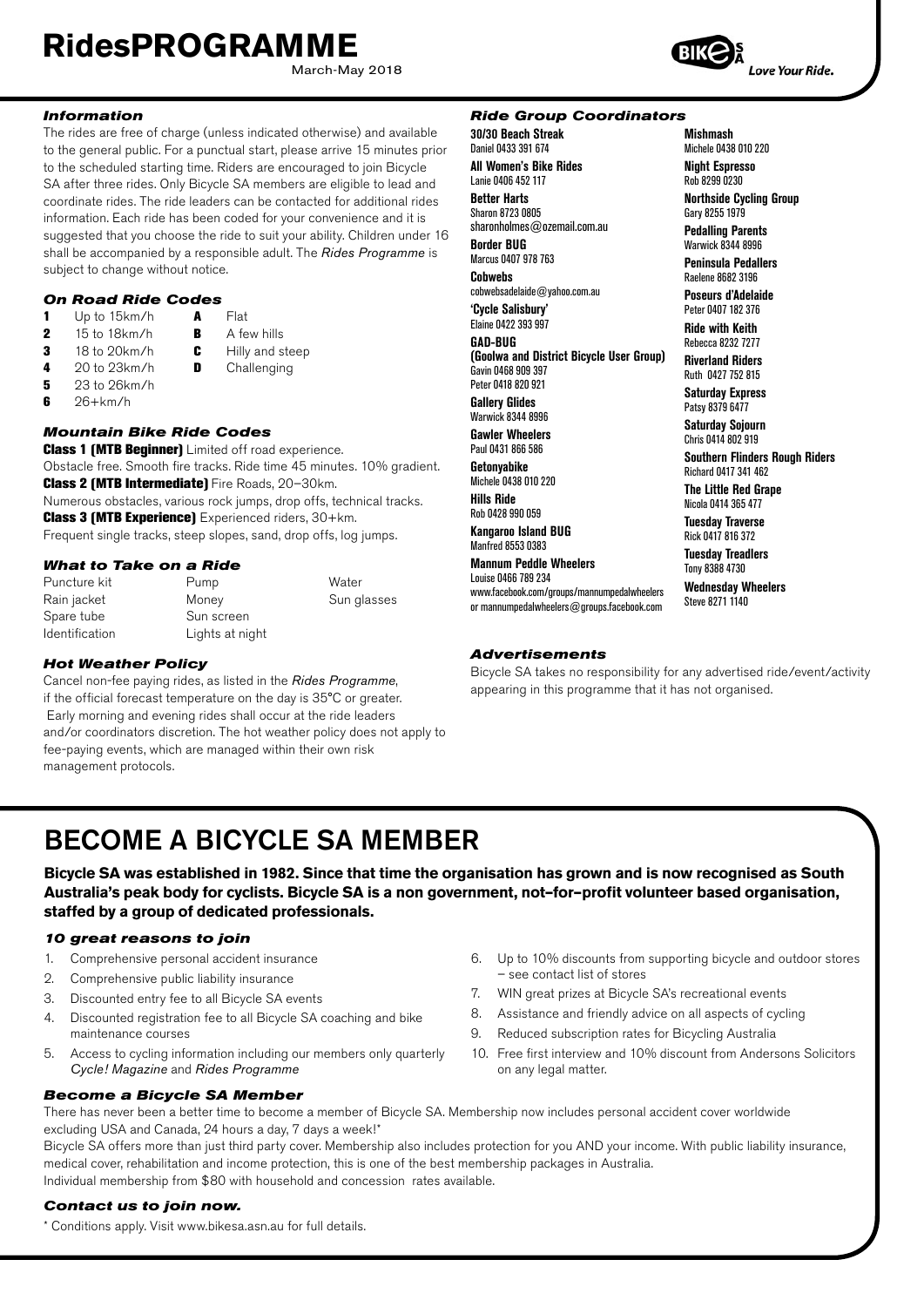# RidesPROGRAMME

March-May 2018

Love Your Ride.

### *Information*

The rides are free of charge (unless indicated otherwise) and available to the general public. For a punctual start, please arrive 15 minutes prior to the scheduled starting time. Riders are encouraged to join Bicycle SA after three rides. Only Bicycle SA members are eligible to lead and coordinate rides. The ride leaders can be contacted for additional rides information. Each ride has been coded for your convenience and it is suggested that you choose the ride to suit your ability. Children under 16 shall be accompanied by a responsible adult. The *Rides Programme* is subject to change without notice.

### *On Road Ride Codes*

| | | | |
|---|---|---|---|
| **1** | Up to 15km/h | **A** | Flat |
| **2** | 15 to 18km/h | **B** | A few hills |
| **3** | 18 to 20km/h | **C** | Hilly and steep |
| **4** | 20 to 23km/h | **D** | Challenging |
| **5** | 23 to 26km/h | | |
| **6** | 26+km/h | | |

### *Mountain Bike Ride Codes*

**Class 1 (MTB Beginner)** Limited off road experience.
Obstacle free. Smooth fire tracks. Ride time 45 minutes. 10% gradient.

**Class 2 (MTB Intermediate)** Fire Roads, 20–30km.
Numerous obstacles, various rock jumps, drop offs, technical tracks.

**Class 3 (MTB Experience)** Experienced riders, 30+km.
Frequent single tracks, steep slopes, sand, drop offs, log jumps.

### *What to Take on a Ride*

| | | |
|---|---|---|
| Puncture kit | Pump | Water |
| Rain jacket | Money | Sun glasses |
| Spare tube | Sun screen | |
| Identification | Lights at night | |

### *Hot Weather Policy*

Cancel non-fee paying rides, as listed in the *Rides Programme*, if the official forecast temperature on the day is 35°C or greater. Early morning and evening rides shall occur at the ride leaders and/or coordinators discretion. The hot weather policy does not apply to fee-paying events, which are managed within their own risk management protocols.

### *Ride Group Coordinators*

**30/30 Beach Streak**
Daniel 0433 391 674

**All Women's Bike Rides**
Lanie 0406 452 117

**Better Harts**
Sharon 8723 0805
sharonholmes@ozemail.com.au

**Border BUG**
Marcus 0407 978 763

**Cobwebs**
cobwebsadelaide@yahoo.com.au

**'Cycle Salisbury'**
Elaine 0422 393 997

**GAD-BUG**
**(Goolwa and District Bicycle User Group)**
Gavin 0468 909 397
Peter 0418 820 921

**Gallery Glides**
Warwick 8344 8996

**Gawler Wheelers**
Paul 0431 866 586

**Getonyabike**
Michele 0438 010 220

**Hills Ride**
Rob 0428 990 059

**Kangaroo Island BUG**
Manfred 8553 0383

**Mannum Peddle Wheelers**
Louise 0466 789 234
www.facebook.com/groups/mannumpedalwheelers
or mannumpedalwheelers@groups.facebook.com

**Mishmash**
Michele 0438 010 220

**Night Espresso**
Rob 8299 0230

**Northside Cycling Group**
Gary 8255 1979

**Pedalling Parents**
Warwick 8344 8996

**Peninsula Pedallers**
Raelene 8682 3196

**Poseurs d'Adelaide**
Peter 0407 182 376

**Ride with Keith**
Rebecca 8232 7277

**Riverland Riders**
Ruth 0427 752 815

**Saturday Express**
Patsy 8379 6477

**Saturday Sojourn**
Chris 0414 802 919

**Southern Flinders Rough Riders**
Richard 0417 341 462

**The Little Red Grape**
Nicola 0414 365 477

**Tuesday Traverse**
Rick 0417 816 372

**Tuesday Treadlers**
Tony 8388 4730

**Wednesday Wheelers**
Steve 8271 1140

### *Advertisements*

Bicycle SA takes no responsibility for any advertised ride/event/activity appearing in this programme that it has not organised.

# BECOME A BICYCLE SA MEMBER

**Bicycle SA was established in 1982. Since that time the organisation has grown and is now recognised as South Australia's peak body for cyclists. Bicycle SA is a non government, not–for–profit volunteer based organisation, staffed by a group of dedicated professionals.**

### *10 great reasons to join*

1. Comprehensive personal accident insurance
2. Comprehensive public liability insurance
3. Discounted entry fee to all Bicycle SA events
4. Discounted registration fee to all Bicycle SA coaching and bike maintenance courses
5. Access to cycling information including our members only quarterly *Cycle! Magazine* and *Rides Programme*
6. Up to 10% discounts from supporting bicycle and outdoor stores – see contact list of stores
7. WIN great prizes at Bicycle SA's recreational events
8. Assistance and friendly advice on all aspects of cycling
9. Reduced subscription rates for Bicycling Australia
10. Free first interview and 10% discount from Andersons Solicitors on any legal matter.

### *Become a Bicycle SA Member*

There has never been a better time to become a member of Bicycle SA. Membership now includes personal accident cover worldwide excluding USA and Canada, 24 hours a day, 7 days a week!*

Bicycle SA offers more than just third party cover. Membership also includes protection for you AND your income. With public liability insurance, medical cover, rehabilitation and income protection, this is one of the best membership packages in Australia.

Individual membership from $80 with household and concession rates available.

### *Contact us to join now.*

* Conditions apply. Visit www.bikesa.asn.au for full details.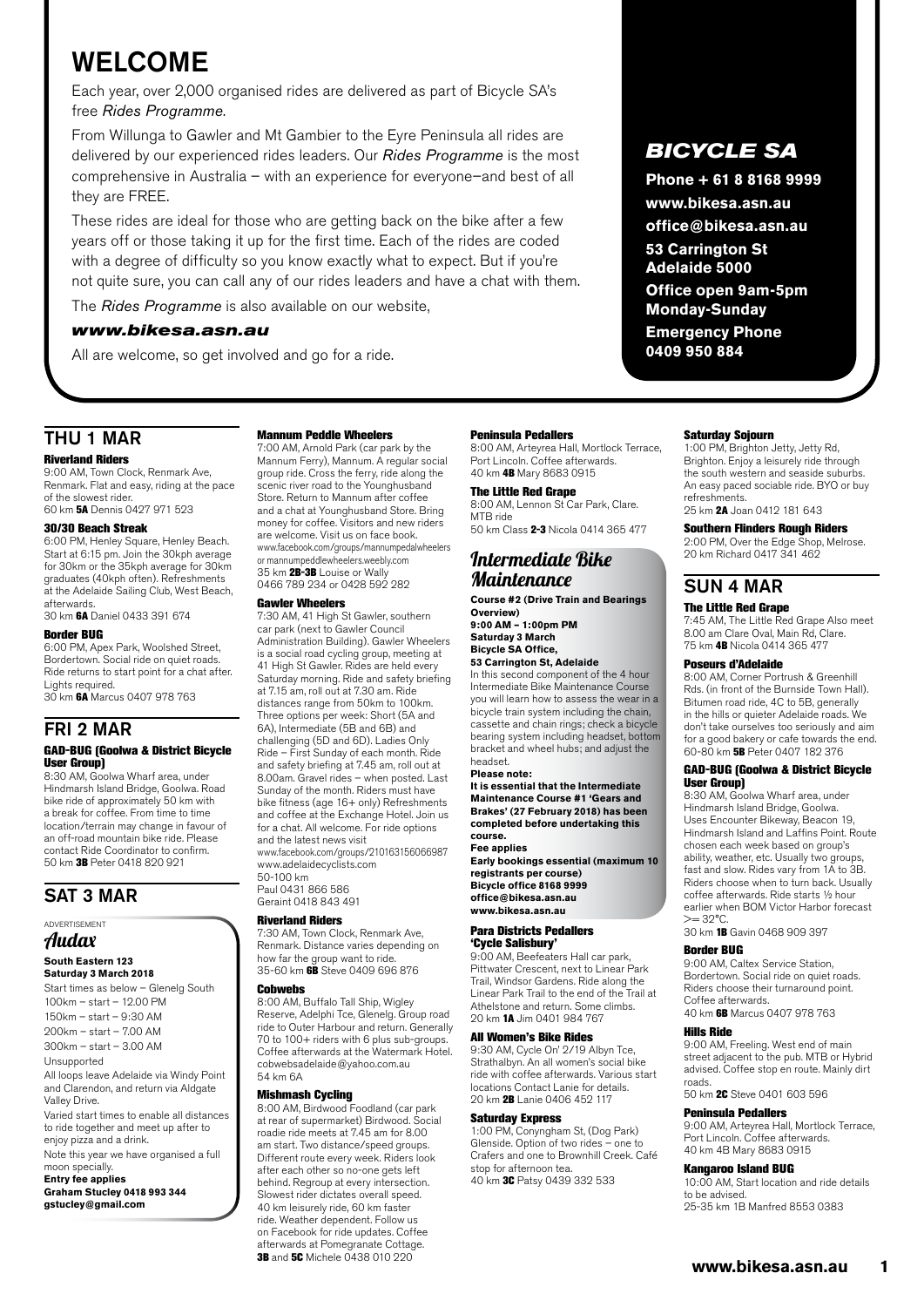# WELCOME

Each year, over 2,000 organised rides are delivered as part of Bicycle SA's free *Rides Programme*.

From Willunga to Gawler and Mt Gambier to the Eyre Peninsula all rides are delivered by our experienced rides leaders. Our *Rides Programme* is the most comprehensive in Australia – with an experience for everyone–and best of all they are FREE.

These rides are ideal for those who are getting back on the bike after a few years off or those taking it up for the first time. Each of the rides are coded with a degree of difficulty so you know exactly what to expect. But if you're not quite sure, you can call any of our rides leaders and have a chat with them.

The *Rides Programme* is also available on our website,

***www.bikesa.asn.au***

All are welcome, so get involved and go for a ride.

## *BICYCLE SA*

**Phone + 61 8 8168 9999**
**www.bikesa.asn.au**
**office@bikesa.asn.au**
**53 Carrington St Adelaide 5000**
**Office open 9am-5pm Monday-Sunday**
**Emergency Phone 0409 950 884**

## THU 1 MAR

**Riverland Riders**
9:00 AM, Town Clock, Renmark Ave, Renmark. Flat and easy, riding at the pace of the slowest rider.
60 km **5A** Dennis 0427 971 523

**30/30 Beach Streak**
6:00 PM, Henley Square, Henley Beach. Start at 6:15 pm. Join the 30kph average for 30km or the 35kph average for 30km graduates (40kph often). Refreshments at the Adelaide Sailing Club, West Beach, afterwards.
30 km **6A** Daniel 0433 391 674

**Border BUG**
6:00 PM, Apex Park, Woolshed Street, Bordertown. Social ride on quiet roads. Ride returns to start point for a chat after. Lights required.
30 km **6A** Marcus 0407 978 763

## FRI 2 MAR

**GAD-BUG (Goolwa & District Bicycle User Group)**
8:30 AM, Goolwa Wharf area, under Hindmarsh Island Bridge, Goolwa. Road bike ride of approximately 50 km with a break for coffee. From time to time location/terrain may change in favour of an off-road mountain bike ride. Please contact Ride Coordinator to confirm.
50 km **3B** Peter 0418 820 921

## SAT 3 MAR

ADVERTISEMENT

### *Audax*

**South Eastern 123**
**Saturday 3 March 2018**

Start times as below – Glenelg South
100km – start – 12.00 PM
150km – start – 9:30 AM
200km – start – 7.00 AM
300km – start – 3.00 AM
Unsupported

All loops leave Adelaide via Windy Point and Clarendon, and return via Aldgate Valley Drive.

Varied start times to enable all distances to ride together and meet up after to enjoy pizza and a drink.

Note this year we have organised a full moon specially.

**Entry fee applies**
**Graham Stucley 0418 993 344**
**gstucley@gmail.com**

**Mannum Peddle Wheelers**
7:00 AM, Arnold Park (car park by the Mannum Ferry), Mannum. A regular social group ride. Cross the ferry, ride along the scenic river road to the Younghusband Store. Return to Mannum after coffee and a chat at Younghusband Store. Bring money for coffee. Visitors and new riders are welcome. Visit us on face book. www.facebook.com/groups/mannumpedalwheelers or mannumpeddlewheelers.weebly.com
35 km **2B-3B** Louise or Wally 0466 789 234 or 0428 592 282

**Gawler Wheelers**
7:30 AM, 41 High St Gawler, southern car park (next to Gawler Council Administration Building). Gawler Wheelers is a social road cycling group, meeting at 41 High St Gawler. Rides are held every Saturday morning. Ride and safety briefing at 7.15 am, roll out at 7.30 am. Ride distances range from 50km to 100km. Three options per week: Short (5A and 6A), Intermediate (5B and 6B) and challenging (5D and 6D). Ladies Only Ride – First Sunday of each month. Ride and safety briefing at 7.45 am, roll out at 8.00am. Gravel rides – when posted. Last Sunday of the month. Riders must have bike fitness (age 16+ only) Refreshments and coffee at the Exchange Hotel. Join us for a chat. All welcome. For ride options and the latest news visit www.facebook.com/groups/210163156066987 www.adelaidecyclists.com
50-100 km
Paul 0431 866 586
Geraint 0418 843 491

**Riverland Riders**
7:30 AM, Town Clock, Renmark Ave, Renmark. Distance varies depending on how far the group want to ride.
35-60 km **6B** Steve 0409 696 876

**Cobwebs**
8:00 AM, Buffalo Tall Ship, Wigley Reserve, Adelphi Tce, Glenelg. Group road ride to Outer Harbour and return. Generally 70 to 100+ riders with 6 plus sub-groups. Coffee afterwards at the Watermark Hotel. cobwebsadelaide@yahoo.com.au
54 km 6A

**Mishmash Cycling**
8:00 AM, Birdwood Foodland (car park at rear of supermarket) Birdwood. Social roadie ride meets at 7.45 am for 8.00 am start. Two distance/speed groups. Different route every week. Riders look after each other so no-one gets left behind. Regroup at every intersection. Slowest rider dictates overall speed. 40 km leisurely ride, 60 km faster ride. Weather dependent. Follow us on Facebook for ride updates. Coffee afterwards at Pomegranate Cottage.
**3B** and **5C** Michele 0438 010 220

**Peninsula Pedallers**
8:00 AM, Arteyrea Hall, Mortlock Terrace, Port Lincoln. Coffee afterwards.
40 km **4B** Mary 8683 0915

**The Little Red Grape**
8:00 AM, Lennon St Car Park, Clare. MTB ride
50 km Class **2-3** Nicola 0414 365 477

### *Intermediate Bike Maintenance*

**Course #2 (Drive Train and Bearings Overview)**
**9:00 AM – 1:00pm PM**
**Saturday 3 March**
**Bicycle SA Office,**
**53 Carrington St, Adelaide**

In this second component of the 4 hour Intermediate Bike Maintenance Course you will learn how to assess the wear in a bicycle train system including the chain, cassette and chain rings; check a bicycle bearing system including headset, bottom bracket and wheel hubs; and adjust the headset.

**Please note:**
**It is essential that the Intermediate Maintenance Course #1 'Gears and Brakes' (27 February 2018) has been completed before undertaking this course.**
**Fee applies**
**Early bookings essential (maximum 10 registrants per course)**
**Bicycle office 8168 9999**
**office@bikesa.asn.au**
**www.bikesa.asn.au**

**Para Districts Pedallers 'Cycle Salisbury'**
9:00 AM, Beefeaters Hall car park, Pittwater Crescent, next to Linear Park Trail, Windsor Gardens. Ride along the Linear Park Trail to the end of the Trail at Athelstone and return. Some climbs.
20 km **1A** Jim 0401 984 767

**All Women's Bike Rides**
9:30 AM, Cycle On' 2/19 Albyn Tce, Strathalbyn. An all women's social bike ride with coffee afterwards. Various start locations Contact Lanie for details.
20 km **2B** Lanie 0406 452 117

**Saturday Express**
1:00 PM, Conyngham St, (Dog Park) Glenside. Option of two rides – one to Crafers and one to Brownhill Creek. Café stop for afternoon tea.
40 km **3C** Patsy 0439 332 533

**Saturday Sojourn**
1:00 PM, Brighton Jetty, Jetty Rd, Brighton. Enjoy a leisurely ride through the south western and seaside suburbs. An easy paced sociable ride. BYO or buy refreshments.
25 km **2A** Joan 0412 181 643

**Southern Flinders Rough Riders**
2:00 PM, Over the Edge Shop, Melrose.
20 km Richard 0417 341 462

## SUN 4 MAR

**The Little Red Grape**
7:45 AM, The Little Red Grape Also meet 8.00 am Clare Oval, Main Rd, Clare.
75 km **4B** Nicola 0414 365 477

**Poseurs d'Adelaide**
8:00 AM, Corner Portrush & Greenhill Rds. (in front of the Burnside Town Hall). Bitumen road ride, 4C to 5B, generally in the hills or quieter Adelaide roads. We don't take ourselves too seriously and aim for a good bakery or cafe towards the end.
60-80 km **5B** Peter 0407 182 376

**GAD-BUG (Goolwa & District Bicycle User Group)**
8:30 AM, Goolwa Wharf area, under Hindmarsh Island Bridge, Goolwa. Uses Encounter Bikeway, Beacon 19, Hindmarsh Island and Laffins Point. Route chosen each week based on group's ability, weather, etc. Usually two groups, fast and slow. Rides vary from 1A to 3B. Riders choose when to turn back. Usually coffee afterwards. Ride starts ½ hour earlier when BOM Victor Harbor forecast >= 32°C.
30 km **1B** Gavin 0468 909 397

**Border BUG**
9:00 AM, Caltex Service Station, Bordertown. Social ride on quiet roads. Riders choose their turnaround point. Coffee afterwards.
40 km **6B** Marcus 0407 978 763

**Hills Ride**
9:00 AM, Freeling. West end of main street adjacent to the pub. MTB or Hybrid advised. Coffee stop en route. Mainly dirt roads.
50 km **2C** Steve 0401 603 596

**Peninsula Pedallers**
9:00 AM, Arteyrea Hall, Mortlock Terrace, Port Lincoln. Coffee afterwards.
40 km 4B Mary 8683 0915

**Kangaroo Island BUG**
10:00 AM, Start location and ride details to be advised.
25-35 km 1B Manfred 8553 0383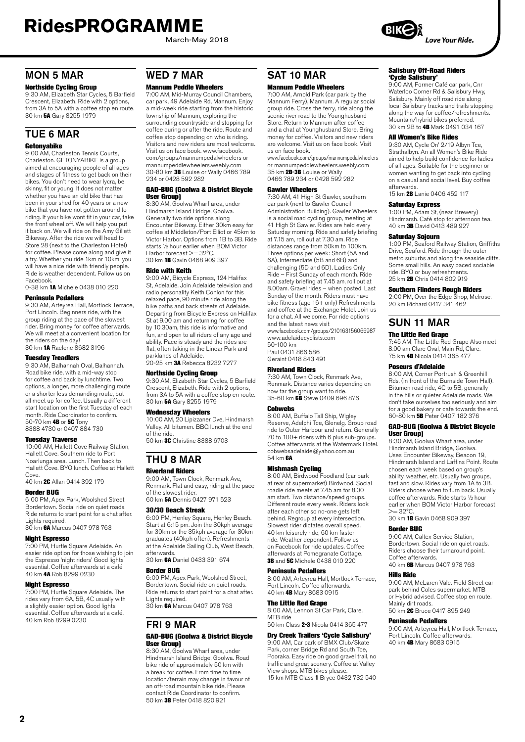# RidesPROGRAMME

March-May 2018

## MON 5 MAR

### Northside Cycling Group

9:30 AM, Elizabeth Star Cycles, 5 Barfield Crescent, Elizabeth. Ride with 2 options, from 3A to 5A with a coffee stop en route.
30 km **5A** Gary 8255 1979

## TUE 6 MAR

### Getonyabike

9:00 AM, Charleston Tennis Courts, Charleston. GETONYABIKE is a group aimed at encouraging people of all ages and stages of fitness to get back on their bikes. You don't need to wear lycra, be skinny, fit or young. It does not matter whether you have an old bike that has been in your shed for 40 years or a new bike that you have not gotten around to riding. If your bike wont fit in your car, take the front wheel off. We will help you put it back on. We will ride on the Amy Gillett Bikeway. After the ride we will head to Store 28 (next to the Charleston Hotel) for coffee. Please come along and give it a try. Whether you ride 1km or 10km, you will have a nice ride with friendly people. Ride is weather dependent. Follow us on Facebook.
0-38 km **1A** Michele 0438 010 220

### Peninsula Pedallers

9:30 AM, Arteyrea Hall, Mortlock Terrace, Port Lincoln. Beginners ride, with the group riding at the pace of the slowest rider. Bring money for coffee afterwards. We will meet at a convenient location for the riders on the day!
30 km **1A** Raelene 8682 3196

### Tuesday Treadlers

9:30 AM, Balhannah Oval, Balhannah. Road bike ride, with a mid-way stop for coffee and back by lunchtime. Two options, a longer, more challenging route or a shorter less demanding route, but all meet up for coffee. Usually a different start location on the first Tuesday of each month. Ride Coordinator to confirm.
50-70 km **4B** or **5C** Tony 8388 4730 or 0407 884 730

### Tuesday Traverse

10:00 AM, Hallett Cove Railway Station, Hallett Cove. Southern ride to Port Noarlunga area. Lunch. Then back to Hallett Cove. BYO lunch. Coffee at Hallett Cove.
40 km **2C** Allan 0414 392 179

### Border BUG

6:00 PM, Apex Park, Woolshed Street Bordertown. Social ride on quiet roads. Ride returns to start point for a chat after. Lights required.
30 km **6A** Marcus 0407 978 763

### Night Espresso

7:00 PM, Hurtle Square Adelaide. An easier ride option for those wishing to join the Espresso 'night riders' Good lights essential. Coffee afterwards at a café
40 km **4A** Rob 8299 0230

### Night Espresso

7:00 PM, Hurtle Square Adelaide. The rides vary from 6A, 5B, 4C usually with a slightly easier option. Good lights essential. Coffee afterwards at a café.
40 km Rob 8299 0230

## WED 7 MAR

### Mannum Peddle Wheelers

7:00 AM, Mid-Murray Council Chambers, car park, 49 Adelaide Rd, Mannum. Enjoy a mid-week ride starting from the historic township of Mannum, exploring the surrounding countryside and stopping for coffee during or after the ride. Route and coffee stop depending on who is riding. Visitors and new riders are most welcome. Visit us on face book. www.facebook.com/groups/mannumpedalwheelers or mannumpeddlewheelers.weebly.com
30-80 km **3B** Louise or Wally 0466 789 234 or 0428 592 282

### GAD-BUG (Goolwa & District Bicycle User Group)

8:30 AM, Goolwa Wharf area, under Hindmarsh Island Bridge, Goolwa. Generally two ride options along Encounter Bikeway. Either 30km easy for coffee at Middleton/Port Elliot or 45km to Victor Harbor. Options from 1B to 3B. Ride starts ½ hour earlier when BOM Victor Harbor forecast >= 32°C.
30 km **1B** Gavin 0468 909 397

### Ride with Keith

9:00 AM, Bicycle Express, 124 Halifax St, Adelaide. Join Adelaide television and radio personality Keith Conlon for this relaxed pace, 90 minute ride along the bike paths and back streets of Adelaide. Departing from Bicycle Express on Halifax St at 9.00 am and returning for coffee by 10.30am, this ride is informative and fun, and open to all riders of any age and ability. Pace is steady and the rides are flat, often taking in the Linear Park and parklands of Adelaide.
20-25 km **3A** Rebecca 8232 7277

### Northside Cycling Group

9:30 AM, Elizabeth Star Cycles, 5 Barfield Crescent, Elizabeth. Ride with 2 options, from 3A to 5A with a coffee stop en route.
30 km **5A** Gary 8255 1979

### Wednesday Wheelers

10:00 AM, 20 Lipizzaner Dve, Hindmarsh Valley. All bitumen. BBQ lunch at the end of the ride.
50 km **3C** Christine 8388 6703

## THU 8 MAR

### Riverland Riders

9:00 AM, Town Clock, Renmark Ave, Renmark. Flat and easy, riding at the pace of the slowest rider.
60 km **5A** Dennis 0427 971 523

### 30/30 Beach Streak

6:00 PM, Henley Square, Henley Beach. Start at 6:15 pm. Join the 30kph average for 30km or the 35kph average for 30km graduates (40kph often). Refreshments at the Adelaide Sailing Club, West Beach, afterwards.
30 km **6A** Daniel 0433 391 674

### Border BUG

6:00 PM, Apex Park, Woolshed Street, Bordertown. Social ride on quiet roads. Ride returns to start point for a chat after. Lights required.
30 km **6A** Marcus 0407 978 763

## FRI 9 MAR

### GAD-BUG (Goolwa & District Bicycle User Group)

8:30 AM, Goolwa Wharf area, under Hindmarsh Island Bridge, Goolwa. Road bike ride of approximately 50 km with a break for coffee. From time to time location/terrain may change in favour of an off-road mountain bike ride. Please contact Ride Coordinator to confirm.
50 km **3B** Peter 0418 820 921

## SAT 10 MAR

### Mannum Peddle Wheelers

7:00 AM, Arnold Park (car park by the Mannum Ferry), Mannum. A regular social group ride. Cross the ferry, ride along the scenic river road to the Younghusband Store. Return to Mannum after coffee and a chat at Younghusband Store. Bring money for coffee. Visitors and new riders are welcome. Visit us on face book. Visit us on face book.
www.facebook.com/groups/mannumpedalwheelers or mannumpeddlewheelers.weebly.com
35 km **2B-3B** Louise or Wally 0466 789 234 or 0428 592 282

### Gawler Wheelers

7:30 AM, 41 High St Gawler, southern car park (next to Gawler Council Administration Building). Gawler Wheelers is a social road cycling group, meeting at 41 High St Gawler. Rides are held every Saturday morning. Ride and safety briefing at 7.15 am, roll out at 7.30 am. Ride distances range from 50km to 100km. Three options per week: Short (5A and 6A), Intermediate (5B and 6B) and challenging (5D and 6D). Ladies Only Ride – First Sunday of each month. Ride and safety briefing at 7.45 am, roll out at 8.00am. Gravel rides – when posted. Last Sunday of the month. Riders must have bike fitness (age 16+ only) Refreshments and coffee at the Exchange Hotel. Join us for a chat. All welcome. For ride options and the latest news visit
www.facebook.com/groups/210163156066987
www.adelaidecyclists.com
50-100 km
Paul 0431 866 586
Geraint 0418 843 491

### Riverland Riders

7:30 AM, Town Clock, Renmark Ave, Renmark. Distance varies depending on how far the group want to ride.
35-60 km **6B** Steve 0409 696 876

### Cobwebs

8:00 AM, Buffalo Tall Ship, Wigley Reserve, Adelphi Tce, Glenelg. Group road ride to Outer Harbour and return. Generally 70 to 100+ riders with 6 plus sub-groups. Coffee afterwards at the Watermark Hotel. cobwebsadelaide@yahoo.com.au
54 km **6A**

### Mishmash Cycling

8:00 AM, Birdwood Foodland (car park at rear of supermarket) Birdwood. Social roadie ride meets at 7.45 am for 8.00 am start. Two distance/speed groups. Different route every week. Riders look after each other so no-one gets left behind. Regroup at every intersection. Slowest rider dictates overall speed. 40 km leisurely ride, 60 km faster ride. Weather dependent. Follow us on Facebook for ride updates. Coffee afterwards at Pomegranate Cottage.
**3B** and **5C** Michele 0438 010 220

### Peninsula Pedallers

8:00 AM, Arteyrea Hall, Mortlock Terrace, Port Lincoln. Coffee afterwards.
40 km **4B** Mary 8683 0915

### The Little Red Grape

8:00 AM, Lennon St Car Park, Clare. MTB ride
50 km Class **2-3** Nicola 0414 365 477

### Dry Creek Trailers 'Cycle Salisbury'

9:00 AM, Car park of BMX Club/Skate Park, corner Bridge Rd and South Tce, Pooraka. Easy ride on good gravel trail, no traffic and great scenery. Coffee at Valley View shops. MTB bikes please.
15 km MTB Class **1** Bryce 0432 732 540

### Salisbury Off-Road Riders 'Cycle Salisbury'

9:00 AM, Former Café car park, Cnr Waterloo Corner Rd & Salisbury Hwy, Salisbury. Mainly off road ride along local Salisbury tracks and trails stopping along the way for coffee/refreshments. Mountain/hybrid bikes preferred.
30 km 2B to **4B** Mark 0491 034 167

### All Women's Bike Rides

9:30 AM, Cycle On' 2/19 Albyn Tce, Strathalbyn. An all Women's Bike Ride aimed to help build confidence for ladies of all ages. Suitable for the beginner or women wanting to get back into cycling on a casual and social level. Buy coffee afterwards.
15 km **2B** Lanie 0406 452 117

### Saturday Express

1:00 PM, Adam St, (near Brewery) Hindmarsh. Café stop for afternoon tea.
40 km **3B** David 0413 489 927

### Saturday Sojourn

1:00 PM, Seaford Railway Station, Griffiths Drive, Seaford. Ride through the outer metro suburbs and along the seaside cliffs. Some small hills. An easy paced sociable ride. BYO or buy refreshments.
25 km **2B** Chris 0414 802 919

### Southern Flinders Rough Riders

2:00 PM, Over the Edge Shop, Melrose.
20 km Richard 0417 341 462

## SUN 11 MAR

### The Little Red Grape

7:45 AM, The Little Red Grape Also meet 8.00 am Clare Oval, Main Rd, Clare.
75 km **4B** Nicola 0414 365 477

### Poseurs d'Adelaide

8:00 AM, Corner Portrush & Greenhill Rds. (in front of the Burnside Town Hall). Bitumen road ride, 4C to 5B, generally in the hills or quieter Adelaide roads. We don't take ourselves too seriously and aim for a good bakery or cafe towards the end.
60-80 km **5B** Peter 0407 182 376

### GAD-BUG (Goolwa & District Bicycle User Group)

8:30 AM, Goolwa Wharf area, under Hindmarsh Island Bridge, Goolwa. Uses Encounter Bikeway, Beacon 19, Hindmarsh Island and Laffins Point. Route chosen each week based on group's ability, weather, etc. Usually two groups, fast and slow. Rides vary from 1A to 3B. Riders choose when to turn back. Usually coffee afterwards. Ride starts ½ hour earlier when BOM Victor Harbor forecast >= 32°C.
30 km **1B** Gavin 0468 909 397

### Border BUG

9:00 AM, Caltex Service Station, Bordertown. Social ride on quiet roads. Riders choose their turnaround point. Coffee afterwards.
40 km **6B** Marcus 0407 978 763

### Hills Ride

9:00 AM, McLaren Vale. Field Street car park behind Coles supermarket. MTB or Hybrid advised. Coffee stop en route. Mainly dirt roads.
50 km **2C** Bruce 0417 895 249

### Peninsula Pedallers

9:00 AM, Arteyrea Hall, Mortlock Terrace, Port Lincoln. Coffee afterwards.
40 km **4B** Mary 8683 0915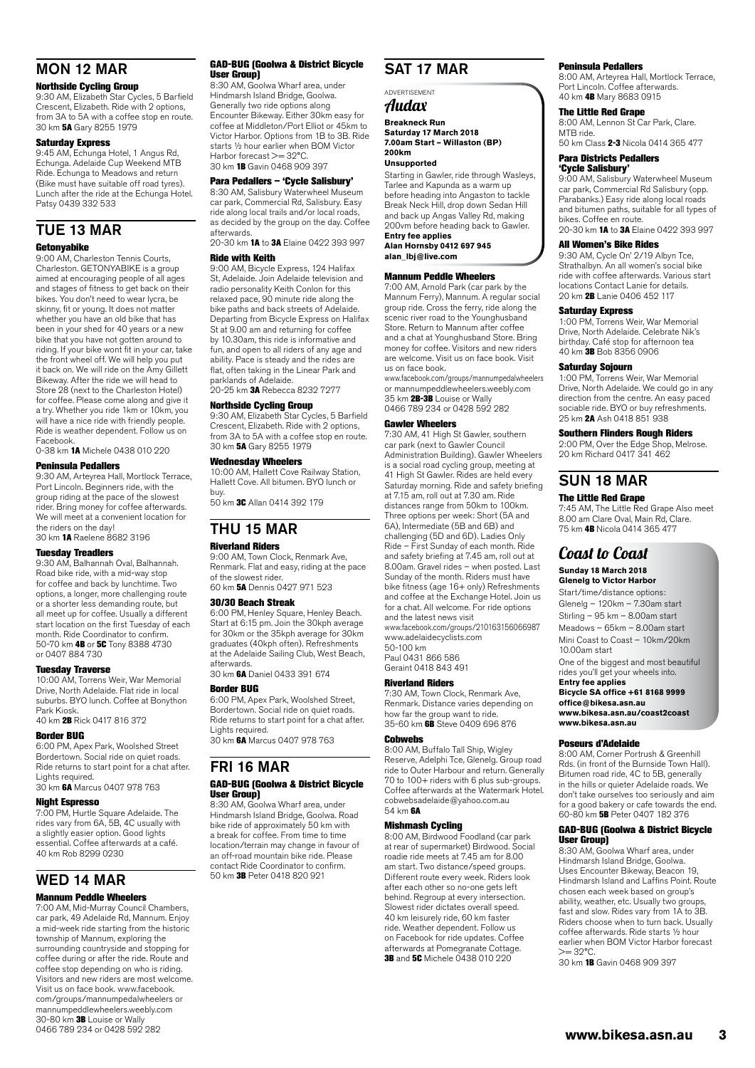## MON 12 MAR

### Northside Cycling Group

9:30 AM, Elizabeth Star Cycles, 5 Barfield Crescent, Elizabeth. Ride with 2 options, from 3A to 5A with a coffee stop en route. 30 km **5A** Gary 8255 1979

### Saturday Express

9:45 AM, Echunga Hotel, 1 Angus Rd, Echunga. Adelaide Cup Weekend MTB Ride. Echunga to Meadows and return (Bike must have suitable off road tyres). Lunch after the ride at the Echunga Hotel. Patsy 0439 332 533

## TUE 13 MAR

### Getonyabike

9:00 AM, Charleston Tennis Courts, Charleston. GETONYABIKE is a group aimed at encouraging people of all ages and stages of fitness to get back on their bikes. You don't need to wear lycra, be skinny, fit or young. It does not matter whether you have an old bike that has been in your shed for 40 years or a new bike that you have not gotten around to riding. If your bike wont fit in your car, take the front wheel off. We will help you put it back on. We will ride on the Amy Gillett Bikeway. After the ride we will head to Store 28 (next to the Charleston Hotel) for coffee. Please come along and give it a try. Whether you ride 1km or 10km, you will have a nice ride with friendly people. Ride is weather dependent. Follow us on Facebook.
0-38 km **1A** Michele 0438 010 220

### Peninsula Pedallers

9:30 AM, Arteyrea Hall, Mortlock Terrace, Port Lincoln. Beginners ride, with the group riding at the pace of the slowest rider. Bring money for coffee afterwards. We will meet at a convenient location for the riders on the day!
30 km **1A** Raelene 8682 3196

### Tuesday Treadlers

9:30 AM, Balhannah Oval, Balhannah. Road bike ride, with a mid-way stop for coffee and back by lunchtime. Two options, a longer, more challenging route or a shorter less demanding route, but all meet up for coffee. Usually a different start location on the first Tuesday of each month. Ride Coordinator to confirm.
50-70 km **4B** or **5C** Tony 8388 4730 or 0407 884 730

### Tuesday Traverse

10:00 AM, Torrens Weir, War Memorial Drive, North Adelaide. Flat ride in local suburbs. BYO lunch. Coffee at Bonython Park Kiosk.
40 km **2B** Rick 0417 816 372

### Border BUG

6:00 PM, Apex Park, Woolshed Street Bordertown. Social ride on quiet roads. Ride returns to start point for a chat after. Lights required.
30 km **6A** Marcus 0407 978 763

### Night Espresso

7:00 PM, Hurtle Square Adelaide. The rides vary from 6A, 5B, 4C usually with a slightly easier option. Good lights essential. Coffee afterwards at a café.
40 km Rob 8299 0230

## WED 14 MAR

### Mannum Peddle Wheelers

7:00 AM, Mid-Murray Council Chambers, car park, 49 Adelaide Rd, Mannum. Enjoy a mid-week ride starting from the historic township of Mannum, exploring the surrounding countryside and stopping for coffee during or after the ride. Route and coffee stop depending on who is riding. Visitors and new riders are most welcome. Visit us on face book. www.facebook.com/groups/mannumpedalwheelers or mannumpeddlewheelers.weebly.com
30-80 km **3B** Louise or Wally 0466 789 234 or 0428 592 282

### GAD-BUG (Goolwa & District Bicycle User Group)

8:30 AM, Goolwa Wharf area, under Hindmarsh Island Bridge, Goolwa. Generally two ride options along Encounter Bikeway. Either 30km easy for coffee at Middleton/Port Elliot or 45km to Victor Harbor. Options from 1B to 3B. Ride starts ½ hour earlier when BOM Victor Harbor forecast >= 32°C.
30 km **1B** Gavin 0468 909 397

### Para Pedallers – 'Cycle Salisbury'

8:30 AM, Salisbury Waterwheel Museum car park, Commercial Rd, Salisbury. Easy ride along local trails and/or local roads, as decided by the group on the day. Coffee afterwards.
20-30 km **1A** to **3A** Elaine 0422 393 997

### Ride with Keith

9:00 AM, Bicycle Express, 124 Halifax St, Adelaide. Join Adelaide television and radio personality Keith Conlon for this relaxed pace, 90 minute ride along the bike paths and back streets of Adelaide. Departing from Bicycle Express on Halifax St at 9.00 am and returning for coffee by 10.30am, this ride is informative and fun, and open to all riders of any age and ability. Pace is steady and the rides are flat, often taking in the Linear Park and parklands of Adelaide.
20-25 km **3A** Rebecca 8232 7277

### Northside Cycling Group

9:30 AM, Elizabeth Star Cycles, 5 Barfield Crescent, Elizabeth. Ride with 2 options, from 3A to 5A with a coffee stop en route. 30 km **5A** Gary 8255 1979

### Wednesday Wheelers

10:00 AM, Hallett Cove Railway Station, Hallett Cove. All bitumen. BYO lunch or buy.
50 km **3C** Allan 0414 392 179

## THU 15 MAR

### Riverland Riders

9:00 AM, Town Clock, Renmark Ave, Renmark. Flat and easy, riding at the pace of the slowest rider.
60 km **5A** Dennis 0427 971 523

### 30/30 Beach Streak

6:00 PM, Henley Square, Henley Beach. Start at 6:15 pm. Join the 30kph average for 30km or the 35kph average for 30km graduates (40kph often). Refreshments at the Adelaide Sailing Club, West Beach, afterwards.
30 km **6A** Daniel 0433 391 674

### Border BUG

6:00 PM, Apex Park, Woolshed Street, Bordertown. Social ride on quiet roads. Ride returns to start point for a chat after. Lights required.
30 km **6A** Marcus 0407 978 763

## FRI 16 MAR

### GAD-BUG (Goolwa & District Bicycle User Group)

8:30 AM, Goolwa Wharf area, under Hindmarsh Island Bridge, Goolwa. Road bike ride of approximately 50 km with a break for coffee. From time to time location/terrain may change in favour of an off-road mountain bike ride. Please contact Ride Coordinator to confirm.
50 km **3B** Peter 0418 820 921

## SAT 17 MAR

ADVERTISEMENT

*Audax*

**Breakneck Run**
**Saturday 17 March 2018**
**7.00am Start – Willaston (BP)**
**200km**
**Unsupported**

Starting in Gawler, ride through Wasleys, Tarlee and Kapunda as a warm up before heading into Angaston to tackle Break Neck Hill, drop down Sedan Hill and back up Angas Valley Rd, making 200vm before heading back to Gawler.
**Entry fee applies**
**Alan Hornsby 0412 697 945**
**alan_lbj@live.com**

### Mannum Peddle Wheelers

7:00 AM, Arnold Park (car park by the Mannum Ferry), Mannum. A regular social group ride. Cross the ferry, ride along the scenic river road to the Younghusband Store. Return to Mannum after coffee and a chat at Younghusband Store. Bring money for coffee. Visitors and new riders are welcome. Visit us on face book. Visit us on face book.
www.facebook.com/groups/mannumpedalwheelers or mannumpeddlewheelers.weebly.com
35 km **2B-3B** Louise or Wally 0466 789 234 or 0428 592 282

### Gawler Wheelers

7:30 AM, 41 High St Gawler, southern car park (next to Gawler Council Administration Building). Gawler Wheelers is a social road cycling group, meeting at 41 High St Gawler. Rides are held every Saturday morning. Ride and safety briefing at 7.15 am, roll out at 7.30 am. Ride distances range from 50km to 100km. Three options per week: Short (5A and 6A), Intermediate (5B and 6B) and challenging (5D and 6D). Ladies Only Ride – First Sunday of each month. Ride and safety briefing at 7.45 am, roll out at 8.00am. Gravel rides – when posted. Last Sunday of the month. Riders must have bike fitness (age 16+ only) Refreshments and coffee at the Exchange Hotel. Join us for a chat. All welcome. For ride options and the latest news visit
www.facebook.com/groups/210163156066987
www.adelaidecyclists.com
50-100 km
Paul 0431 866 586
Geraint 0418 843 491

### Riverland Riders

7:30 AM, Town Clock, Renmark Ave, Renmark. Distance varies depending on how far the group want to ride.
35-60 km **6B** Steve 0409 696 876

### Cobwebs

8:00 AM, Buffalo Tall Ship, Wigley Reserve, Adelphi Tce, Glenelg. Group road ride to Outer Harbour and return. Generally 70 to 100+ riders with 6 plus sub-groups. Coffee afterwards at the Watermark Hotel. cobwebsadelaide@yahoo.com.au
54 km **6A**

### Mishmash Cycling

8:00 AM, Birdwood Foodland (car park at rear of supermarket) Birdwood. Social roadie ride meets at 7.45 am for 8.00 am start. Two distance/speed groups. Different route every week. Riders look after each other so no-one gets left behind. Regroup at every intersection. Slowest rider dictates overall speed. 40 km leisurely ride, 60 km faster ride. Weather dependent. Follow us on Facebook for ride updates. Coffee afterwards at Pomegranate Cottage.
**3B** and **5C** Michele 0438 010 220

### Peninsula Pedallers

8:00 AM, Arteyrea Hall, Mortlock Terrace, Port Lincoln. Coffee afterwards.
40 km **4B** Mary 8683 0915

### The Little Red Grape

8:00 AM, Lennon St Car Park, Clare. MTB ride.
50 km Class **2-3** Nicola 0414 365 477

### Para Districts Pedallers 'Cycle Salisbury'

9:00 AM, Salisbury Waterwheel Museum car park, Commercial Rd Salisbury (opp. Parabanks.) Easy ride along local roads and bitumen paths, suitable for all types of bikes. Coffee en route.
20-30 km **1A** to **3A** Elaine 0422 393 997

### All Women's Bike Rides

9:30 AM, Cycle On' 2/19 Albyn Tce, Strathalbyn. An all women's social bike ride with coffee afterwards. Various start locations Contact Lanie for details.
20 km **2B** Lanie 0406 452 117

### Saturday Express

1:00 PM, Torrens Weir, War Memorial Drive, North Adelaide. Celebrate Nik's birthday. Café stop for afternoon tea
40 km **3B** Bob 8356 0906

### Saturday Sojourn

1:00 PM, Torrens Weir, War Memorial Drive, North Adelaide. We could go in any direction from the centre. An easy paced sociable ride. BYO or buy refreshments.
25 km **2A** Ash 0418 851 938

### Southern Flinders Rough Riders

2:00 PM, Over the Edge Shop, Melrose.
20 km Richard 0417 341 462

## SUN 18 MAR

### The Little Red Grape

7:45 AM, The Little Red Grape Also meet 8.00 am Clare Oval, Main Rd, Clare.
75 km **4B** Nicola 0414 365 477

*Coast to Coast*

**Sunday 18 March 2018**
**Glenelg to Victor Harbor**

Start/time/distance options:
Glenelg – 120km – 7.30am start
Stirling – 95 km – 8.00am start
Meadows – 65km – 8.00am start
Mini Coast to Coast – 10km/20km 10.00am start

One of the biggest and most beautiful rides you'll get your wheels into.
**Entry fee applies**
**Bicycle SA office +61 8168 9999**
**office@bikesa.asn.au**
**www.bikesa.asn.au/coast2coast**
**www.bikesa.asn.au**

### Poseurs d'Adelaide

8:00 AM, Corner Portrush & Greenhill Rds. (in front of the Burnside Town Hall). Bitumen road ride, 4C to 5B, generally in the hills or quieter Adelaide roads. We don't take ourselves too seriously and aim for a good bakery or cafe towards the end.
60-80 km **5B** Peter 0407 182 376

### GAD-BUG (Goolwa & District Bicycle User Group)

8:30 AM, Goolwa Wharf area, under Hindmarsh Island Bridge, Goolwa. Uses Encounter Bikeway, Beacon 19, Hindmarsh Island and Laffins Point. Route chosen each week based on group's ability, weather, etc. Usually two groups, fast and slow. Rides vary from 1A to 3B. Riders choose when to turn back. Usually coffee afterwards. Ride starts ½ hour earlier when BOM Victor Harbor forecast >= 32°C.
30 km **1B** Gavin 0468 909 397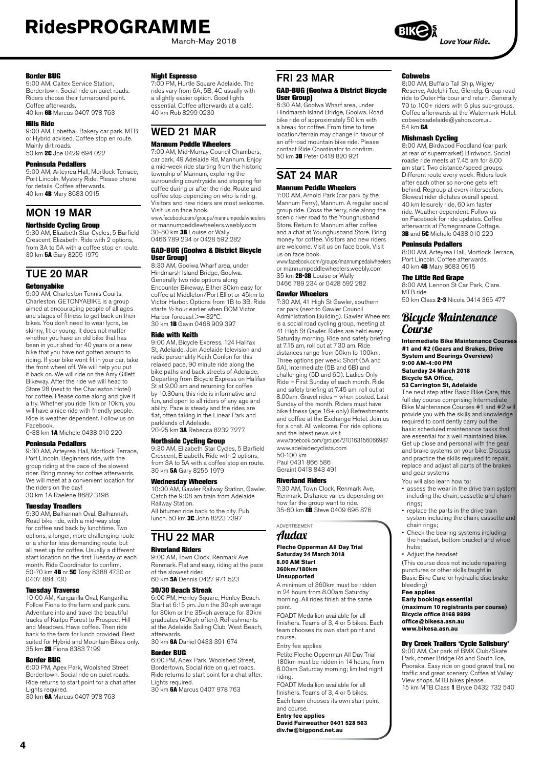## Border BUG

9:00 AM, Caltex Service Station, Bordertown. Social ride on quiet roads. Riders choose their turnaround point. Coffee afterwards.
40 km **6B** Marcus 0407 978 763

## Hills Ride

9:00 AM, Lobethal. Bakery car park. MTB or Hybrid advised. Coffee stop en route. Mainly dirt roads.
50 km **2C** Joe 0429 694 022

## Peninsula Pedallers

9:00 AM, Arteyrea Hall, Mortlock Terrace, Port Lincoln. Mystery Ride. Please phone for details. Coffee afterwards.
40 km **4B** Mary 8683 0915

# MON 19 MAR

## Northside Cycling Group

9:30 AM, Elizabeth Star Cycles, 5 Barfield Crescent, Elizabeth. Ride with 2 options, from 3A to 5A with a coffee stop en route.
30 km **5A** Gary 8255 1979

# TUE 20 MAR

## Getonyabike

9:00 AM, Charleston Tennis Courts, Charleston. GETONYABIKE is a group aimed at encouraging people of all ages and stages of fitness to get back on their bikes. You don't need to wear lycra, be skinny, fit or young. It does not matter whether you have an old bike that has been in your shed for 40 years or a new bike that you have not gotten around to riding. If your bike wont fit in your car, take the front wheel off. We will help you put it back on. We will ride on the Amy Gillett Bikeway. After the ride we will head to Store 28 (next to the Charleston Hotel) for coffee. Please come along and give it a try. Whether you ride 1km or 10km, you will have a nice ride with friendly people. Ride is weather dependent. Follow us on Facebook.
0-38 km **1A** Michele 0438 010 220

## Peninsula Pedallers

9:30 AM, Arteyrea Hall, Mortlock Terrace, Port Lincoln. Beginners ride, with the group riding at the pace of the slowest rider. Bring money for coffee afterwards. We will meet at a convenient location for the riders on the day!
30 km 1A Raelene 8682 3196

## Tuesday Treadlers

9:30 AM, Balhannah Oval, Balhannah. Road bike ride, with a mid-way stop for coffee and back by lunchtime. Two options, a longer, more challenging route or a shorter less demanding route, but all meet up for coffee. Usually a different start location on the first Tuesday of each month. Ride Coordinator to confirm.
50-70 km **4B** or **5C** Tony 8388 4730 or 0407 884 730

## Tuesday Traverse

10:00 AM, Kangarilla Oval, Kangarilla. Follow Fiona to the farm and park cars. Adventure into and travel the beautiful tracks of Kuitpo Forest to Prospect Hill and Meadows. Have coffee. Then ride back to the farm for lunch provided. Best suited for Hybrid and Mountain Bikes only.
35 km **2B** Fiona 8383 7199

## Border BUG

6:00 PM, Apex Park, Woolshed Street Bordertown. Social ride on quiet roads. Ride returns to start point for a chat after. Lights required.
30 km **6A** Marcus 0407 978 763

## Night Espresso

7:00 PM, Hurtle Square Adelaide. The rides vary from 6A, 5B, 4C usually with a slightly easier option. Good lights essential. Coffee afterwards at a café.
40 km Rob 8299 0230

# WED 21 MAR

## Mannum Peddle Wheelers

7:00 AM, Mid-Murray Council Chambers, car park, 49 Adelaide Rd, Mannum. Enjoy a mid-week ride starting from the historic township of Mannum, exploring the surrounding countryside and stopping for coffee during or after the ride. Route and coffee stop depending on who is riding. Visitors and new riders are most welcome. Visit us on face book.
www.facebook.com/groups/mannumpedalwheelers or mannumpeddlewheelers.weebly.com
30-80 km **3B** Louise or Wally 0466 789 234 or 0428 592 282

## GAD-BUG (Goolwa & District Bicycle User Group)

8:30 AM, Goolwa Wharf area, under Hindmarsh Island Bridge, Goolwa. Generally two ride options along Encounter Bikeway. Either 30km easy for coffee at Middleton/Port Elliot or 45km to Victor Harbor. Options from 1B to 3B. Ride starts ½ hour earlier when BOM Victor Harbor forecast >= 32°C.
30 km **1B** Gavin 0468 909 397

## Ride with Keith

9:00 AM, Bicycle Express, 124 Halifax St, Adelaide. Join Adelaide television and radio personality Keith Conlon for this relaxed pace, 90 minute ride along the bike paths and back streets of Adelaide. Departing from Bicycle Express on Halifax St at 9.00 am and returning for coffee by 10.30am, this ride is informative and fun, and open to all riders of any age and ability. Pace is steady and the rides are flat, often taking in the Linear Park and parklands of Adelaide.
20-25 km **3A** Rebecca 8232 7277

## Northside Cycling Group

9:30 AM, Elizabeth Star Cycles, 5 Barfield Crescent, Elizabeth. Ride with 2 options, from 3A to 5A with a coffee stop en route.
30 km **5A** Gary 8255 1979

## Wednesday Wheelers

10:00 AM, Gawler Railway Station, Gawler. Catch the 9:08 am train from Adelaide Railway Station. All bitumen ride back to the city. Pub lunch. 50 km **3C** John 8223 7397

# THU 22 MAR

## Riverland Riders

9:00 AM, Town Clock, Renmark Ave, Renmark. Flat and easy, riding at the pace of the slowest rider.
60 km **5A** Dennis 0427 971 523

## 30/30 Beach Streak

6:00 PM, Henley Square, Henley Beach. Start at 6:15 pm. Join the 30kph average for 30km or the 35kph average for 30km graduates (40kph often). Refreshments at the Adelaide Sailing Club, West Beach, afterwards.
30 km **6A** Daniel 0433 391 674

## Border BUG

6:00 PM, Apex Park, Woolshed Street, Bordertown. Social ride on quiet roads. Ride returns to start point for a chat after. Lights required.
30 km **6A** Marcus 0407 978 763

# FRI 23 MAR

## GAD-BUG (Goolwa & District Bicycle User Group)

8:30 AM, Goolwa Wharf area, under Hindmarsh Island Bridge, Goolwa. Road bike ride of approximately 50 km with a break for coffee. From time to time location/terrain may change in favour of an off-road mountain bike ride. Please contact Ride Coordinator to confirm.
50 km **3B** Peter 0418 820 921

# SAT 24 MAR

## Mannum Peddle Wheelers

7:00 AM, Arnold Park (car park by the Mannum Ferry), Mannum. A regular social group ride. Cross the ferry, ride along the scenic river road to the Younghusband Store. Return to Mannum after coffee and a chat at Younghusband Store. Bring money for coffee. Visitors and new riders are welcome. Visit us on face book. Visit us on face book.
www.facebook.com/groups/mannumpedalwheelers or mannumpeddlewheelers.weebly.com
35 km **2B-3B** Louise or Wally 0466 789 234 or 0428 592 282

## Gawler Wheelers

7:30 AM, 41 High St Gawler, southern car park (next to Gawler Council Administration Building). Gawler Wheelers is a social road cycling group, meeting at 41 High St Gawler. Rides are held every Saturday morning. Ride and safety briefing at 7.15 am, roll out at 7.30 am. Ride distances range from 50km to 100km. Three options per week: Short (5A and 6A), Intermediate (5B and 6B) and challenging (5D and 6D). Ladies Only Ride – First Sunday of each month. Ride and safety briefing at 7.45 am, roll out at 8.00am. Gravel rides – when posted. Last Sunday of the month. Riders must have bike fitness (age 16+ only) Refreshments and coffee at the Exchange Hotel. Join us for a chat. All welcome. For ride options and the latest news visit
www.facebook.com/groups/210163156066987
www.adelaidecyclists.com
50-100 km
Paul 0431 866 586
Geraint 0418 843 491

## Riverland Riders

7:30 AM, Town Clock, Renmark Ave, Renmark. Distance varies depending on how far the group want to ride.
35-60 km **6B** Steve 0409 696 876

ADVERTISEMENT

## Audax

**Fleche Opperman All Day Trial**
**Saturday 24 March 2018**
**8.00 AM Start**
**360km/180km**
**Unsupported**

A minimum of 360km must be ridden in 24 hours from 8.00am Saturday morning. All rides finish at the same point.

FOADT Medallion available for all finishers. Teams of 3, 4 or 5 bikes. Each team chooses its own start point and course.

Entry fee applies

Petite Fleche Opperman All Day Trial 180km must be ridden in 14 hours, from 8.00am Saturday morning; limited night riding.

FOADT Medallion available for all finishers. Teams of 3, 4 or 5 bikes. Each team chooses its own start point and course.

**Entry fee applies**
**David Fairweather 0401 528 563**
**div.fw@bigpond.net.au**

## Cobwebs

8:00 AM, Buffalo Tall Ship, Wigley Reserve, Adelphi Tce, Glenelg. Group road ride to Outer Harbour and return. Generally 70 to 100+ riders with 6 plus sub-groups. Coffee afterwards at the Watermark Hotel. cobwebsadelaide@yahoo.com.au
54 km **6A**

## Mishmash Cycling

8:00 AM, Birdwood Foodland (car park at rear of supermarket) Birdwood. Social roadie ride meets at 7.45 am for 8.00 am start. Two distance/speed groups. Different route every week. Riders look after each other so no-one gets left behind. Regroup at every intersection. Slowest rider dictates overall speed. 40 km leisurely ride, 60 km faster ride. Weather dependent. Follow us on Facebook for ride updates. Coffee afterwards at Pomegranate Cottage.
**3B** and **5C** Michele 0438 010 220

## Peninsula Pedallers

8:00 AM, Arteyrea Hall, Mortlock Terrace, Port Lincoln. Coffee afterwards.
40 km **4B** Mary 8683 0915

## The Little Red Grape

8:00 AM, Lennon St Car Park, Clare. MTB ride
50 km Class **2-3** Nicola 0414 365 477

## Bicycle Maintenance Course

**Intermediate Bike Maintenance Courses #1 and #2 (Gears and Brakes, Drive System and Bearings Overview)**
**9:00 AM-4:00 PM**
**Saturday 24 March 2018**
**Bicycle SA Office,**
**53 Carrington St, Adelaide**

The next step after Basic Bike Care, this full day course comprising Intermediate Bike Maintenance Courses #1 and #2 will provide you with the skills and knowledge required to confidently carry out the basic scheduled maintenance tasks that are essential for a well maintained bike. Get up close and personal with the gear and brake systems on your bike. Discuss and practice the skills required to repair, replace and adjust all parts of the brakes and gear systems

You will also learn how to:

- assess the wear in the drive train system including the chain, cassette and chain rings;
- replace the parts in the drive train system including the chain, cassette and chain rings;
- Check the bearing systems including the headset, bottom bracket and wheel hubs;
- Adjust the headset

(This course does not include repairing punctures or other skills taught in Basic Bike Care, or hydraulic disc brake bleeding)

**Fee applies**
**Early bookings essential (maximum 10 registrants per course)**
**Bicycle office 8168 9999**
**office@bikesa.asn.au**
**www.bikesa.asn.au**

## Dry Creek Trailers 'Cycle Salisbury'

9:00 AM, Car park of BMX Club/Skate Park, corner Bridge Rd and South Tce, Pooraka. Easy ride on good gravel trail, no traffic and great scenery. Coffee at Valley View shops. MTB bikes please.
15 km MTB Class **1** Bryce 0432 732 540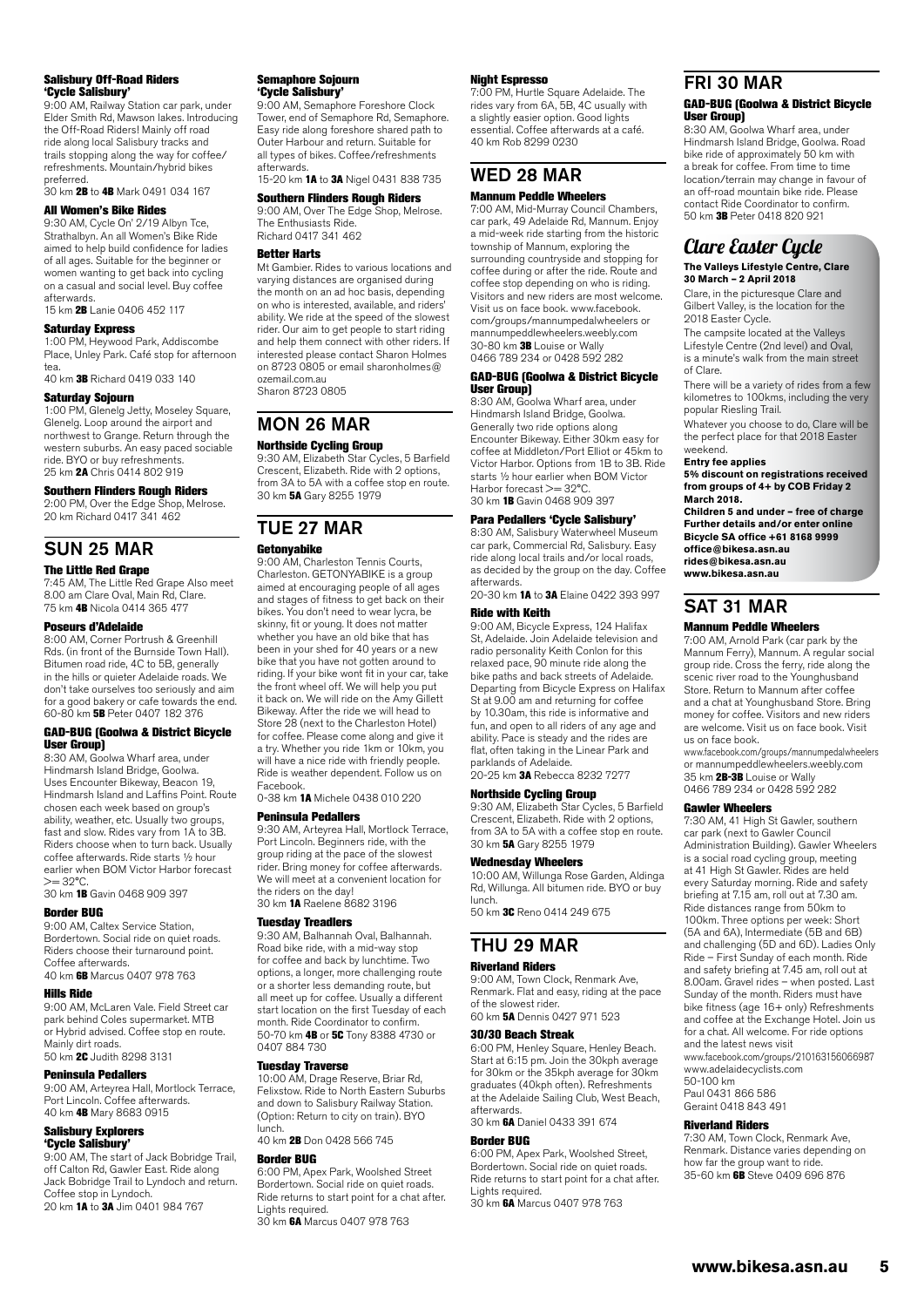#### Salisbury Off-Road Riders 'Cycle Salisbury'

9:00 AM, Railway Station car park, under Elder Smith Rd, Mawson lakes. Introducing the Off-Road Riders! Mainly off road ride along local Salisbury tracks and trails stopping along the way for coffee/refreshments. Mountain/hybrid bikes preferred.
30 km **2B** to **4B** Mark 0491 034 167

#### All Women's Bike Rides

9:30 AM, Cycle On' 2/19 Albyn Tce, Strathalbyn. An all Women's Bike Ride aimed to help build confidence for ladies of all ages. Suitable for the beginner or women wanting to get back into cycling on a casual and social level. Buy coffee afterwards.
15 km **2B** Lanie 0406 452 117

#### Saturday Express

1:00 PM, Heywood Park, Addiscombe Place, Unley Park. Café stop for afternoon tea.
40 km **3B** Richard 0419 033 140

#### Saturday Sojourn

1:00 PM, Glenelg Jetty, Moseley Square, Glenelg. Loop around the airport and northwest to Grange. Return through the western suburbs. An easy paced sociable ride. BYO or buy refreshments.
25 km **2A** Chris 0414 802 919

#### Southern Flinders Rough Riders

2:00 PM, Over the Edge Shop, Melrose.
20 km Richard 0417 341 462

## SUN 25 MAR

#### The Little Red Grape

7:45 AM, The Little Red Grape Also meet 8.00 am Clare Oval, Main Rd, Clare.
75 km **4B** Nicola 0414 365 477

#### Poseurs d'Adelaide

8:00 AM, Corner Portrush & Greenhill Rds. (in front of the Burnside Town Hall). Bitumen road ride, 4C to 5B, generally in the hills or quieter Adelaide roads. We don't take ourselves too seriously and aim for a good bakery or cafe towards the end.
60-80 km **5B** Peter 0407 182 376

#### GAD-BUG (Goolwa & District Bicycle User Group)

8:30 AM, Goolwa Wharf area, under Hindmarsh Island Bridge, Goolwa. Uses Encounter Bikeway, Beacon 19, Hindmarsh Island and Laffins Point. Route chosen each week based on group's ability, weather, etc. Usually two groups, fast and slow. Rides vary from 1A to 3B. Riders choose when to turn back. Usually coffee afterwards. Ride starts ½ hour earlier when BOM Victor Harbor forecast >= 32°C.
30 km **1B** Gavin 0468 909 397

#### Border BUG

9:00 AM, Caltex Service Station, Bordertown. Social ride on quiet roads. Riders choose their turnaround point. Coffee afterwards.
40 km **6B** Marcus 0407 978 763

#### Hills Ride

9:00 AM, McLaren Vale. Field Street car park behind Coles supermarket. MTB or Hybrid advised. Coffee stop en route. Mainly dirt roads.
50 km **2C** Judith 8298 3131

#### Peninsula Pedallers

9:00 AM, Arteyrea Hall, Mortlock Terrace, Port Lincoln. Coffee afterwards.
40 km **4B** Mary 8683 0915

#### Salisbury Explorers 'Cycle Salisbury'

9:00 AM, The start of Jack Bobridge Trail, off Calton Rd, Gawler East. Ride along Jack Bobridge Trail to Lyndoch and return. Coffee stop in Lyndoch.
20 km **1A** to **3A** Jim 0401 984 767

#### Semaphore Sojourn 'Cycle Salisbury'

9:00 AM, Semaphore Foreshore Clock Tower, end of Semaphore Rd, Semaphore. Easy ride along foreshore shared path to Outer Harbour and return. Suitable for all types of bikes. Coffee/refreshments afterwards.
15-20 km **1A** to **3A** Nigel 0431 838 735

#### Southern Flinders Rough Riders

9:00 AM, Over The Edge Shop, Melrose. The Enthusiasts Ride.
Richard 0417 341 462

#### Better Harts

Mt Gambier. Rides to various locations and varying distances are organised during the month on an ad hoc basis, depending on who is interested, available, and riders' ability. We ride at the speed of the slowest rider. Our aim to get people to start riding and help them connect with other riders. If interested please contact Sharon Holmes on 8723 0805 or email sharonholmes@ozemail.com.au
Sharon 8723 0805

## MON 26 MAR

#### Northside Cycling Group

9:30 AM, Elizabeth Star Cycles, 5 Barfield Crescent, Elizabeth. Ride with 2 options, from 3A to 5A with a coffee stop en route.
30 km **5A** Gary 8255 1979

## TUE 27 MAR

#### Getonyabike

9:00 AM, Charleston Tennis Courts, Charleston. GETONYABIKE is a group aimed at encouraging people of all ages and stages of fitness to get back on their bikes. You don't need to wear lycra, be skinny, fit or young. It does not matter whether you have an old bike that has been in your shed for 40 years or a new bike that you have not gotten around to riding. If your bike wont fit in your car, take the front wheel off. We will help you put it back on. We will ride on the Amy Gillett Bikeway. After the ride we will head to Store 28 (next to the Charleston Hotel) for coffee. Please come along and give it a try. Whether you ride 1km or 10km, you will have a nice ride with friendly people. Ride is weather dependent. Follow us on Facebook.
0-38 km **1A** Michele 0438 010 220

#### Peninsula Pedallers

9:30 AM, Arteyrea Hall, Mortlock Terrace, Port Lincoln. Beginners ride, with the group riding at the pace of the slowest rider. Bring money for coffee afterwards. We will meet at a convenient location for the riders on the day!
30 km **1A** Raelene 8682 3196

#### Tuesday Treadlers

9:30 AM, Balhannah Oval, Balhannah. Road bike ride, with a mid-way stop for coffee and back by lunchtime. Two options, a longer, more challenging route or a shorter less demanding route, but all meet up for coffee. Usually a different start location on the first Tuesday of each month. Ride Coordinator to confirm.
50-70 km **4B** or **5C** Tony 8388 4730 or 0407 884 730

#### Tuesday Traverse

10:00 AM, Drage Reserve, Briar Rd, Felixstow. Ride to North Eastern Suburbs and down to Salisbury Railway Station. (Option: Return to city on train). BYO lunch.
40 km **2B** Don 0428 566 745

#### Border BUG

6:00 PM, Apex Park, Woolshed Street Bordertown. Social ride on quiet roads. Ride returns to start point for a chat after. Lights required.
30 km **6A** Marcus 0407 978 763

#### Night Espresso

7:00 PM, Hurtle Square Adelaide. The rides vary from 6A, 5B, 4C usually with a slightly easier option. Good lights essential. Coffee afterwards at a café.
40 km Rob 8299 0230

## WED 28 MAR

#### Mannum Peddle Wheelers

7:00 AM, Mid-Murray Council Chambers, car park, 49 Adelaide Rd, Mannum. Enjoy a mid-week ride starting from the historic township of Mannum, exploring the surrounding countryside and stopping for coffee during or after the ride. Route and coffee stop depending on who is riding. Visitors and new riders are most welcome. Visit us on face book. www.facebook.com/groups/mannumpedalwheelers or mannumpeddlewheelers.weebly.com
30-80 km **3B** Louise or Wally
0466 789 234 or 0428 592 282

#### GAD-BUG (Goolwa & District Bicycle User Group)

8:30 AM, Goolwa Wharf area, under Hindmarsh Island Bridge, Goolwa. Generally two ride options along Encounter Bikeway. Either 30km easy for coffee at Middleton/Port Elliot or 45km to Victor Harbor. Options from 1B to 3B. Ride starts ½ hour earlier when BOM Victor Harbor forecast >= 32°C.
30 km **1B** Gavin 0468 909 397

#### Para Pedallers 'Cycle Salisbury'

8:30 AM, Salisbury Waterwheel Museum car park, Commercial Rd, Salisbury. Easy ride along local trails and/or local roads, as decided by the group on the day. Coffee afterwards.
20-30 km **1A** to **3A** Elaine 0422 393 997

#### Ride with Keith

9:00 AM, Bicycle Express, 124 Halifax St, Adelaide. Join Adelaide television and radio personality Keith Conlon for this relaxed pace, 90 minute ride along the bike paths and back streets of Adelaide. Departing from Bicycle Express on Halifax St at 9.00 am and returning for coffee by 10.30am, this ride is informative and fun, and open to all riders of any age and ability. Pace is steady and the rides are flat, often taking in the Linear Park and parklands of Adelaide.
20-25 km **3A** Rebecca 8232 7277

#### Northside Cycling Group

9:30 AM, Elizabeth Star Cycles, 5 Barfield Crescent, Elizabeth. Ride with 2 options, from 3A to 5A with a coffee stop en route.
30 km **5A** Gary 8255 1979

#### Wednesday Wheelers

10:00 AM, Willunga Rose Garden, Aldinga Rd, Willunga. All bitumen ride. BYO or buy lunch.
50 km **3C** Reno 0414 249 675

## THU 29 MAR

#### Riverland Riders

9:00 AM, Town Clock, Renmark Ave, Renmark. Flat and easy, riding at the pace of the slowest rider.
60 km **5A** Dennis 0427 971 523

#### 30/30 Beach Streak

6:00 PM, Henley Square, Henley Beach. Start at 6:15 pm. Join the 30kph average for 30km or the 35kph average for 30km graduates (40kph often). Refreshments at the Adelaide Sailing Club, West Beach, afterwards.
30 km **6A** Daniel 0433 391 674

#### Border BUG

6:00 PM, Apex Park, Woolshed Street, Bordertown. Social ride on quiet roads. Ride returns to start point for a chat after. Lights required.
30 km **6A** Marcus 0407 978 763

## FRI 30 MAR

#### GAD-BUG (Goolwa & District Bicycle User Group)

8:30 AM, Goolwa Wharf area, under Hindmarsh Island Bridge, Goolwa. Road bike ride of approximately 50 km with a break for coffee. From time to time location/terrain may change in favour of an off-road mountain bike ride. Please contact Ride Coordinator to confirm.
50 km **3B** Peter 0418 820 921

### *Clare Easter Cycle*

**The Valleys Lifestyle Centre, Clare**
**30 March – 2 April 2018**

Clare, in the picturesque Clare and Gilbert Valley, is the location for the 2018 Easter Cycle.

The campsite located at the Valleys Lifestyle Centre (2nd level) and Oval, is a minute's walk from the main street of Clare.

There will be a variety of rides from a few kilometres to 100kms, including the very popular Riesling Trail.

Whatever you choose to do, Clare will be the perfect place for that 2018 Easter weekend.

**Entry fee applies**
**5% discount on registrations received from groups of 4+ by COB Friday 2 March 2018.**
**Children 5 and under – free of charge**
**Further details and/or enter online**
**Bicycle SA office +61 8168 9999**
**office@bikesa.asn.au**
**rides@bikesa.asn.au**
**www.bikesa.asn.au**

## SAT 31 MAR

#### Mannum Peddle Wheelers

7:00 AM, Arnold Park (car park by the Mannum Ferry), Mannum. A regular social group ride. Cross the ferry, ride along the scenic river road to the Younghusband Store. Return to Mannum after coffee and a chat at Younghusband Store. Bring money for coffee. Visitors and new riders are welcome. Visit us on face book. Visit us on face book.
www.facebook.com/groups/mannumpedalwheelers or mannumpeddlewheelers.weebly.com
35 km **2B-3B** Louise or Wally
0466 789 234 or 0428 592 282

#### Gawler Wheelers

7:30 AM, 41 High St Gawler, southern car park (next to Gawler Council Administration Building). Gawler Wheelers is a social road cycling group, meeting at 41 High St Gawler. Rides are held every Saturday morning. Ride and safety briefing at 7.15 am, roll out at 7.30 am. Ride distances range from 50km to 100km. Three options per week: Short (5A and 6A), Intermediate (5B and 6B) and challenging (5D and 6D). Ladies Only Ride – First Sunday of each month. Ride and safety briefing at 7.45 am, roll out at 8.00am. Gravel rides – when posted. Last Sunday of the month. Riders must have bike fitness (age 16+ only) Refreshments and coffee at the Exchange Hotel. Join us for a chat. All welcome. For ride options and the latest news visit
www.facebook.com/groups/210163156066987
www.adelaidecyclists.com
50-100 km
Paul 0431 866 586
Geraint 0418 843 491

#### Riverland Riders

7:30 AM, Town Clock, Renmark Ave, Renmark. Distance varies depending on how far the group want to ride.
35-60 km **6B** Steve 0409 696 876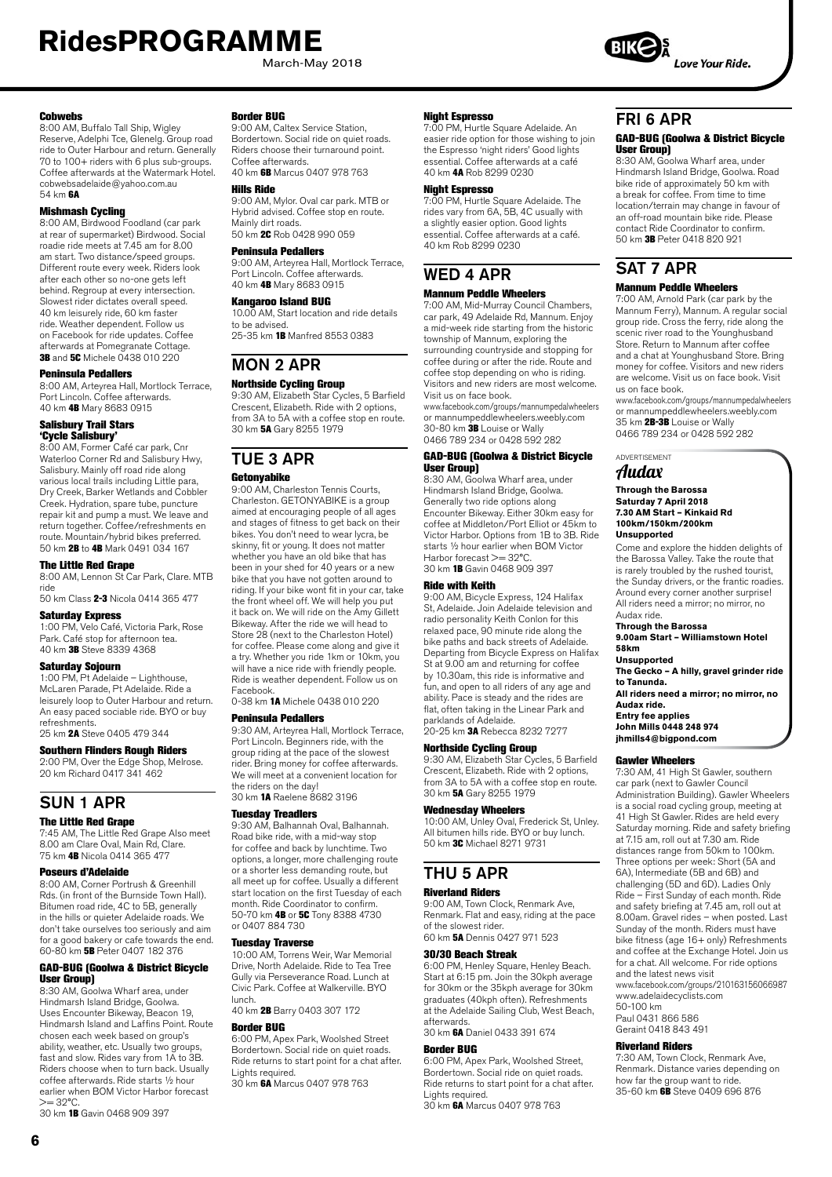# RidesPROGRAMME

March-May 2018

Love Your Ride.

#### Cobwebs

8:00 AM, Buffalo Tall Ship, Wigley Reserve, Adelphi Tce, Glenelg. Group road ride to Outer Harbour and return. Generally 70 to 100+ riders with 6 plus sub-groups. Coffee afterwards at the Watermark Hotel. cobwebsadelaide@yahoo.com.au
54 km **6A**

#### Mishmash Cycling

8:00 AM, Birdwood Foodland (car park at rear of supermarket) Birdwood. Social roadie ride meets at 7.45 am for 8.00 am start. Two distance/speed groups. Different route every week. Riders look after each other so no-one gets left behind. Regroup at every intersection. Slowest rider dictates overall speed. 40 km leisurely ride, 60 km faster ride. Weather dependent. Follow us on Facebook for ride updates. Coffee afterwards at Pomegranate Cottage.
**3B** and **5C** Michele 0438 010 220

#### Peninsula Pedallers

8:00 AM, Arteyrea Hall, Mortlock Terrace, Port Lincoln. Coffee afterwards.
40 km **4B** Mary 8683 0915

#### Salisbury Trail Stars 'Cycle Salisbury'

8:00 AM, Former Café car park, Cnr Waterloo Corner Rd and Salisbury Hwy, Salisbury. Mainly off road ride along various local trails including Little para, Dry Creek, Barker Wetlands and Cobbler Creek. Hydration, spare tube, puncture repair kit and pump a must. We leave and return together. Coffee/refreshments en route. Mountain/hybrid bikes preferred.
50 km **2B** to **4B** Mark 0491 034 167

#### The Little Red Grape

8:00 AM, Lennon St Car Park, Clare. MTB ride
50 km Class **2-3** Nicola 0414 365 477

#### Saturday Express

1:00 PM, Velo Café, Victoria Park, Rose Park. Café stop for afternoon tea.
40 km **3B** Steve 8339 4368

#### Saturday Sojourn

1:00 PM, Pt Adelaide – Lighthouse, McLaren Parade, Pt Adelaide. Ride a leisurely loop to Outer Harbour and return. An easy paced sociable ride. BYO or buy refreshments.
25 km **2A** Steve 0405 479 344

#### Southern Flinders Rough Riders

2:00 PM, Over the Edge Shop, Melrose.
20 km Richard 0417 341 462

## SUN 1 APR

#### The Little Red Grape

7:45 AM, The Little Red Grape Also meet 8.00 am Clare Oval, Main Rd, Clare.
75 km **4B** Nicola 0414 365 477

#### Poseurs d'Adelaide

8:00 AM, Corner Portrush & Greenhill Rds. (in front of the Burnside Town Hall). Bitumen road ride, 4C to 5B, generally in the hills or quieter Adelaide roads. We don't take ourselves too seriously and aim for a good bakery or cafe towards the end.
60-80 km **5B** Peter 0407 182 376

#### GAD-BUG (Goolwa & District Bicycle User Group)

8:30 AM, Goolwa Wharf area, under Hindmarsh Island Bridge, Goolwa. Uses Encounter Bikeway, Beacon 19, Hindmarsh Island and Laffins Point. Route chosen each week based on group's ability, weather, etc. Usually two groups, fast and slow. Rides vary from 1A to 3B. Riders choose when to turn back. Usually coffee afterwards. Ride starts ½ hour earlier when BOM Victor Harbor forecast >= 32°C.
30 km **1B** Gavin 0468 909 397

#### Border BUG

9:00 AM, Caltex Service Station, Bordertown. Social ride on quiet roads. Riders choose their turnaround point. Coffee afterwards.
40 km **6B** Marcus 0407 978 763

#### Hills Ride

9:00 AM, Mylor. Oval car park. MTB or Hybrid advised. Coffee stop en route. Mainly dirt roads.
50 km **2C** Rob 0428 990 059

#### Peninsula Pedallers

9:00 AM, Arteyrea Hall, Mortlock Terrace, Port Lincoln. Coffee afterwards.
40 km **4B** Mary 8683 0915

#### Kangaroo Island BUG

10.00 AM, Start location and ride details to be advised.
25-35 km **1B** Manfred 8553 0383

## MON 2 APR

#### Northside Cycling Group

9:30 AM, Elizabeth Star Cycles, 5 Barfield Crescent, Elizabeth. Ride with 2 options, from 3A to 5A with a coffee stop en route.
30 km **5A** Gary 8255 1979

## TUE 3 APR

#### Getonyabike

9:00 AM, Charleston Tennis Courts, Charleston. GETONYABIKE is a group aimed at encouraging people of all ages and stages of fitness to get back on their bikes. You don't need to wear lycra, be skinny, fit or young. It does not matter whether you have an old bike that has been in your shed for 40 years or a new bike that you have not gotten around to riding. If your bike wont fit in your car, take the front wheel off. We will help you put it back on. We will ride on the Amy Gillett Bikeway. After the ride we will head to Store 28 (next to the Charleston Hotel) for coffee. Please come along and give it a try. Whether you ride 1km or 10km, you will have a nice ride with friendly people. Ride is weather dependent. Follow us on Facebook.
0-38 km **1A** Michele 0438 010 220

#### Peninsula Pedallers

9:30 AM, Arteyrea Hall, Mortlock Terrace, Port Lincoln. Beginners ride, with the group riding at the pace of the slowest rider. Bring money for coffee afterwards. We will meet at a convenient location for the riders on the day!
30 km **1A** Raelene 8682 3196

#### Tuesday Treadlers

9:30 AM, Balhannah Oval, Balhannah. Road bike ride, with a mid-way stop for coffee and back by lunchtime. Two options, a longer, more challenging route or a shorter less demanding route, but all meet up for coffee. Usually a different start location on the first Tuesday of each month. Ride Coordinator to confirm.
50-70 km **4B** or **5C** Tony 8388 4730 or 0407 884 730

#### Tuesday Traverse

10:00 AM, Torrens Weir, War Memorial Drive, North Adelaide. Ride to Tea Tree Gully via Perseverance Road. Lunch at Civic Park. Coffee at Walkerville. BYO lunch.
40 km **2B** Barry 0403 307 172

#### Border BUG

6:00 PM, Apex Park, Woolshed Street Bordertown. Social ride on quiet roads. Ride returns to start point for a chat after. Lights required.
30 km **6A** Marcus 0407 978 763

#### Night Espresso

7:00 PM, Hurtle Square Adelaide. An easier ride option for those wishing to join the Espresso 'night riders' Good lights essential. Coffee afterwards at a café
40 km **4A** Rob 8299 0230

#### Night Espresso

7:00 PM, Hurtle Square Adelaide. The rides vary from 6A, 5B, 4C usually with a slightly easier option. Good lights essential. Coffee afterwards at a café.
40 km Rob 8299 0230

## WED 4 APR

#### Mannum Peddle Wheelers

7:00 AM, Mid-Murray Council Chambers, car park, 49 Adelaide Rd, Mannum. Enjoy a mid-week ride starting from the historic township of Mannum, exploring the surrounding countryside and stopping for coffee during or after the ride. Route and coffee stop depending on who is riding. Visitors and new riders are most welcome. Visit us on face book.
www.facebook.com/groups/mannumpedalwheelers or mannumpeddlewheelers.weebly.com
30-80 km **3B** Louise or Wally 0466 789 234 or 0428 592 282

#### GAD-BUG (Goolwa & District Bicycle User Group)

8:30 AM, Goolwa Wharf area, under Hindmarsh Island Bridge, Goolwa. Generally two ride options along Encounter Bikeway. Either 30km easy for coffee at Middleton/Port Elliot or 45km to Victor Harbor. Options from 1B to 3B. Ride starts ½ hour earlier when BOM Victor Harbor forecast >= 32°C.
30 km **1B** Gavin 0468 909 397

#### Ride with Keith

9:00 AM, Bicycle Express, 124 Halifax St, Adelaide. Join Adelaide television and radio personality Keith Conlon for this relaxed pace, 90 minute ride along the bike paths and back streets of Adelaide. Departing from Bicycle Express on Halifax St at 9.00 am and returning for coffee by 10.30am, this ride is informative and fun, and open to all riders of any age and ability. Pace is steady and the rides are flat, often taking in the Linear Park and parklands of Adelaide.
20-25 km **3A** Rebecca 8232 7277

#### Northside Cycling Group

9:30 AM, Elizabeth Star Cycles, 5 Barfield Crescent, Elizabeth. Ride with 2 options, from 3A to 5A with a coffee stop en route.
30 km **5A** Gary 8255 1979

#### Wednesday Wheelers

10:00 AM, Unley Oval, Frederick St, Unley. All bitumen hills ride. BYO or buy lunch.
50 km **3C** Michael 8271 9731

## THU 5 APR

#### Riverland Riders

9:00 AM, Town Clock, Renmark Ave, Renmark. Flat and easy, riding at the pace of the slowest rider.
60 km **5A** Dennis 0427 971 523

#### 30/30 Beach Streak

6:00 PM, Henley Square, Henley Beach. Start at 6:15 pm. Join the 30kph average for 30km or the 35kph average for 30km graduates (40kph often). Refreshments at the Adelaide Sailing Club, West Beach, afterwards.
30 km **6A** Daniel 0433 391 674

#### Border BUG

6:00 PM, Apex Park, Woolshed Street, Bordertown. Social ride on quiet roads. Ride returns to start point for a chat after. Lights required.
30 km **6A** Marcus 0407 978 763

## FRI 6 APR

#### GAD-BUG (Goolwa & District Bicycle User Group)

8:30 AM, Goolwa Wharf area, under Hindmarsh Island Bridge, Goolwa. Road bike ride of approximately 50 km with a break for coffee. From time to time location/terrain may change in favour of an off-road mountain bike ride. Please contact Ride Coordinator to confirm.
50 km **3B** Peter 0418 820 921

## SAT 7 APR

#### Mannum Peddle Wheelers

7:00 AM, Arnold Park (car park by the Mannum Ferry), Mannum. A regular social group ride. Cross the ferry, ride along the scenic river road to the Younghusband Store. Return to Mannum after coffee and a chat at Younghusband Store. Bring money for coffee. Visitors and new riders are welcome. Visit us on face book. Visit us on face book.
www.facebook.com/groups/mannumpedalwheelers or mannumpeddlewheelers.weebly.com
35 km **2B-3B** Louise or Wally 0466 789 234 or 0428 592 282

ADVERTISEMENT

*Audax*

**Through the Barossa**
**Saturday 7 April 2018**
**7.30 AM Start – Kinkaid Rd**
**100km/150km/200km**
**Unsupported**

Come and explore the hidden delights of the Barossa Valley. Take the route that is rarely troubled by the rushed tourist, the Sunday drivers, or the frantic roadies. Around every corner another surprise! All riders need a mirror; no mirror, no Audax ride.

**Through the Barossa**
**9.00am Start – Williamstown Hotel**
**58km**
**Unsupported**
**The Gecko – A hilly, gravel grinder ride to Tanunda.**
**All riders need a mirror; no mirror, no Audax ride.**
**Entry fee applies**
**John Mills 0448 248 974**
**jhmills4@bigpond.com**

#### Gawler Wheelers

7:30 AM, 41 High St Gawler, southern car park (next to Gawler Council Administration Building). Gawler Wheelers is a social road cycling group, meeting at 41 High St Gawler. Rides are held every Saturday morning. Ride and safety briefing at 7.15 am, roll out at 7.30 am. Ride distances range from 50km to 100km. Three options per week: Short (5A and 6A), Intermediate (5B and 6B) and challenging (5D and 6D). Ladies Only Ride – First Sunday of each month. Ride and safety briefing at 7.45 am, roll out at 8.00am. Gravel rides – when posted. Last Sunday of the month. Riders must have bike fitness (age 16+ only) Refreshments and coffee at the Exchange Hotel. Join us for a chat. All welcome. For ride options and the latest news visit
www.facebook.com/groups/210163156066987
www.adelaidecyclists.com
50-100 km
Paul 0431 866 586
Geraint 0418 843 491

#### Riverland Riders

7:30 AM, Town Clock, Renmark Ave, Renmark. Distance varies depending on how far the group want to ride.
35-60 km **6B** Steve 0409 696 876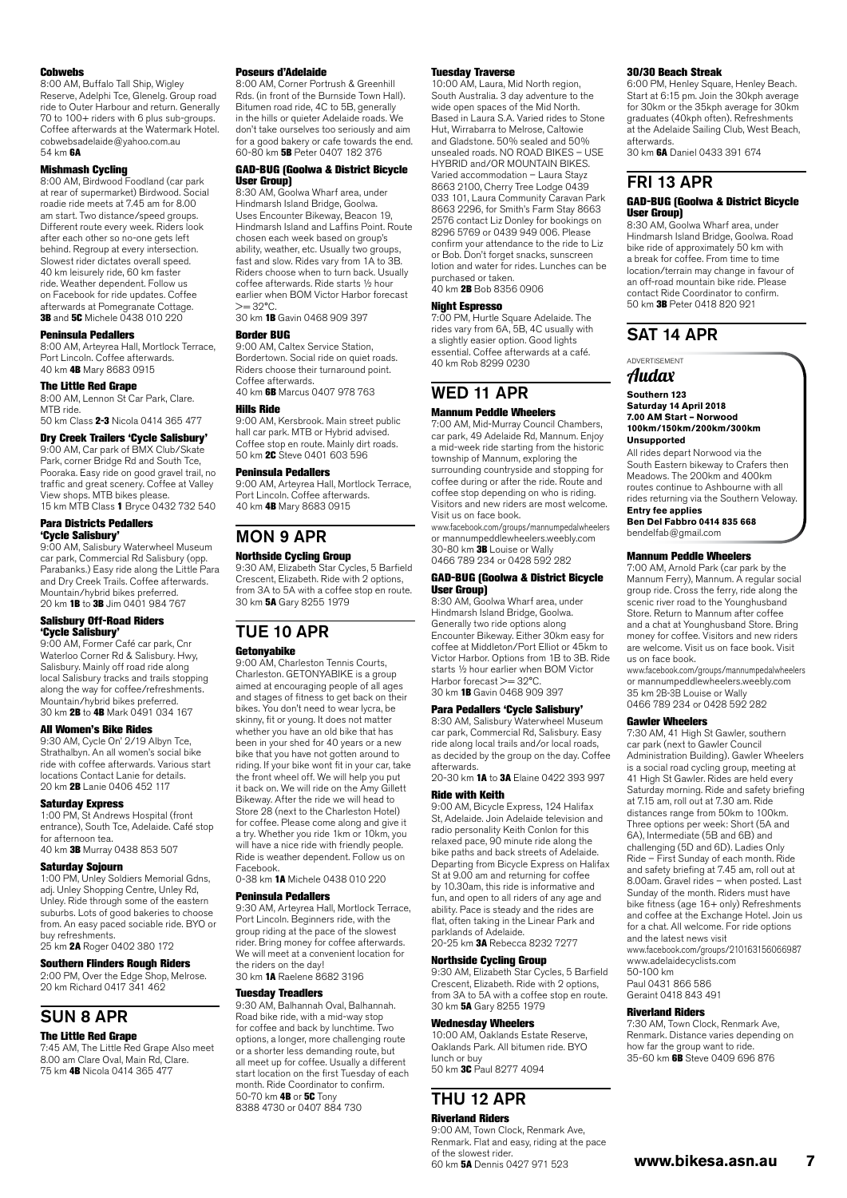#### Cobwebs

8:00 AM, Buffalo Tall Ship, Wigley Reserve, Adelphi Tce, Glenelg. Group road ride to Outer Harbour and return. Generally 70 to 100+ riders with 6 plus sub-groups. Coffee afterwards at the Watermark Hotel. cobwebsadelaide@yahoo.com.au
54 km **6A**

#### Mishmash Cycling

8:00 AM, Birdwood Foodland (car park at rear of supermarket) Birdwood. Social roadie ride meets at 7.45 am for 8.00 am start. Two distance/speed groups. Different route every week. Riders look after each other so no-one gets left behind. Regroup at every intersection. Slowest rider dictates overall speed. 40 km leisurely ride, 60 km faster ride. Weather dependent. Follow us on Facebook for ride updates. Coffee afterwards at Pomegranate Cottage.
**3B** and **5C** Michele 0438 010 220

#### Peninsula Pedallers

8:00 AM, Arteyrea Hall, Mortlock Terrace, Port Lincoln. Coffee afterwards.
40 km **4B** Mary 8683 0915

#### The Little Red Grape

8:00 AM, Lennon St Car Park, Clare. MTB ride.
50 km Class **2-3** Nicola 0414 365 477

#### Dry Creek Trailers 'Cycle Salisbury'

9:00 AM, Car park of BMX Club/Skate Park, corner Bridge Rd and South Tce, Pooraka. Easy ride on good gravel trail, no traffic and great scenery. Coffee at Valley View shops. MTB bikes please.
15 km MTB Class **1** Bryce 0432 732 540

#### Para Districts Pedallers 'Cycle Salisbury'

9:00 AM, Salisbury Waterwheel Museum car park, Commercial Rd Salisbury (opp. Parabanks.) Easy ride along the Little Para and Dry Creek Trails. Coffee afterwards. Mountain/hybrid bikes preferred.
20 km **1B** to **3B** Jim 0401 984 767

#### Salisbury Off-Road Riders 'Cycle Salisbury'

9:00 AM, Former Café car park, Cnr Waterloo Corner Rd & Salisbury. Hwy, Salisbury. Mainly off road ride along local Salisbury tracks and trails stopping along the way for coffee/refreshments. Mountain/hybrid bikes preferred.
30 km **2B** to **4B** Mark 0491 034 167

#### All Women's Bike Rides

9:30 AM, Cycle On' 2/19 Albyn Tce, Strathalbyn. An all women's social bike ride with coffee afterwards. Various start locations Contact Lanie for details.
20 km **2B** Lanie 0406 452 117

#### Saturday Express

1:00 PM, St Andrews Hospital (front entrance), South Tce, Adelaide. Café stop for afternoon tea.
40 km **3B** Murray 0438 853 507

#### Saturday Sojourn

1:00 PM, Unley Soldiers Memorial Gdns, adj. Unley Shopping Centre, Unley Rd, Unley. Ride through some of the eastern suburbs. Lots of good bakeries to choose from. An easy paced sociable ride. BYO or buy refreshments.
25 km **2A** Roger 0402 380 172

#### Southern Flinders Rough Riders

2:00 PM, Over the Edge Shop, Melrose.
20 km Richard 0417 341 462

## SUN 8 APR

#### The Little Red Grape

7:45 AM, The Little Red Grape Also meet 8.00 am Clare Oval, Main Rd, Clare.
75 km **4B** Nicola 0414 365 477

#### Poseurs d'Adelaide

8:00 AM, Corner Portrush & Greenhill Rds. (in front of the Burnside Town Hall). Bitumen road ride, 4C to 5B, generally in the hills or quieter Adelaide roads. We don't take ourselves too seriously and aim for a good bakery or cafe towards the end.
60-80 km **5B** Peter 0407 182 376

#### GAD-BUG (Goolwa & District Bicycle User Group)

8:30 AM, Goolwa Wharf area, under Hindmarsh Island Bridge, Goolwa. Uses Encounter Bikeway, Beacon 19, Hindmarsh Island and Laffins Point. Route chosen each week based on group's ability, weather, etc. Usually two groups, fast and slow. Rides vary from 1A to 3B. Riders choose when to turn back. Usually coffee afterwards. Ride starts ½ hour earlier when BOM Victor Harbor forecast >= 32°C.
30 km **1B** Gavin 0468 909 397

#### Border BUG

9:00 AM, Caltex Service Station, Bordertown. Social ride on quiet roads. Riders choose their turnaround point. Coffee afterwards.
40 km **6B** Marcus 0407 978 763

#### Hills Ride

9:00 AM, Kersbrook. Main street public hall car park. MTB or Hybrid advised. Coffee stop en route. Mainly dirt roads.
50 km **2C** Steve 0401 603 596

#### Peninsula Pedallers

9:00 AM, Arteyrea Hall, Mortlock Terrace, Port Lincoln. Coffee afterwards.
40 km **4B** Mary 8683 0915

## MON 9 APR

#### Northside Cycling Group

9:30 AM, Elizabeth Star Cycles, 5 Barfield Crescent, Elizabeth. Ride with 2 options, from 3A to 5A with a coffee stop en route.
30 km **5A** Gary 8255 1979

## TUE 10 APR

#### Getonyabike

9:00 AM, Charleston Tennis Courts, Charleston. GETONYABIKE is a group aimed at encouraging people of all ages and stages of fitness to get back on their bikes. You don't need to wear lycra, be skinny, fit or young. It does not matter whether you have an old bike that has been in your shed for 40 years or a new bike that you have not gotten around to riding. If your bike wont fit in your car, take the front wheel off. We will help you put it back on. We will ride on the Amy Gillett Bikeway. After the ride we will head to Store 28 (next to the Charleston Hotel) for coffee. Please come along and give it a try. Whether you ride 1km or 10km, you will have a nice ride with friendly people. Ride is weather dependent. Follow us on Facebook.
0-38 km **1A** Michele 0438 010 220

#### Peninsula Pedallers

9:30 AM, Arteyrea Hall, Mortlock Terrace, Port Lincoln. Beginners ride, with the group riding at the pace of the slowest rider. Bring money for coffee afterwards. We will meet at a convenient location for the riders on the day!
30 km **1A** Raelene 8682 3196

#### Tuesday Treadlers

9:30 AM, Balhannah Oval, Balhannah. Road bike ride, with a mid-way stop for coffee and back by lunchtime. Two options, a longer, more challenging route or a shorter less demanding route, but all meet up for coffee. Usually a different start location on the first Tuesday of each month. Ride Coordinator to confirm.
50-70 km **4B** or **5C** Tony 8388 4730 or 0407 884 730

#### Tuesday Traverse

10:00 AM, Laura, Mid North region, South Australia. 3 day adventure to the wide open spaces of the Mid North. Based in Laura S.A. Varied rides to Stone Hut, Wirrabarra to Melrose, Caltowie and Gladstone. 50% sealed and 50% unsealed roads. NO ROAD BIKES – USE HYBRID and/OR MOUNTAIN BIKES. Varied accommodation – Laura Stayz 8663 2100, Cherry Tree Lodge 0439 033 101, Laura Community Caravan Park 8663 2296, for Smith's Farm Stay 8663 2576 contact Liz Donley for bookings on 8296 5769 or 0439 949 006. Please confirm your attendance to the ride to Liz or Bob. Don't forget snacks, sunscreen lotion and water for rides. Lunches can be purchased or taken.
40 km **2B** Bob 8356 0906

#### Night Espresso

7:00 PM, Hurtle Square Adelaide. The rides vary from 6A, 5B, 4C usually with a slightly easier option. Good lights essential. Coffee afterwards at a café.
40 km Rob 8299 0230

## WED 11 APR

#### Mannum Peddle Wheelers

7:00 AM, Mid-Murray Council Chambers, car park, 49 Adelaide Rd, Mannum. Enjoy a mid-week ride starting from the historic township of Mannum, exploring the surrounding countryside and stopping for coffee during or after the ride. Route and coffee stop depending on who is riding. Visitors and new riders are most welcome. Visit us on face book.
www.facebook.com/groups/mannumpedalwheelers or mannumpeddlewheelers.weebly.com
30-80 km **3B** Louise or Wally
0466 789 234 or 0428 592 282

#### GAD-BUG (Goolwa & District Bicycle User Group)

8:30 AM, Goolwa Wharf area, under Hindmarsh Island Bridge, Goolwa. Generally two ride options along Encounter Bikeway. Either 30km easy for coffee at Middleton/Port Elliot or 45km to Victor Harbor. Options from 1B to 3B. Ride starts ½ hour earlier when BOM Victor Harbor forecast >= 32°C.
30 km **1B** Gavin 0468 909 397

#### Para Pedallers 'Cycle Salisbury'

8:30 AM, Salisbury Waterwheel Museum car park, Commercial Rd, Salisbury. Easy ride along local trails and/or local roads, as decided by the group on the day. Coffee afterwards.
20-30 km **1A** to **3A** Elaine 0422 393 997

#### Ride with Keith

9:00 AM, Bicycle Express, 124 Halifax St, Adelaide. Join Adelaide television and radio personality Keith Conlon for this relaxed pace, 90 minute ride along the bike paths and back streets of Adelaide. Departing from Bicycle Express on Halifax St at 9.00 am and returning for coffee by 10.30am, this ride is informative and fun, and open to all riders of any age and ability. Pace is steady and the rides are flat, often taking in the Linear Park and parklands of Adelaide.
20-25 km **3A** Rebecca 8232 7277

#### Northside Cycling Group

9:30 AM, Elizabeth Star Cycles, 5 Barfield Crescent, Elizabeth. Ride with 2 options, from 3A to 5A with a coffee stop en route.
30 km **5A** Gary 8255 1979

#### Wednesday Wheelers

10:00 AM, Oaklands Estate Reserve, Oaklands Park. All bitumen ride. BYO lunch or buy
50 km **3C** Paul 8277 4094

## THU 12 APR

#### Riverland Riders

9:00 AM, Town Clock, Renmark Ave, Renmark. Flat and easy, riding at the pace of the slowest rider.
60 km **5A** Dennis 0427 971 523

#### 30/30 Beach Streak

6:00 PM, Henley Square, Henley Beach. Start at 6:15 pm. Join the 30kph average for 30km or the 35kph average for 30km graduates (40kph often). Refreshments at the Adelaide Sailing Club, West Beach, afterwards.
30 km **6A** Daniel 0433 391 674

## FRI 13 APR

#### GAD-BUG (Goolwa & District Bicycle User Group)

8:30 AM, Goolwa Wharf area, under Hindmarsh Island Bridge, Goolwa. Road bike ride of approximately 50 km with a break for coffee. From time to time location/terrain may change in favour of an off-road mountain bike ride. Please contact Ride Coordinator to confirm.
50 km **3B** Peter 0418 820 921

## SAT 14 APR

ADVERTISEMENT

*Audax*

**Southern 123**
**Saturday 14 April 2018**
**7.00 AM Start – Norwood**
**100km/150km/200km/300km**
**Unsupported**

All rides depart Norwood via the South Eastern bikeway to Crafers then Meadows. The 200km and 400km routes continue to Ashbourne with all rides returning via the Southern Veloway.
**Entry fee applies**
**Ben Del Fabbro 0414 835 668**
bendelfab@gmail.com

#### Mannum Peddle Wheelers

7:00 AM, Arnold Park (car park by the Mannum Ferry), Mannum. A regular social group ride. Cross the ferry, ride along the scenic river road to the Younghusband Store. Return to Mannum after coffee and a chat at Younghusband Store. Bring money for coffee. Visitors and new riders are welcome. Visit us on face book. Visit us on face book.
www.facebook.com/groups/mannumpedalwheelers or mannumpeddlewheelers.weebly.com
35 km 2B-3B Louise or Wally
0466 789 234 or 0428 592 282

#### Gawler Wheelers

7:30 AM, 41 High St Gawler, southern car park (next to Gawler Council Administration Building). Gawler Wheelers is a social road cycling group, meeting at 41 High St Gawler. Rides are held every Saturday morning. Ride and safety briefing at 7.15 am, roll out at 7.30 am. Ride distances range from 50km to 100km. Three options per week: Short (5A and 6A), Intermediate (5B and 6B) and challenging (5D and 6D). Ladies Only Ride – First Sunday of each month. Ride and safety briefing at 7.45 am, roll out at 8.00am. Gravel rides – when posted. Last Sunday of the month. Riders must have bike fitness (age 16+ only) Refreshments and coffee at the Exchange Hotel. Join us for a chat. All welcome. For ride options and the latest news visit
www.facebook.com/groups/210163156066987
www.adelaidecyclists.com
50-100 km
Paul 0431 866 586
Geraint 0418 843 491

#### Riverland Riders

7:30 AM, Town Clock, Renmark Ave, Renmark. Distance varies depending on how far the group want to ride.
35-60 km **6B** Steve 0409 696 876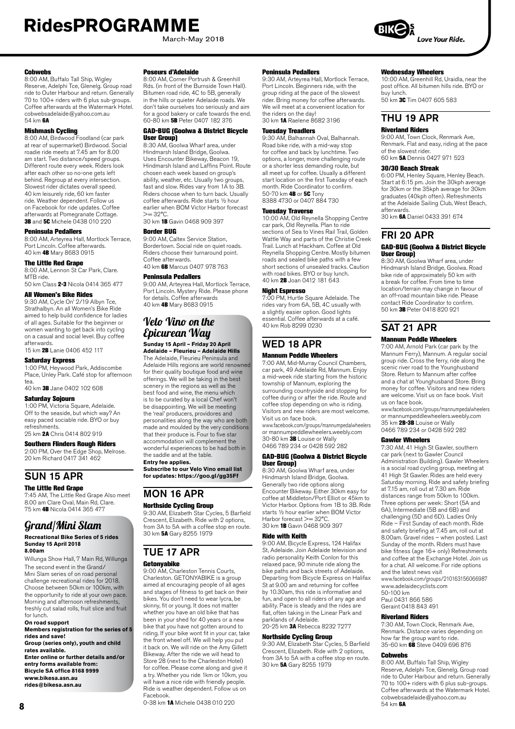# RidesPROGRAMME

March-May 2018

#### Cobwebs

8:00 AM, Buffalo Tall Ship, Wigley Reserve, Adelphi Tce, Glenelg. Group road ride to Outer Harbour and return. Generally 70 to 100+ riders with 6 plus sub-groups. Coffee afterwards at the Watermark Hotel. cobwebsadelaide@yahoo.com.au
54 km **6A**

#### Mishmash Cycling

8:00 AM, Birdwood Foodland (car park at rear of supermarket) Birdwood. Social roadie ride meets at 7.45 am for 8.00 am start. Two distance/speed groups. Different route every week. Riders look after each other so no-one gets left behind. Regroup at every intersection. Slowest rider dictates overall speed. 40 km leisurely ride, 60 km faster ride. Weather dependent. Follow us on Facebook for ride updates. Coffee afterwards at Pomegranate Cottage.
**3B** and **5C** Michele 0438 010 220

#### Peninsula Pedallers

8:00 AM, Arteyrea Hall, Mortlock Terrace, Port Lincoln. Coffee afterwards.
40 km **4B** Mary 8683 0915

#### The Little Red Grape

8:00 AM, Lennon St Car Park, Clare. MTB ride.
50 km Class **2-3** Nicola 0414 365 477

#### All Women's Bike Rides

9:30 AM, Cycle On' 2/19 Albyn Tce, Strathalbyn. An all Women's Bike Ride aimed to help build confidence for ladies of all ages. Suitable for the beginner or women wanting to get back into cycling on a casual and social level. Buy coffee afterwards.
15 km **2B** Lanie 0406 452 117

#### Saturday Express

1:00 PM, Heywood Park, Addiscombe Place, Unley Park. Café stop for afternoon tea.
40 km **3B** Jane 0402 102 608

#### Saturday Sojourn

1:00 PM, Victoria Square, Adelaide. Off to the seaside, but which way? An easy paced sociable ride. BYO or buy refreshments.
25 km **2A** Chris 0414 802 919

#### Southern Flinders Rough Riders

2:00 PM, Over the Edge Shop, Melrose.
20 km Richard 0417 341 462

## SUN 15 APR

#### The Little Red Grape

7:45 AM, The Little Red Grape Also meet 8.00 am Clare Oval, Main Rd, Clare.
75 km **4B** Nicola 0414 365 477

## *Grand/Mini Slam*

**Recreational Bike Series of 5 rides**
**Sunday 15 April 2018**
**8.00am**

Willunga Show Hall, 7 Main Rd, Willunga

The second event in the Grand/Mini Slam series of on road personal challenge recreational rides for 2018. Choose between 50km or 100km, with the opportunity to ride at your own pace. Morning and afternoon refreshments, freshly cut salad rolls, fruit slice and fruit for lunch.

**On road support**
**Members registration for the series of 5 rides and save!**
**Group (series only), youth and child rates available.**
**Enter online or further details and/or entry forms available from:**
**Bicycle SA office 8168 9999**
**www.bikesa.asn.au**
**rides@bikesa.asn.au**

#### Poseurs d'Adelaide

8:00 AM, Corner Portrush & Greenhill Rds. (in front of the Burnside Town Hall). Bitumen road ride, 4C to 5B, generally in the hills or quieter Adelaide roads. We don't take ourselves too seriously and aim for a good bakery or cafe towards the end.
60-80 km **5B** Peter 0407 182 376

#### GAD-BUG (Goolwa & District Bicycle User Group)

8:30 AM, Goolwa Wharf area, under Hindmarsh Island Bridge, Goolwa. Uses Encounter Bikeway, Beacon 19, Hindmarsh Island and Laffins Point. Route chosen each week based on group's ability, weather, etc. Usually two groups, fast and slow. Rides vary from 1A to 3B. Riders choose when to turn back. Usually coffee afterwards. Ride starts ½ hour earlier when BOM Victor Harbor forecast >= 32°C.
30 km **1B** Gavin 0468 909 397

#### Border BUG

9:00 AM, Caltex Service Station, Bordertown. Social ride on quiet roads. Riders choose their turnaround point. Coffee afterwards.
40 km **6B** Marcus 0407 978 763

#### Peninsula Pedallers

9:00 AM, Arteyrea Hall, Mortlock Terrace, Port Lincoln. Mystery Ride. Please phone for details. Coffee afterwards
40 km **4B** Mary 8683 0915

## *Velo Vino on the Epicurean Way*

**Sunday 15 April – Friday 20 April**
**Adelaide – Fleurieu – Adelaide Hills**

The Adelaide, Fleurieu Peninsula and Adelaide Hills regions are world renowned for their quality boutique food and wine offerings. We will be taking in the best scenery in the regions as well as the best food and wine, the menu which is to be curated by a local Chef won't be disappointing. We will be meeting the 'real' producers, providores and personalities along the way who are both made and moulded by the very conditions that their produce is. Four to five star accommodation will complement the wonderful experiences to be had both in the saddle and at the table.

**Entry fee applies.**
**Subscribe to our Velo Vino email list for updates: https://goo.gl/gg35Ff**

## MON 16 APR

#### Northside Cycling Group

9:30 AM, Elizabeth Star Cycles, 5 Barfield Crescent, Elizabeth. Ride with 2 options, from 3A to 5A with a coffee stop en route.
30 km **5A** Gary 8255 1979

## TUE 17 APR

#### Getonyabike

9:00 AM, Charleston Tennis Courts, Charleston. GETONYABIKE is a group aimed at encouraging people of all ages and stages of fitness to get back on their bikes. You don't need to wear lycra, be skinny, fit or young. It does not matter whether you have an old bike that has been in your shed for 40 years or a new bike that you have not gotten around to riding. If your bike wont fit in your car, take the front wheel off. We will help you put it back on. We will ride on the Amy Gillett Bikeway. After the ride we will head to Store 28 (next to the Charleston Hotel) for coffee. Please come along and give it a try. Whether you ride 1km or 10km, you will have a nice ride with friendly people. Ride is weather dependent. Follow us on Facebook.
0-38 km **1A** Michele 0438 010 220

#### Peninsula Pedallers

9:30 AM, Arteyrea Hall, Mortlock Terrace, Port Lincoln. Beginners ride, with the group riding at the pace of the slowest rider. Bring money for coffee afterwards. We will meet at a convenient location for the riders on the day!
30 km **1A** Raelene 8682 3196

#### Tuesday Treadlers

9:30 AM, Balhannah Oval, Balhannah. Road bike ride, with a mid-way stop for coffee and back by lunchtime. Two options, a longer, more challenging route or a shorter less demanding route, but all meet up for coffee. Usually a different start location on the first Tuesday of each month. Ride Coordinator to confirm.
50-70 km **4B** or **5C** Tony 8388 4730 or 0407 884 730

#### Tuesday Traverse

10:00 AM, Old Reynella Shopping Centre car park, Old Reynella. Plan to ride sections of Sea to Vines Rail Trail, Golden Wattle Way and parts of the Christie Creek Trail. Lunch at Hackham. Coffee at Old Reynella Shopping Centre. Mostly bitumen roads and sealed bike paths with a few short sections of unsealed tracks. Caution with road bikes. BYO or buy lunch.
40 km **2B** Joan 0412 181 643

#### Night Espresso

7:00 PM, Hurtle Square Adelaide. The rides vary from 6A, 5B, 4C usually with a slightly easier option. Good lights essential. Coffee afterwards at a café.
40 km Rob 8299 0230

## WED 18 APR

#### Mannum Peddle Wheelers

7:00 AM, Mid-Murray Council Chambers, car park, 49 Adelaide Rd, Mannum. Enjoy a mid-week ride starting from the historic township of Mannum, exploring the surrounding countryside and stopping for coffee during or after the ride. Route and coffee stop depending on who is riding. Visitors and new riders are most welcome. Visit us on face book.
www.facebook.com/groups/mannumpedalwheelers or mannumpeddlewheelers.weebly.com
30-80 km **3B** Louise or Wally
0466 789 234 or 0428 592 282

#### GAD-BUG (Goolwa & District Bicycle User Group)

8:30 AM, Goolwa Wharf area, under Hindmarsh Island Bridge, Goolwa. Generally two ride options along Encounter Bikeway. Either 30km easy for coffee at Middleton/Port Elliot or 45km to Victor Harbor. Options from 1B to 3B. Ride starts ½ hour earlier when BOM Victor Harbor forecast >= 32°C.
30 km **1B** Gavin 0468 909 397

#### Ride with Keith

9:00 AM, Bicycle Express, 124 Halifax St, Adelaide. Join Adelaide television and radio personality Keith Conlon for this relaxed pace, 90 minute ride along the bike paths and back streets of Adelaide. Departing from Bicycle Express on Halifax St at 9.00 am and returning for coffee by 10.30am, this ride is informative and fun, and open to all riders of any age and ability. Pace is steady and the rides are flat, often taking in the Linear Park and parklands of Adelaide.
20-25 km **3A** Rebecca 8232 7277

#### Northside Cycling Group

9:30 AM, Elizabeth Star Cycles, 5 Barfield Crescent, Elizabeth. Ride with 2 options, from 3A to 5A with a coffee stop en route.
30 km **5A** Gary 8255 1979

#### Wednesday Wheelers

10:00 AM, Greenhill Rd, Uraidla, near the post office. All bitumen hills ride. BYO or buy lunch.
50 km **3C** Tim 0407 605 583

## THU 19 APR

#### Riverland Riders

9:00 AM, Town Clock, Renmark Ave, Renmark. Flat and easy, riding at the pace of the slowest rider.
60 km **5A** Dennis 0427 971 523

#### 30/30 Beach Streak

6:00 PM, Henley Square, Henley Beach. Start at 6:15 pm. Join the 30kph average for 30km or the 35kph average for 30km graduates (40kph often). Refreshments at the Adelaide Sailing Club, West Beach, afterwards.
30 km **6A** Daniel 0433 391 674

## FRI 20 APR

#### GAD-BUG (Goolwa & District Bicycle User Group)

8:30 AM, Goolwa Wharf area, under Hindmarsh Island Bridge, Goolwa. Road bike ride of approximately 50 km with a break for coffee. From time to time location/terrain may change in favour of an off-road mountain bike ride. Please contact Ride Coordinator to confirm.
50 km **3B** Peter 0418 820 921

## SAT 21 APR

#### Mannum Peddle Wheelers

7:00 AM, Arnold Park (car park by the Mannum Ferry), Mannum. A regular social group ride. Cross the ferry, ride along the scenic river road to the Younghusband Store. Return to Mannum after coffee and a chat at Younghusband Store. Bring money for coffee. Visitors and new riders are welcome. Visit us on face book. Visit us on face book.
www.facebook.com/groups/mannumpedalwheelers or mannumpeddlewheelers.weebly.com
35 km **2B-3B** Louise or Wally
0466 789 234 or 0428 592 282

#### Gawler Wheelers

7:30 AM, 41 High St Gawler, southern car park (next to Gawler Council Administration Building). Gawler Wheelers is a social road cycling group, meeting at 41 High St Gawler. Rides are held every Saturday morning. Ride and safety briefing at 7.15 am, roll out at 7.30 am. Ride distances range from 50km to 100km. Three options per week: Short (5A and 6A), Intermediate (5B and 6B) and challenging (5D and 6D). Ladies Only Ride – First Sunday of each month. Ride and safety briefing at 7.45 am, roll out at 8.00am. Gravel rides – when posted. Last Sunday of the month. Riders must have bike fitness (age 16+ only) Refreshments and coffee at the Exchange Hotel. Join us for a chat. All welcome. For ride options and the latest news visit
www.facebook.com/groups/210163156066987
www.adelaidecyclists.com
50-100 km
Paul 0431 866 586
Geraint 0418 843 491

#### Riverland Riders

7:30 AM, Town Clock, Renmark Ave, Renmark. Distance varies depending on how far the group want to ride.
35-60 km **6B** Steve 0409 696 876

#### Cobwebs

8:00 AM, Buffalo Tall Ship, Wigley Reserve, Adelphi Tce, Glenelg. Group road ride to Outer Harbour and return. Generally 70 to 100+ riders with 6 plus sub-groups. Coffee afterwards at the Watermark Hotel. cobwebsadelaide@yahoo.com.au
54 km **6A**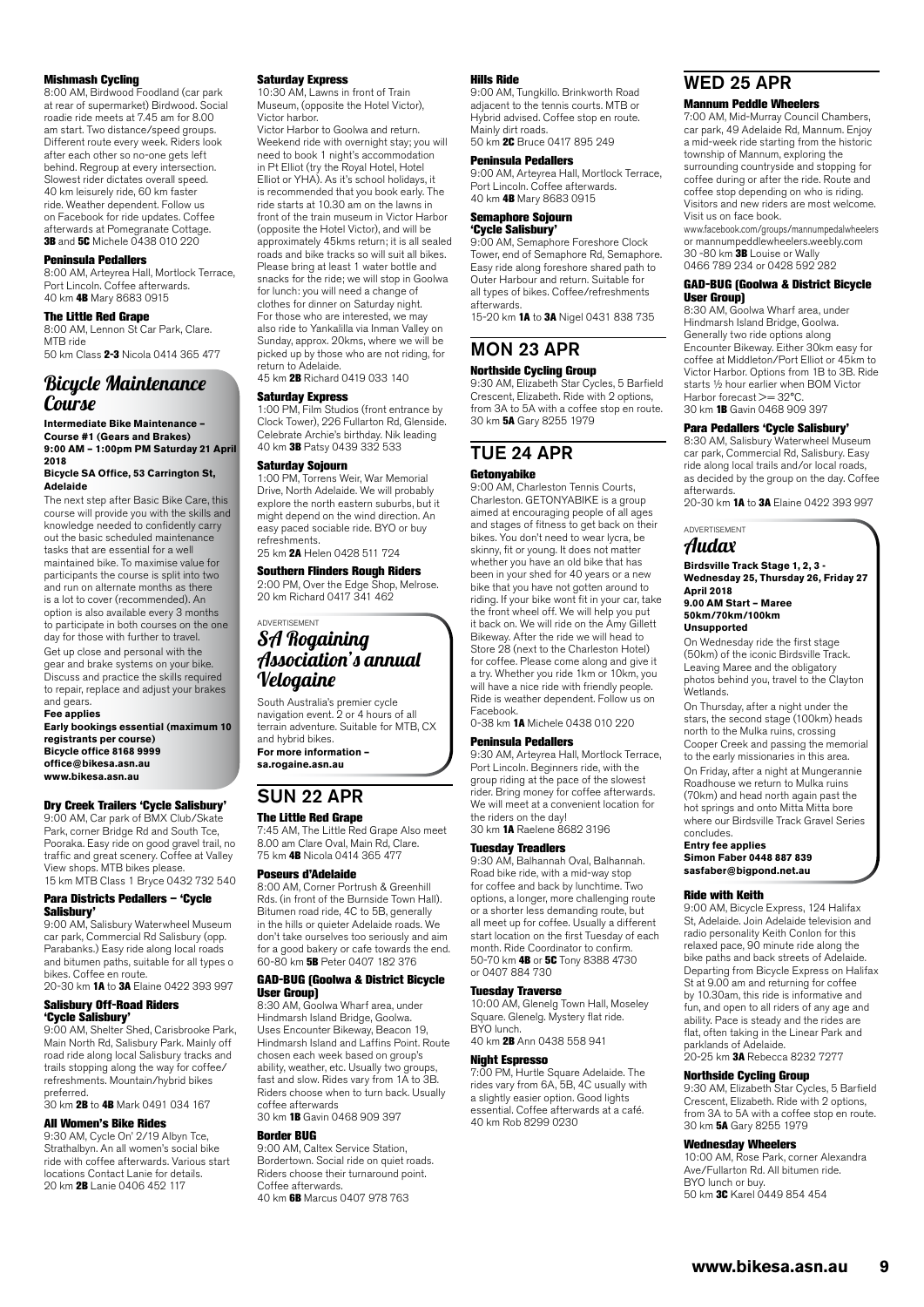#### Mishmash Cycling

8:00 AM, Birdwood Foodland (car park at rear of supermarket) Birdwood. Social roadie ride meets at 7.45 am for 8.00 am start. Two distance/speed groups. Different route every week. Riders look after each other so no-one gets left behind. Regroup at every intersection. Slowest rider dictates overall speed. 40 km leisurely ride, 60 km faster ride. Weather dependent. Follow us on Facebook for ride updates. Coffee afterwards at Pomegranate Cottage.
**3B** and **5C** Michele 0438 010 220

#### Peninsula Pedallers

8:00 AM, Arteyrea Hall, Mortlock Terrace, Port Lincoln. Coffee afterwards.
40 km **4B** Mary 8683 0915

#### The Little Red Grape

8:00 AM, Lennon St Car Park, Clare. MTB ride
50 km Class **2-3** Nicola 0414 365 477

## Bicycle Maintenance Course

**Intermediate Bike Maintenance – Course #1 (Gears and Brakes)**
**9:00 AM – 1:00pm PM Saturday 21 April 2018**

**Bicycle SA Office, 53 Carrington St, Adelaide**

The next step after Basic Bike Care, this course will provide you with the skills and knowledge needed to confidently carry out the basic scheduled maintenance tasks that are essential for a well maintained bike. To maximise value for participants the course is split into two and run on alternate months as there is a lot to cover (recommended). An option is also available every 3 months to participate in both courses on the one day for those with further to travel.

Get up close and personal with the gear and brake systems on your bike. Discuss and practice the skills required to repair, replace and adjust your brakes and gears.

**Fee applies**

**Early bookings essential (maximum 10 registrants per course)**
**Bicycle office 8168 9999**
**office@bikesa.asn.au**
**www.bikesa.asn.au**

#### Dry Creek Trailers 'Cycle Salisbury'

9:00 AM, Car park of BMX Club/Skate Park, corner Bridge Rd and South Tce, Pooraka. Easy ride on good gravel trail, no traffic and great scenery. Coffee at Valley View shops. MTB bikes please.
15 km MTB Class 1 Bryce 0432 732 540

#### Para Districts Pedallers – 'Cycle Salisbury'

9:00 AM, Salisbury Waterwheel Museum car park, Commercial Rd Salisbury (opp. Parabanks.) Easy ride along local roads and bitumen paths, suitable for all types o bikes. Coffee en route.
20-30 km **1A** to **3A** Elaine 0422 393 997

#### Salisbury Off-Road Riders 'Cycle Salisbury'

9:00 AM, Shelter Shed, Carisbrooke Park, Main North Rd, Salisbury Park. Mainly off road ride along local Salisbury tracks and trails stopping along the way for coffee/refreshments. Mountain/hybrid bikes preferred.
30 km **2B** to **4B** Mark 0491 034 167

#### All Women's Bike Rides

9:30 AM, Cycle On' 2/19 Albyn Tce, Strathalbyn. An all women's social bike ride with coffee afterwards. Various start locations Contact Lanie for details.
20 km **2B** Lanie 0406 452 117

#### Saturday Express

10:30 AM, Lawns in front of Train Museum, (opposite the Hotel Victor), Victor harbor.
Victor Harbor to Goolwa and return. Weekend ride with overnight stay; you will need to book 1 night's accommodation in Pt Elliot (try the Royal Hotel, Hotel Elliot or YHA). As it's school holidays, it is recommended that you book early. The ride starts at 10.30 am on the lawns in front of the train museum in Victor Harbor (opposite the Hotel Victor), and will be approximately 45kms return; it is all sealed roads and bike tracks so will suit all bikes. Please bring at least 1 water bottle and snacks for the ride; we will stop in Goolwa for lunch: you will need a change of clothes for dinner on Saturday night. For those who are interested, we may also ride to Yankalilla via Inman Valley on Sunday, approx. 20kms, where we will be picked up by those who are not riding, for return to Adelaide.
45 km **2B** Richard 0419 033 140

#### Saturday Express

1:00 PM, Film Studios (front entrance by Clock Tower), 226 Fullarton Rd, Glenside. Celebrate Archie's birthday. Nik leading
40 km **3B** Patsy 0439 332 533

#### Saturday Sojourn

1:00 PM, Torrens Weir, War Memorial Drive, North Adelaide. We will probably explore the north eastern suburbs, but it might depend on the wind direction. An easy paced sociable ride. BYO or buy refreshments.
25 km **2A** Helen 0428 511 724

#### Southern Flinders Rough Riders

2:00 PM, Over the Edge Shop, Melrose.
20 km Richard 0417 341 462

ADVERTISEMENT

## SA Rogaining Association's annual Velogaine

South Australia's premier cycle navigation event. 2 or 4 hours of all terrain adventure. Suitable for MTB, CX and hybrid bikes.
**For more information – sa.rogaine.asn.au**

## SUN 22 APR

#### The Little Red Grape

7:45 AM, The Little Red Grape Also meet 8.00 am Clare Oval, Main Rd, Clare.
75 km **4B** Nicola 0414 365 477

#### Poseurs d'Adelaide

8:00 AM, Corner Portrush & Greenhill Rds. (in front of the Burnside Town Hall). Bitumen road ride, 4C to 5B, generally in the hills or quieter Adelaide roads. We don't take ourselves too seriously and aim for a good bakery or cafe towards the end.
60-80 km **5B** Peter 0407 182 376

#### GAD-BUG (Goolwa & District Bicycle User Group)

8:30 AM, Goolwa Wharf area, under Hindmarsh Island Bridge, Goolwa. Uses Encounter Bikeway, Beacon 19, Hindmarsh Island and Laffins Point. Route chosen each week based on group's ability, weather, etc. Usually two groups, fast and slow. Rides vary from 1A to 3B. Riders choose when to turn back. Usually coffee afterwards
30 km **1B** Gavin 0468 909 397

#### Border BUG

9:00 AM, Caltex Service Station, Bordertown. Social ride on quiet roads. Riders choose their turnaround point. Coffee afterwards.
40 km **6B** Marcus 0407 978 763

#### Hills Ride

9:00 AM, Tungkillo. Brinkworth Road adjacent to the tennis courts. MTB or Hybrid advised. Coffee stop en route. Mainly dirt roads.
50 km **2C** Bruce 0417 895 249

#### Peninsula Pedallers

9:00 AM, Arteyrea Hall, Mortlock Terrace, Port Lincoln. Coffee afterwards.
40 km **4B** Mary 8683 0915

#### Semaphore Sojourn 'Cycle Salisbury'

9:00 AM, Semaphore Foreshore Clock Tower, end of Semaphore Rd, Semaphore. Easy ride along foreshore shared path to Outer Harbour and return. Suitable for all types of bikes. Coffee/refreshments afterwards.
15-20 km **1A** to **3A** Nigel 0431 838 735

## MON 23 APR

#### Northside Cycling Group

9:30 AM, Elizabeth Star Cycles, 5 Barfield Crescent, Elizabeth. Ride with 2 options, from 3A to 5A with a coffee stop en route.
30 km **5A** Gary 8255 1979

## TUE 24 APR

#### Getonyabike

9:00 AM, Charleston Tennis Courts, Charleston. GETONYABIKE is a group aimed at encouraging people of all ages and stages of fitness to get back on their bikes. You don't need to wear lycra, be skinny, fit or young. It does not matter whether you have an old bike that has been in your shed for 40 years or a new bike that you have not gotten around to riding. If your bike wont fit in your car, take the front wheel off. We will help you put it back on. We will ride on the Amy Gillett Bikeway. After the ride we will head to Store 28 (next to the Charleston Hotel) for coffee. Please come along and give it a try. Whether you ride 1km or 10km, you will have a nice ride with friendly people. Ride is weather dependent. Follow us on Facebook.
0-38 km **1A** Michele 0438 010 220

#### Peninsula Pedallers

9:30 AM, Arteyrea Hall, Mortlock Terrace, Port Lincoln. Beginners ride, with the group riding at the pace of the slowest rider. Bring money for coffee afterwards. We will meet at a convenient location for the riders on the day!
30 km **1A** Raelene 8682 3196

#### Tuesday Treadlers

9:30 AM, Balhannah Oval, Balhannah. Road bike ride, with a mid-way stop for coffee and back by lunchtime. Two options, a longer, more challenging route or a shorter less demanding route, but all meet up for coffee. Usually a different start location on the first Tuesday of each month. Ride Coordinator to confirm.
50-70 km **4B** or **5C** Tony 8388 4730 or 0407 884 730

#### Tuesday Traverse

10:00 AM, Glenelg Town Hall, Moseley Square. Glenelg. Mystery flat ride. BYO lunch.
40 km **2B** Ann 0438 558 941

#### Night Espresso

7:00 PM, Hurtle Square Adelaide. The rides vary from 6A, 5B, 4C usually with a slightly easier option. Good lights essential. Coffee afterwards at a café.
40 km Rob 8299 0230

## WED 25 APR

#### Mannum Peddle Wheelers

7:00 AM, Mid-Murray Council Chambers, car park, 49 Adelaide Rd, Mannum. Enjoy a mid-week ride starting from the historic township of Mannum, exploring the surrounding countryside and stopping for coffee during or after the ride. Route and coffee stop depending on who is riding. Visitors and new riders are most welcome. Visit us on face book.
www.facebook.com/groups/mannumpedalwheelers or mannumpeddlewheelers.weebly.com
30 -80 km **3B** Louise or Wally 0466 789 234 or 0428 592 282

#### GAD-BUG (Goolwa & District Bicycle User Group)

8:30 AM, Goolwa Wharf area, under Hindmarsh Island Bridge, Goolwa. Generally two ride options along Encounter Bikeway. Either 30km easy for coffee at Middleton/Port Elliot or 45km to Victor Harbor. Options from 1B to 3B. Ride starts ½ hour earlier when BOM Victor Harbor forecast >= 32°C.
30 km **1B** Gavin 0468 909 397

#### Para Pedallers 'Cycle Salisbury'

8:30 AM, Salisbury Waterwheel Museum car park, Commercial Rd, Salisbury. Easy ride along local trails and/or local roads, as decided by the group on the day. Coffee afterwards.
20-30 km **1A** to **3A** Elaine 0422 393 997

ADVERTISEMENT

## Audax

**Birdsville Track Stage 1, 2, 3 - Wednesday 25, Thursday 26, Friday 27 April 2018**
**9.00 AM Start – Maree**
**50km/70km/100km**
**Unsupported**

On Wednesday ride the first stage (50km) of the iconic Birdsville Track. Leaving Maree and the obligatory photos behind you, travel to the Clayton Wetlands.

On Thursday, after a night under the stars, the second stage (100km) heads north to the Mulka ruins, crossing Cooper Creek and passing the memorial to the early missionaries in this area.

On Friday, after a night at Mungerannie Roadhouse we return to Mulka ruins (70km) and head north again past the hot springs and onto Mitta Mitta bore where our Birdsville Track Gravel Series concludes.

**Entry fee applies**
**Simon Faber 0448 887 839**
**sasfaber@bigpond.net.au**

#### Ride with Keith

9:00 AM, Bicycle Express, 124 Halifax St, Adelaide. Join Adelaide television and radio personality Keith Conlon for this relaxed pace, 90 minute ride along the bike paths and back streets of Adelaide. Departing from Bicycle Express on Halifax St at 9.00 am and returning for coffee by 10.30am, this ride is informative and fun, and open to all riders of any age and ability. Pace is steady and the rides are flat, often taking in the Linear Park and parklands of Adelaide.
20-25 km **3A** Rebecca 8232 7277

#### Northside Cycling Group

9:30 AM, Elizabeth Star Cycles, 5 Barfield Crescent, Elizabeth. Ride with 2 options, from 3A to 5A with a coffee stop en route.
30 km **5A** Gary 8255 1979

#### Wednesday Wheelers

10:00 AM, Rose Park, corner Alexandra Ave/Fullarton Rd. All bitumen ride. BYO lunch or buy.
50 km **3C** Karel 0449 854 454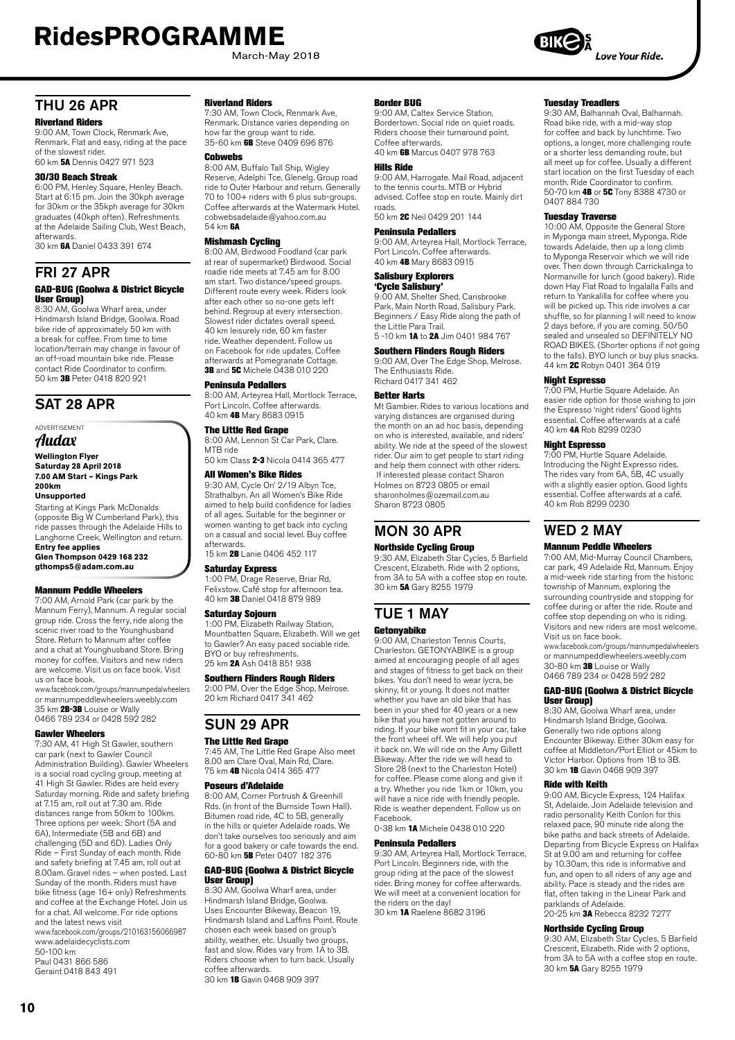## THU 26 APR

**Riverland Riders**
9:00 AM, Town Clock, Renmark Ave, Renmark. Flat and easy, riding at the pace of the slowest rider.
60 km **5A** Dennis 0427 971 523

**30/30 Beach Streak**
6:00 PM, Henley Square, Henley Beach. Start at 6:15 pm. Join the 30kph average for 30km or the 35kph average for 30km graduates (40kph often). Refreshments at the Adelaide Sailing Club, West Beach, afterwards.
30 km **6A** Daniel 0433 391 674

## FRI 27 APR

**GAD-BUG (Goolwa & District Bicycle User Group)**
8:30 AM, Goolwa Wharf area, under Hindmarsh Island Bridge, Goolwa. Road bike ride of approximately 50 km with a break for coffee. From time to time location/terrain may change in favour of an off-road mountain bike ride. Please contact Ride Coordinator to confirm.
50 km **3B** Peter 0418 820 921

## SAT 28 APR

ADVERTISEMENT

*Audax*

**Wellington Flyer**
**Saturday 28 April 2018**
**7.00 AM Start – Kings Park**
**200km**
**Unsupported**

Starting at Kings Park McDonalds (opposite Big W Cumberland Park), this ride passes through the Adelaide Hills to Langhorne Creek, Wellington and return.
**Entry fee applies**
**Glen Thompson 0429 168 232**
**gthomps5@adam.com.au**

**Mannum Peddle Wheelers**
7:00 AM, Arnold Park (car park by the Mannum Ferry), Mannum. A regular social group ride. Cross the ferry, ride along the scenic river road to the Younghusband Store. Return to Mannum after coffee and a chat at Younghusband Store. Bring money for coffee. Visitors and new riders are welcome. Visit us on face book. Visit us on face book.
www.facebook.com/groups/mannumpedalwheelers or mannumpeddlewheelers.weebly.com
35 km **2B-3B** Louise or Wally
0466 789 234 or 0428 592 282

**Gawler Wheelers**
7:30 AM, 41 High St Gawler, southern car park (next to Gawler Council Administration Building). Gawler Wheelers is a social road cycling group, meeting at 41 High St Gawler. Rides are held every Saturday morning. Ride and safety briefing at 7.15 am, roll out at 7.30 am. Ride distances range from 50km to 100km. Three options per week: Short (5A and 6A), Intermediate (5B and 6B) and challenging (5D and 6D). Ladies Only Ride – First Sunday of each month. Ride and safety briefing at 7.45 am, roll out at 8.00am. Gravel rides – when posted. Last Sunday of the month. Riders must have bike fitness (age 16+ only) Refreshments and coffee at the Exchange Hotel. Join us for a chat. All welcome. For ride options and the latest news visit
www.facebook.com/groups/210163156066987
www.adelaidecyclists.com
50-100 km
Paul 0431 866 586
Geraint 0418 843 491

**Riverland Riders**
7:30 AM, Town Clock, Renmark Ave, Renmark. Distance varies depending on how far the group want to ride.
35-60 km **6B** Steve 0409 696 876

**Cobwebs**
8:00 AM, Buffalo Tall Ship, Wigley Reserve, Adelphi Tce, Glenelg. Group road ride to Outer Harbour and return. Generally 70 to 100+ riders with 6 plus sub-groups. Coffee afterwards at the Watermark Hotel.
cobwebsadelaide@yahoo.com.au
54 km **6A**

**Mishmash Cycling**
8:00 AM, Birdwood Foodland (car park at rear of supermarket) Birdwood. Social roadie ride meets at 7.45 am for 8.00 am start. Two distance/speed groups. Different route every week. Riders look after each other so no-one gets left behind. Regroup at every intersection. Slowest rider dictates overall speed. 40 km leisurely ride, 60 km faster ride. Weather dependent. Follow us on Facebook for ride updates. Coffee afterwards at Pomegranate Cottage.
**3B** and **5C** Michele 0438 010 220

**Peninsula Pedallers**
8:00 AM, Arteyrea Hall, Mortlock Terrace, Port Lincoln. Coffee afterwards.
40 km **4B** Mary 8683 0915

**The Little Red Grape**
8:00 AM, Lennon St Car Park, Clare. MTB ride
50 km Class **2-3** Nicola 0414 365 477

**All Women's Bike Rides**
9:30 AM, Cycle On' 2/19 Albyn Tce, Strathalbyn. An all Women's Bike Ride aimed to help build confidence for ladies of all ages. Suitable for the beginner or women wanting to get back into cycling on a casual and social level. Buy coffee afterwards.
15 km **2B** Lanie 0406 452 117

**Saturday Express**
1:00 PM, Drage Reserve, Briar Rd, Felixstow. Café stop for afternoon tea.
40 km **3B** Daniel 0418 879 989

**Saturday Sojourn**
1:00 PM, Elizabeth Railway Station, Mountbatten Square, Elizabeth. Will we get to Gawler? An easy paced sociable ride. BYO or buy refreshments.
25 km **2A** Ash 0418 851 938

**Southern Flinders Rough Riders**
2:00 PM, Over the Edge Shop, Melrose.
20 km Richard 0417 341 462

## SUN 29 APR

**The Little Red Grape**
7:45 AM, The Little Red Grape Also meet 8.00 am Clare Oval, Main Rd, Clare.
75 km **4B** Nicola 0414 365 477

**Poseurs d'Adelaide**
8:00 AM, Corner Portrush & Greenhill Rds. (in front of the Burnside Town Hall). Bitumen road ride, 4C to 5B, generally in the hills or quieter Adelaide roads. We don't take ourselves too seriously and aim for a good bakery or cafe towards the end.
60-80 km **5B** Peter 0407 182 376

**GAD-BUG (Goolwa & District Bicycle User Group)**
8:30 AM, Goolwa Wharf area, under Hindmarsh Island Bridge, Goolwa. Uses Encounter Bikeway, Beacon 19, Hindmarsh Island and Laffins Point. Route chosen each week based on group's ability, weather, etc. Usually two groups, fast and slow. Rides vary from 1A to 3B. Riders choose when to turn back. Usually coffee afterwards.
30 km **1B** Gavin 0468 909 397

**Border BUG**
9:00 AM, Caltex Service Station, Bordertown. Social ride on quiet roads. Riders choose their turnaround point. Coffee afterwards.
40 km **6B** Marcus 0407 978 763

**Hills Ride**
9:00 AM, Harrogate. Mail Road, adjacent to the tennis courts. MTB or Hybrid advised. Coffee stop en route. Mainly dirt roads.
50 km **2C** Neil 0429 201 144

**Peninsula Pedallers**
9:00 AM, Arteyrea Hall, Mortlock Terrace, Port Lincoln. Coffee afterwards.
40 km **4B** Mary 8683 0915

**Salisbury Explorers 'Cycle Salisbury'**
9:00 AM, Shelter Shed, Carisbrooke Park, Main North Road, Salisbury Park. Beginners / Easy Ride along the path of the Little Para Trail.
5 -10 km **1A** to **2A** Jim 0401 984 767

**Southern Flinders Rough Riders**
9:00 AM, Over The Edge Shop, Melrose. The Enthusiasts Ride.
Richard 0417 341 462

**Better Harts**
Mt Gambier. Rides to various locations and varying distances are organised during the month on an ad hoc basis, depending on who is interested, available, and riders' ability. We ride at the speed of the slowest rider. Our aim to get people to start riding and help them connect with other riders. If interested please contact Sharon Holmes on 8723 0805 or email sharonholmes@ozemail.com.au
Sharon 8723 0805

## MON 30 APR

**Northside Cycling Group**
9:30 AM, Elizabeth Star Cycles, 5 Barfield Crescent, Elizabeth. Ride with 2 options, from 3A to 5A with a coffee stop en route.
30 km **5A** Gary 8255 1979

## TUE 1 MAY

**Getonyabike**
9:00 AM, Charleston Tennis Courts, Charleston. GETONYABIKE is a group aimed at encouraging people of all ages and stages of fitness to get back on their bikes. You don't need to wear lycra, be skinny, fit or young. It does not matter whether you have an old bike that has been in your shed for 40 years or a new bike that you have not gotten around to riding. If your bike wont fit in your car, take the front wheel off. We will help you put it back on. We will ride on the Amy Gillett Bikeway. After the ride we will head to Store 28 (next to the Charleston Hotel) for coffee. Please come along and give it a try. Whether you ride 1km or 10km, you will have a nice ride with friendly people. Ride is weather dependent. Follow us on Facebook.
0-38 km **1A** Michele 0438 010 220

**Peninsula Pedallers**
9:30 AM, Arteyrea Hall, Mortlock Terrace, Port Lincoln. Beginners ride, with the group riding at the pace of the slowest rider. Bring money for coffee afterwards. We will meet at a convenient location for the riders on the day!
30 km **1A** Raelene 8682 3196

**Tuesday Treadlers**
9:30 AM, Balhannah Oval, Balhannah. Road bike ride, with a mid-way stop for coffee and back by lunchtime. Two options, a longer, more challenging route or a shorter less demanding route, but all meet up for coffee. Usually a different start location on the first Tuesday of each month. Ride Coordinator to confirm.
50-70 km **4B** or **5C** Tony 8388 4730 or 0407 884 730

**Tuesday Traverse**
10:00 AM, Opposite the General Store in Myponga main street, Myponga. Ride towards Adelaide, then up a long climb to Myponga Reservoir which we will ride over. Then down through Carrickalinga to Normanville for lunch (good bakery). Ride down Hay Flat Road to Ingalalla Falls and return to Yankalilla for coffee where you will be picked up. This ride involves a car shuffle, so for planning I will need to know 2 days before, if you are coming. 50/50 sealed and unsealed so DEFINITELY NO ROAD BIKES. (Shorter options if not going to the falls). BYO lunch or buy plus snacks.
44 km **2C** Robyn 0401 364 019

**Night Espresso**
7:00 PM, Hurtle Square Adelaide. An easier ride option for those wishing to join the Espresso 'night riders' Good lights essential. Coffee afterwards at a café
40 km **4A** Rob 8299 0230

**Night Espresso**
7:00 PM, Hurtle Square Adelaide. Introducing the Night Expresso rides. The rides vary from 6A, 5B, 4C usually with a slightly easier option. Good lights essential. Coffee afterwards at a café.
40 km Rob 8299 0230

## WED 2 MAY

**Mannum Peddle Wheelers**
7:00 AM, Mid-Murray Council Chambers, car park, 49 Adelaide Rd, Mannum. Enjoy a mid-week ride starting from the historic township of Mannum, exploring the surrounding countryside and stopping for coffee during or after the ride. Route and coffee stop depending on who is riding. Visitors and new riders are most welcome. Visit us on face book.
www.facebook.com/groups/mannumpedalwheelers or mannumpeddlewheelers.weebly.com
30-80 km **3B** Louise or Wally
0466 789 234 or 0428 592 282

**GAD-BUG (Goolwa & District Bicycle User Group)**
8:30 AM, Goolwa Wharf area, under Hindmarsh Island Bridge, Goolwa. Generally two ride options along Encounter Bikeway. Either 30km easy for coffee at Middleton/Port Elliot or 45km to Victor Harbor. Options from 1B to 3B.
30 km **1B** Gavin 0468 909 397

**Ride with Keith**
9:00 AM, Bicycle Express, 124 Halifax St, Adelaide. Join Adelaide television and radio personality Keith Conlon for this relaxed pace, 90 minute ride along the bike paths and back streets of Adelaide. Departing from Bicycle Express on Halifax St at 9.00 am and returning for coffee by 10.30am, this ride is informative and fun, and open to all riders of any age and ability. Pace is steady and the rides are flat, often taking in the Linear Park and parklands of Adelaide.
20-25 km **3A** Rebecca 8232 7277

**Northside Cycling Group**
9:30 AM, Elizabeth Star Cycles, 5 Barfield Crescent, Elizabeth. Ride with 2 options, from 3A to 5A with a coffee stop en route.
30 km **5A** Gary 8255 1979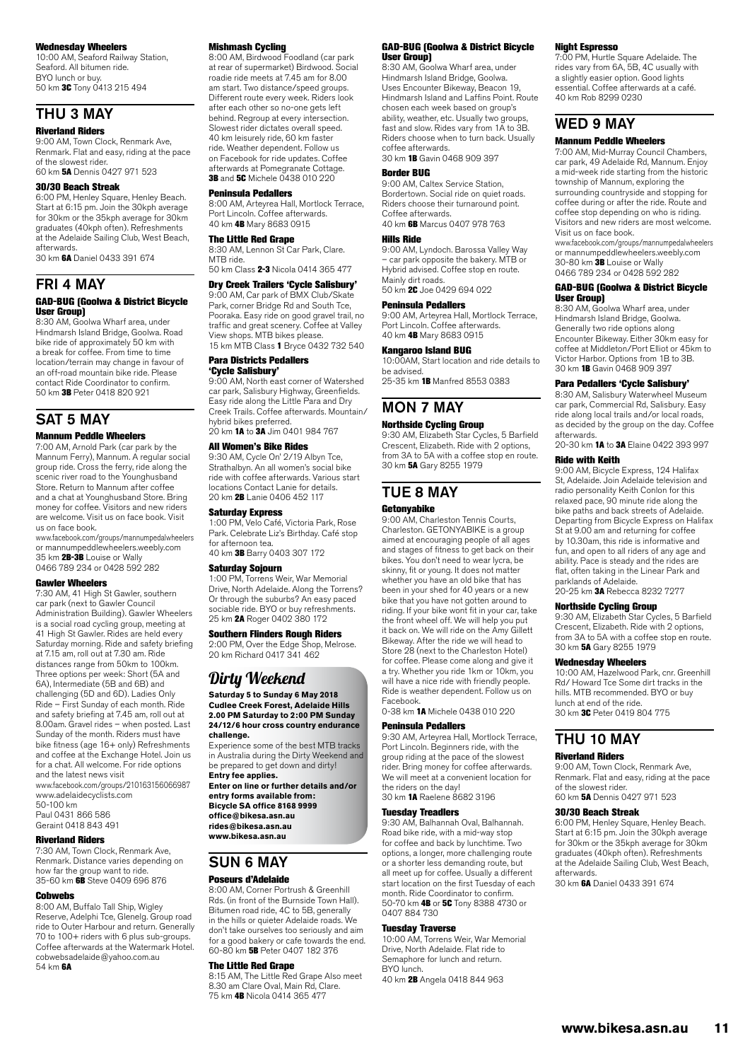#### Wednesday Wheelers

10:00 AM, Seaford Railway Station, Seaford. All bitumen ride. BYO lunch or buy.
50 km **3C** Tony 0413 215 494

## THU 3 MAY

#### Riverland Riders

9:00 AM, Town Clock, Renmark Ave, Renmark. Flat and easy, riding at the pace of the slowest rider.
60 km **5A** Dennis 0427 971 523

#### 30/30 Beach Streak

6:00 PM, Henley Square, Henley Beach. Start at 6:15 pm. Join the 30kph average for 30km or the 35kph average for 30km graduates (40kph often). Refreshments at the Adelaide Sailing Club, West Beach, afterwards.
30 km **6A** Daniel 0433 391 674

## FRI 4 MAY

#### GAD-BUG (Goolwa & District Bicycle User Group)

8:30 AM, Goolwa Wharf area, under Hindmarsh Island Bridge, Goolwa. Road bike ride of approximately 50 km with a break for coffee. From time to time location/terrain may change in favour of an off-road mountain bike ride. Please contact Ride Coordinator to confirm.
50 km **3B** Peter 0418 820 921

## SAT 5 MAY

#### Mannum Peddle Wheelers

7:00 AM, Arnold Park (car park by the Mannum Ferry), Mannum. A regular social group ride. Cross the ferry, ride along the scenic river road to the Younghusband Store. Return to Mannum after coffee and a chat at Younghusband Store. Bring money for coffee. Visitors and new riders are welcome. Visit us on face book. Visit us on face book.
www.facebook.com/groups/mannumpedalwheelers or mannumpeddlewheelers.weebly.com
35 km **2B-3B** Louise or Wally
0466 789 234 or 0428 592 282

#### Gawler Wheelers

7:30 AM, 41 High St Gawler, southern car park (next to Gawler Council Administration Building). Gawler Wheelers is a social road cycling group, meeting at 41 High St Gawler. Rides are held every Saturday morning. Ride and safety briefing at 7.15 am, roll out at 7.30 am. Ride distances range from 50km to 100km. Three options per week: Short (5A and 6A), Intermediate (5B and 6B) and challenging (5D and 6D). Ladies Only Ride – First Sunday of each month. Ride and safety briefing at 7.45 am, roll out at 8.00am. Gravel rides – when posted. Last Sunday of the month. Riders must have bike fitness (age 16+ only) Refreshments and coffee at the Exchange Hotel. Join us for a chat. All welcome. For ride options and the latest news visit
www.facebook.com/groups/210163156066987
www.adelaidecyclists.com
50-100 km
Paul 0431 866 586
Geraint 0418 843 491

#### Riverland Riders

7:30 AM, Town Clock, Renmark Ave, Renmark. Distance varies depending on how far the group want to ride.
35-60 km **6B** Steve 0409 696 876

#### Cobwebs

8:00 AM, Buffalo Tall Ship, Wigley Reserve, Adelphi Tce, Glenelg. Group road ride to Outer Harbour and return. Generally 70 to 100+ riders with 6 plus sub-groups. Coffee afterwards at the Watermark Hotel.
cobwebsadelaide@yahoo.com.au
54 km **6A**

#### Mishmash Cycling

8:00 AM, Birdwood Foodland (car park at rear of supermarket) Birdwood. Social roadie ride meets at 7.45 am for 8.00 am start. Two distance/speed groups. Different route every week. Riders look after each other so no-one gets left behind. Regroup at every intersection. Slowest rider dictates overall speed. 40 km leisurely ride, 60 km faster ride. Weather dependent. Follow us on Facebook for ride updates. Coffee afterwards at Pomegranate Cottage.
**3B** and **5C** Michele 0438 010 220

#### Peninsula Pedallers

8:00 AM, Arteyrea Hall, Mortlock Terrace, Port Lincoln. Coffee afterwards.
40 km **4B** Mary 8683 0915

#### The Little Red Grape

8:30 AM, Lennon St Car Park, Clare. MTB ride.
50 km Class **2-3** Nicola 0414 365 477

#### Dry Creek Trailers 'Cycle Salisbury'

9:00 AM, Car park of BMX Club/Skate Park, corner Bridge Rd and South Tce, Pooraka. Easy ride on good gravel trail, no traffic and great scenery. Coffee at Valley View shops. MTB bikes please.
15 km MTB Class **1** Bryce 0432 732 540

#### Para Districts Pedallers 'Cycle Salisbury'

9:00 AM, North east corner of Watershed car park, Salisbury Highway, Greenfields. Easy ride along the Little Para and Dry Creek Trails. Coffee afterwards. Mountain/hybrid bikes preferred.
20 km **1A** to **3A** Jim 0401 984 767

#### All Women's Bike Rides

9:30 AM, Cycle On' 2/19 Albyn Tce, Strathalbyn. An all women's social bike ride with coffee afterwards. Various start locations Contact Lanie for details.
20 km **2B** Lanie 0406 452 117

#### Saturday Express

1:00 PM, Velo Café, Victoria Park, Rose Park. Celebrate Liz's Birthday. Café stop for afternoon tea.
40 km **3B** Barry 0403 307 172

#### Saturday Sojourn

1:00 PM, Torrens Weir, War Memorial Drive, North Adelaide. Along the Torrens? Or through the suburbs? An easy paced sociable ride. BYO or buy refreshments.
25 km **2A** Roger 0402 380 172

#### Southern Flinders Rough Riders

2:00 PM, Over the Edge Shop, Melrose.
20 km Richard 0417 341 462

## *Dirty Weekend*

**Saturday 5 to Sunday 6 May 2018**
**Cudlee Creek Forest, Adelaide Hills**
**2.00 PM Saturday to 2:00 PM Sunday**
**24/12/6 hour cross country endurance challenge.**

Experience some of the best MTB tracks in Australia during the Dirty Weekend and be prepared to get down and dirty!
**Entry fee applies.**
**Enter on line or further details and/or entry forms available from:**
**Bicycle SA office 8168 9999**
**office@bikesa.asn.au**
**rides@bikesa.asn.au**
**www.bikesa.asn.au**

## SUN 6 MAY

#### Poseurs d'Adelaide

8:00 AM, Corner Portrush & Greenhill Rds. (in front of the Burnside Town Hall). Bitumen road ride, 4C to 5B, generally in the hills or quieter Adelaide roads. We don't take ourselves too seriously and aim for a good bakery or cafe towards the end.
60-80 km **5B** Peter 0407 182 376

#### The Little Red Grape

8:15 AM, The Little Red Grape Also meet 8.30 am Clare Oval, Main Rd, Clare.
75 km **4B** Nicola 0414 365 477

#### GAD-BUG (Goolwa & District Bicycle User Group)

8:30 AM, Goolwa Wharf area, under Hindmarsh Island Bridge, Goolwa. Uses Encounter Bikeway, Beacon 19, Hindmarsh Island and Laffins Point. Route chosen each week based on group's ability, weather, etc. Usually two groups, fast and slow. Rides vary from 1A to 3B. Riders choose when to turn back. Usually coffee afterwards.
30 km **1B** Gavin 0468 909 397

#### Border BUG

9:00 AM, Caltex Service Station, Bordertown. Social ride on quiet roads. Riders choose their turnaround point. Coffee afterwards.
40 km **6B** Marcus 0407 978 763

#### Hills Ride

9:00 AM, Lyndoch. Barossa Valley Way – car park opposite the bakery. MTB or Hybrid advised. Coffee stop en route. Mainly dirt roads.
50 km **2C** Joe 0429 694 022

#### Peninsula Pedallers

9:00 AM, Arteyrea Hall, Mortlock Terrace, Port Lincoln. Coffee afterwards.
40 km **4B** Mary 8683 0915

#### Kangaroo Island BUG

10:00AM, Start location and ride details to be advised.
25-35 km **1B** Manfred 8553 0383

## MON 7 MAY

#### Northside Cycling Group

9:30 AM, Elizabeth Star Cycles, 5 Barfield Crescent, Elizabeth. Ride with 2 options, from 3A to 5A with a coffee stop en route.
30 km **5A** Gary 8255 1979

## TUE 8 MAY

#### Getonyabike

9:00 AM, Charleston Tennis Courts, Charleston. GETONYABIKE is a group aimed at encouraging people of all ages and stages of fitness to get back on their bikes. You don't need to wear lycra, be skinny, fit or young. It does not matter whether you have an old bike that has been in your shed for 40 years or a new bike that you have not gotten around to riding. If your bike wont fit in your car, take the front wheel off. We will help you put it back on. We will ride on the Amy Gillett Bikeway. After the ride we will head to Store 28 (next to the Charleston Hotel) for coffee. Please come along and give it a try. Whether you ride 1km or 10km, you will have a nice ride with friendly people. Ride is weather dependent. Follow us on Facebook.
0-38 km **1A** Michele 0438 010 220

#### Peninsula Pedallers

9:30 AM, Arteyrea Hall, Mortlock Terrace, Port Lincoln. Beginners ride, with the group riding at the pace of the slowest rider. Bring money for coffee afterwards. We will meet at a convenient location for the riders on the day!
30 km **1A** Raelene 8682 3196

#### Tuesday Treadlers

9:30 AM, Balhannah Oval, Balhannah. Road bike ride, with a mid-way stop for coffee and back by lunchtime. Two options, a longer, more challenging route or a shorter less demanding route, but all meet up for coffee. Usually a different start location on the first Tuesday of each month. Ride Coordinator to confirm.
50-70 km **4B** or **5C** Tony 8388 4730 or 0407 884 730

#### Tuesday Traverse

10:00 AM, Torrens Weir, War Memorial Drive, North Adelaide. Flat ride to Semaphore for lunch and return.
BYO lunch.
40 km **2B** Angela 0418 844 963

#### Night Espresso

7:00 PM, Hurtle Square Adelaide. The rides vary from 6A, 5B, 4C usually with a slightly easier option. Good lights essential. Coffee afterwards at a café.
40 km Rob 8299 0230

## WED 9 MAY

#### Mannum Peddle Wheelers

7:00 AM, Mid-Murray Council Chambers, car park, 49 Adelaide Rd, Mannum. Enjoy a mid-week ride starting from the historic township of Mannum, exploring the surrounding countryside and stopping for coffee during or after the ride. Route and coffee stop depending on who is riding. Visitors and new riders are most welcome. Visit us on face book.
www.facebook.com/groups/mannumpedalwheelers or mannumpeddlewheelers.weebly.com
30-80 km **3B** Louise or Wally
0466 789 234 or 0428 592 282

#### GAD-BUG (Goolwa & District Bicycle User Group)

8:30 AM, Goolwa Wharf area, under Hindmarsh Island Bridge, Goolwa. Generally two ride options along Encounter Bikeway. Either 30km easy for coffee at Middleton/Port Elliot or 45km to Victor Harbor. Options from 1B to 3B.
30 km **1B** Gavin 0468 909 397

#### Para Pedallers 'Cycle Salisbury'

8:30 AM, Salisbury Waterwheel Museum car park, Commercial Rd, Salisbury. Easy ride along local trails and/or local roads, as decided by the group on the day. Coffee afterwards.
20-30 km **1A** to **3A** Elaine 0422 393 997

#### Ride with Keith

9:00 AM, Bicycle Express, 124 Halifax St, Adelaide. Join Adelaide television and radio personality Keith Conlon for this relaxed pace, 90 minute ride along the bike paths and back streets of Adelaide. Departing from Bicycle Express on Halifax St at 9.00 am and returning for coffee by 10.30am, this ride is informative and fun, and open to all riders of any age and ability. Pace is steady and the rides are flat, often taking in the Linear Park and parklands of Adelaide.
20-25 km **3A** Rebecca 8232 7277

#### Northside Cycling Group

9:30 AM, Elizabeth Star Cycles, 5 Barfield Crescent, Elizabeth. Ride with 2 options, from 3A to 5A with a coffee stop en route.
30 km **5A** Gary 8255 1979

#### Wednesday Wheelers

10:00 AM, Hazelwood Park, cnr. Greenhill Rd/ Howard Tce Some dirt tracks in the hills. MTB recommended. BYO or buy lunch at end of the ride.
30 km **3C** Peter 0419 804 775

## THU 10 MAY

#### Riverland Riders

9:00 AM, Town Clock, Renmark Ave, Renmark. Flat and easy, riding at the pace of the slowest rider.
60 km **5A** Dennis 0427 971 523

#### 30/30 Beach Streak

6:00 PM, Henley Square, Henley Beach. Start at 6:15 pm. Join the 30kph average for 30km or the 35kph average for 30km graduates (40kph often). Refreshments at the Adelaide Sailing Club, West Beach, afterwards.
30 km **6A** Daniel 0433 391 674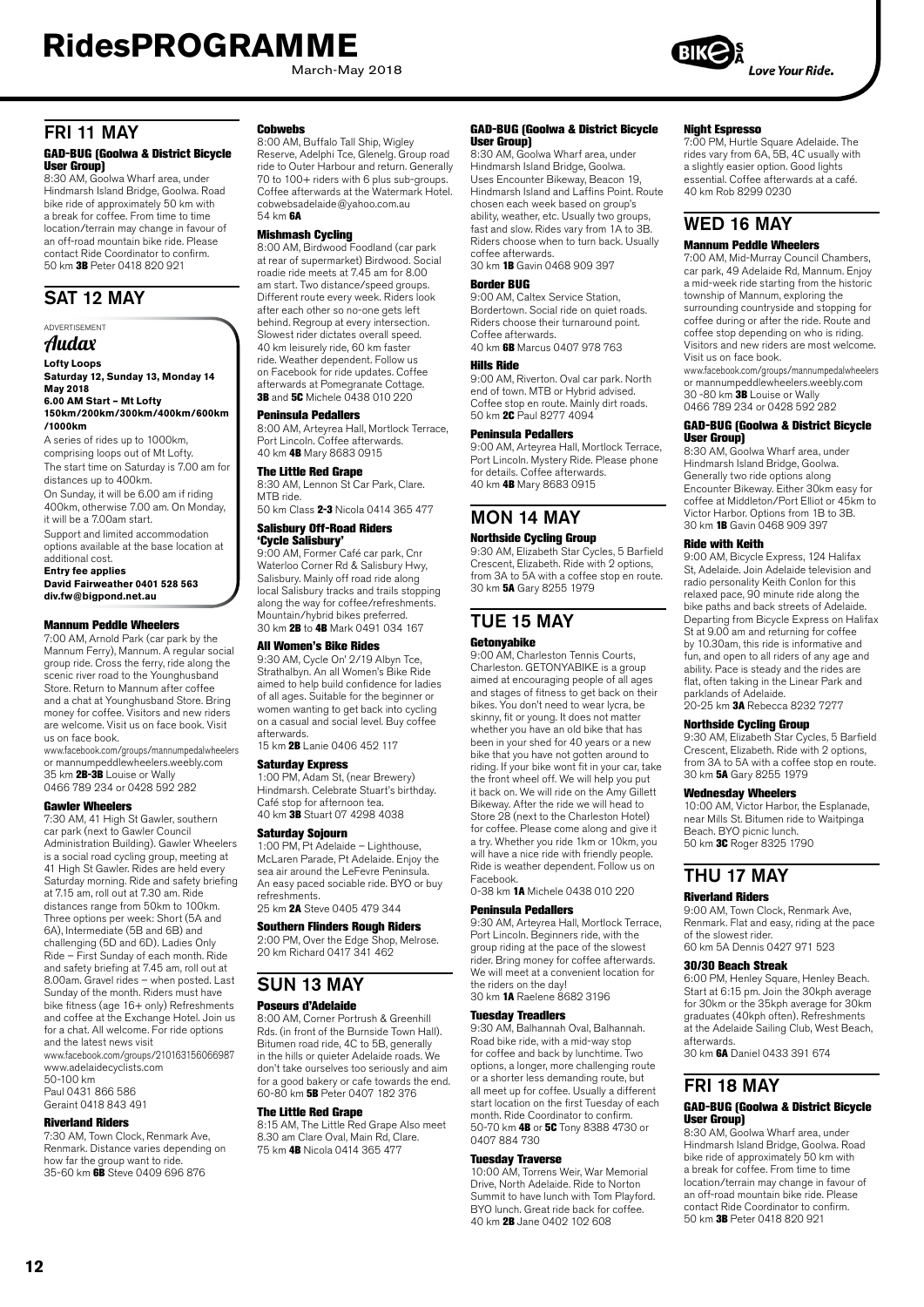# RidesPROGRAMME

March-May 2018

## FRI 11 MAY

### GAD-BUG (Goolwa & District Bicycle User Group)

8:30 AM, Goolwa Wharf area, under Hindmarsh Island Bridge, Goolwa. Road bike ride of approximately 50 km with a break for coffee. From time to time location/terrain may change in favour of an off-road mountain bike ride. Please contact Ride Coordinator to confirm.
50 km **3B** Peter 0418 820 921

## SAT 12 MAY

ADVERTISEMENT

*Audax*

**Lofty Loops**
**Saturday 12, Sunday 13, Monday 14 May 2018**
**6.00 AM Start – Mt Lofty**
**150km/200km/300km/400km/600km/1000km**

A series of rides up to 1000km, comprising loops out of Mt Lofty.
The start time on Saturday is 7.00 am for distances up to 400km.
On Sunday, it will be 6.00 am if riding 400km, otherwise 7.00 am. On Monday, it will be a 7.00am start.
Support and limited accommodation options available at the base location at additional cost.
**Entry fee applies**
**David Fairweather 0401 528 563**
**div.fw@bigpond.net.au**

### Mannum Peddle Wheelers

7:00 AM, Arnold Park (car park by the Mannum Ferry), Mannum. A regular social group ride. Cross the ferry, ride along the scenic river road to the Younghusband Store. Return to Mannum after coffee and a chat at Younghusband Store. Bring money for coffee. Visitors and new riders are welcome. Visit us on face book. Visit us on face book.
www.facebook.com/groups/mannumpedalwheelers or mannumpeddlewheelers.weebly.com
35 km **2B-3B** Louise or Wally
0466 789 234 or 0428 592 282

### Gawler Wheelers

7:30 AM, 41 High St Gawler, southern car park (next to Gawler Council Administration Building). Gawler Wheelers is a social road cycling group, meeting at 41 High St Gawler. Rides are held every Saturday morning. Ride and safety briefing at 7.15 am, roll out at 7.30 am. Ride distances range from 50km to 100km. Three options per week: Short (5A and 6A), Intermediate (5B and 6B) and challenging (5D and 6D). Ladies Only Ride – First Sunday of each month. Ride and safety briefing at 7.45 am, roll out at 8.00am. Gravel rides – when posted. Last Sunday of the month. Riders must have bike fitness (age 16+ only) Refreshments and coffee at the Exchange Hotel. Join us for a chat. All welcome. For ride options and the latest news visit
www.facebook.com/groups/210163156066987
www.adelaidecyclists.com
50-100 km
Paul 0431 866 586
Geraint 0418 843 491

### Riverland Riders

7:30 AM, Town Clock, Renmark Ave, Renmark. Distance varies depending on how far the group want to ride.
35-60 km **6B** Steve 0409 696 876

### Cobwebs

8:00 AM, Buffalo Tall Ship, Wigley Reserve, Adelphi Tce, Glenelg. Group road ride to Outer Harbour and return. Generally 70 to 100+ riders with 6 plus sub-groups. Coffee afterwards at the Watermark Hotel. cobwebsadelaide@yahoo.com.au
54 km **6A**

### Mishmash Cycling

8:00 AM, Birdwood Foodland (car park at rear of supermarket) Birdwood. Social roadie ride meets at 7.45 am for 8.00 am start. Two distance/speed groups. Different route every week. Riders look after each other so no-one gets left behind. Regroup at every intersection. Slowest rider dictates overall speed. 40 km leisurely ride, 60 km faster ride. Weather dependent. Follow us on Facebook for ride updates. Coffee afterwards at Pomegranate Cottage.
**3B** and **5C** Michele 0438 010 220

### Peninsula Pedallers

8:00 AM, Arteyrea Hall, Mortlock Terrace, Port Lincoln. Coffee afterwards.
40 km **4B** Mary 8683 0915

### The Little Red Grape

8:30 AM, Lennon St Car Park, Clare. MTB ride.
50 km Class **2-3** Nicola 0414 365 477

### Salisbury Off-Road Riders 'Cycle Salisbury'

9:00 AM, Former Café car park, Cnr Waterloo Corner Rd & Salisbury Hwy, Salisbury. Mainly off road ride along local Salisbury tracks and trails stopping along the way for coffee/refreshments. Mountain/hybrid bikes preferred.
30 km **2B** to **4B** Mark 0491 034 167

### All Women's Bike Rides

9:30 AM, Cycle On' 2/19 Albyn Tce, Strathalbyn. An all Women's Bike Ride aimed to help build confidence for ladies of all ages. Suitable for the beginner or women wanting to get back into cycling on a casual and social level. Buy coffee afterwards.
15 km **2B** Lanie 0406 452 117

### Saturday Express

1:00 PM, Adam St, (near Brewery) Hindmarsh. Celebrate Stuart's birthday. Café stop for afternoon tea.
40 km **3B** Stuart 07 4298 4038

### Saturday Sojourn

1:00 PM, Pt Adelaide – Lighthouse, McLaren Parade, Pt Adelaide. Enjoy the sea air around the LeFevre Peninsula. An easy paced sociable ride. BYO or buy refreshments.
25 km **2A** Steve 0405 479 344

### Southern Flinders Rough Riders

2:00 PM, Over the Edge Shop, Melrose.
20 km Richard 0417 341 462

## SUN 13 MAY

### Poseurs d'Adelaide

8:00 AM, Corner Portrush & Greenhill Rds. (in front of the Burnside Town Hall). Bitumen road ride, 4C to 5B, generally in the hills or quieter Adelaide roads. We don't take ourselves too seriously and aim for a good bakery or cafe towards the end.
60-80 km **5B** Peter 0407 182 376

### The Little Red Grape

8:15 AM, The Little Red Grape Also meet 8.30 am Clare Oval, Main Rd, Clare.
75 km **4B** Nicola 0414 365 477

### GAD-BUG (Goolwa & District Bicycle User Group)

8:30 AM, Goolwa Wharf area, under Hindmarsh Island Bridge, Goolwa. Uses Encounter Bikeway, Beacon 19, Hindmarsh Island and Laffins Point. Route chosen each week based on group's ability, weather, etc. Usually two groups, fast and slow. Rides vary from 1A to 3B. Riders choose when to turn back. Usually coffee afterwards.
30 km **1B** Gavin 0468 909 397

### Border BUG

9:00 AM, Caltex Service Station, Bordertown. Social ride on quiet roads. Riders choose their turnaround point. Coffee afterwards.
40 km **6B** Marcus 0407 978 763

### Hills Ride

9:00 AM, Riverton. Oval car park. North end of town. MTB or Hybrid advised. Coffee stop en route. Mainly dirt roads.
50 km **2C** Paul 8277 4094

### Peninsula Pedallers

9:00 AM, Arteyrea Hall, Mortlock Terrace, Port Lincoln. Mystery Ride. Please phone for details. Coffee afterwards.
40 km **4B** Mary 8683 0915

## MON 14 MAY

### Northside Cycling Group

9:30 AM, Elizabeth Star Cycles, 5 Barfield Crescent, Elizabeth. Ride with 2 options, from 3A to 5A with a coffee stop en route.
30 km **5A** Gary 8255 1979

## TUE 15 MAY

### Getonyabike

9:00 AM, Charleston Tennis Courts, Charleston. GETONYABIKE is a group aimed at encouraging people of all ages and stages of fitness to get back on their bikes. You don't need to wear lycra, be skinny, fit or young. It does not matter whether you have an old bike that has been in your shed for 40 years or a new bike that you have not gotten around to riding. If your bike wont fit in your car, take the front wheel off. We will help you put it back on. We will ride on the Amy Gillett Bikeway. After the ride we will head to Store 28 (next to the Charleston Hotel) for coffee. Please come along and give it a try. Whether you ride 1km or 10km, you will have a nice ride with friendly people. Ride is weather dependent. Follow us on Facebook.
0-38 km **1A** Michele 0438 010 220

### Peninsula Pedallers

9:30 AM, Arteyrea Hall, Mortlock Terrace, Port Lincoln. Beginners ride, with the group riding at the pace of the slowest rider. Bring money for coffee afterwards. We will meet at a convenient location for the riders on the day!
30 km **1A** Raelene 8682 3196

### Tuesday Treadlers

9:30 AM, Balhannah Oval, Balhannah. Road bike ride, with a mid-way stop for coffee and back by lunchtime. Two options, a longer, more challenging route or a shorter less demanding route, but all meet up for coffee. Usually a different start location on the first Tuesday of each month. Ride Coordinator to confirm.
50-70 km **4B** or **5C** Tony 8388 4730 or 0407 884 730

### Tuesday Traverse

10:00 AM, Torrens Weir, War Memorial Drive, North Adelaide. Ride to Norton Summit to have lunch with Tom Playford. BYO lunch. Great ride back for coffee.
40 km **2B** Jane 0402 102 608

### Night Espresso

7:00 PM, Hurtle Square Adelaide. The rides vary from 6A, 5B, 4C usually with a slightly easier option. Good lights essential. Coffee afterwards at a café.
40 km Rob 8299 0230

## WED 16 MAY

### Mannum Peddle Wheelers

7:00 AM, Mid-Murray Council Chambers, car park, 49 Adelaide Rd, Mannum. Enjoy a mid-week ride starting from the historic township of Mannum, exploring the surrounding countryside and stopping for coffee during or after the ride. Route and coffee stop depending on who is riding. Visitors and new riders are most welcome. Visit us on face book.
www.facebook.com/groups/mannumpedalwheelers or mannumpeddlewheelers.weebly.com
30 -80 km **3B** Louise or Wally
0466 789 234 or 0428 592 282

### GAD-BUG (Goolwa & District Bicycle User Group)

8:30 AM, Goolwa Wharf area, under Hindmarsh Island Bridge, Goolwa. Generally two ride options along Encounter Bikeway. Either 30km easy for coffee at Middleton/Port Elliot or 45km to Victor Harbor. Options from 1B to 3B.
30 km **1B** Gavin 0468 909 397

### Ride with Keith

9:00 AM, Bicycle Express, 124 Halifax St, Adelaide. Join Adelaide television and radio personality Keith Conlon for this relaxed pace, 90 minute ride along the bike paths and back streets of Adelaide. Departing from Bicycle Express on Halifax St at 9.00 am and returning for coffee by 10.30am, this ride is informative and fun, and open to all riders of any age and ability. Pace is steady and the rides are flat, often taking in the Linear Park and parklands of Adelaide.
20-25 km **3A** Rebecca 8232 7277

### Northside Cycling Group

9:30 AM, Elizabeth Star Cycles, 5 Barfield Crescent, Elizabeth. Ride with 2 options, from 3A to 5A with a coffee stop en route.
30 km **5A** Gary 8255 1979

### Wednesday Wheelers

10:00 AM, Victor Harbor, the Esplanade, near Mills St. Bitumen ride to Waitpinga Beach. BYO picnic lunch.
50 km **3C** Roger 8325 1790

## THU 17 MAY

### Riverland Riders

9:00 AM, Town Clock, Renmark Ave, Renmark. Flat and easy, riding at the pace of the slowest rider.
60 km 5A Dennis 0427 971 523

### 30/30 Beach Streak

6:00 PM, Henley Square, Henley Beach. Start at 6:15 pm. Join the 30kph average for 30km or the 35kph average for 30km graduates (40kph often). Refreshments at the Adelaide Sailing Club, West Beach, afterwards.
30 km **6A** Daniel 0433 391 674

## FRI 18 MAY

### GAD-BUG (Goolwa & District Bicycle User Group)

8:30 AM, Goolwa Wharf area, under Hindmarsh Island Bridge, Goolwa. Road bike ride of approximately 50 km with a break for coffee. From time to time location/terrain may change in favour of an off-road mountain bike ride. Please contact Ride Coordinator to confirm.
50 km **3B** Peter 0418 820 921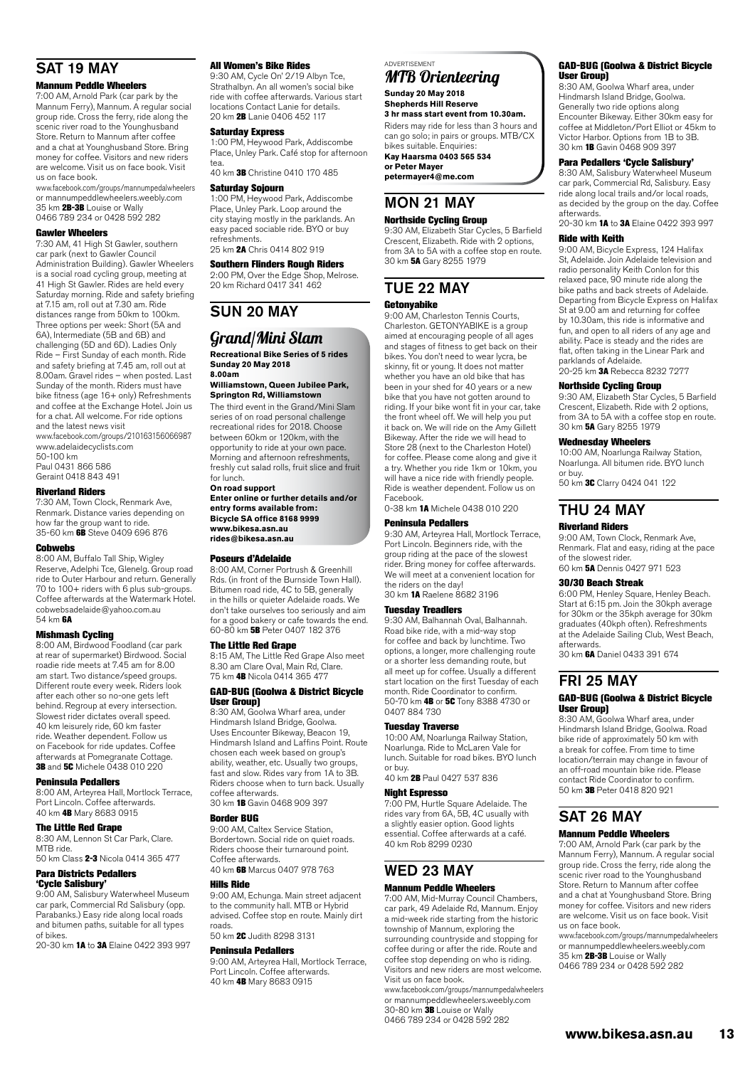## SAT 19 MAY

### Mannum Peddle Wheelers

7:00 AM, Arnold Park (car park by the Mannum Ferry), Mannum. A regular social group ride. Cross the ferry, ride along the scenic river road to the Younghusband Store. Return to Mannum after coffee and a chat at Younghusband Store. Bring money for coffee. Visitors and new riders are welcome. Visit us on face book.
www.facebook.com/groups/mannumpedalwheelers or mannumpeddlewheelers.weebly.com
35 km **2B-3B** Louise or Wally
0466 789 234 or 0428 592 282

### Gawler Wheelers

7:30 AM, 41 High St Gawler, southern car park (next to Gawler Council Administration Building). Gawler Wheelers is a social road cycling group, meeting at 41 High St Gawler. Rides are held every Saturday morning. Ride and safety briefing at 7.15 am, roll out at 7.30 am. Ride distances range from 50km to 100km. Three options per week: Short (5A and 6A), Intermediate (5B and 6B) and challenging (5D and 6D). Ladies Only Ride – First Sunday of each month. Ride and safety briefing at 7.45 am, roll out at 8.00am. Gravel rides – when posted. Last Sunday of the month. Riders must have bike fitness (age 16+ only) Refreshments and coffee at the Exchange Hotel. Join us for a chat. All welcome. For ride options and the latest news visit
www.facebook.com/groups/210163156066987
www.adelaidecyclists.com
50-100 km
Paul 0431 866 586
Geraint 0418 843 491

### Riverland Riders

7:30 AM, Town Clock, Renmark Ave, Renmark. Distance varies depending on how far the group want to ride.
35-60 km **6B** Steve 0409 696 876

### Cobwebs

8:00 AM, Buffalo Tall Ship, Wigley Reserve, Adelphi Tce, Glenelg. Group road ride to Outer Harbour and return. Generally 70 to 100+ riders with 6 plus sub-groups. Coffee afterwards at the Watermark Hotel. cobwebsadelaide@yahoo.com.au
54 km **6A**

### Mishmash Cycling

8:00 AM, Birdwood Foodland (car park at rear of supermarket) Birdwood. Social roadie ride meets at 7.45 am for 8.00 am start. Two distance/speed groups. Different route every week. Riders look after each other so no-one gets left behind. Regroup at every intersection. Slowest rider dictates overall speed. 40 km leisurely ride, 60 km faster ride. Weather dependent. Follow us on Facebook for ride updates. Coffee afterwards at Pomegranate Cottage.
**3B** and **5C** Michele 0438 010 220

### Peninsula Pedallers

8:00 AM, Arteyrea Hall, Mortlock Terrace, Port Lincoln. Coffee afterwards.
40 km **4B** Mary 8683 0915

### The Little Red Grape

8:30 AM, Lennon St Car Park, Clare. MTB ride.
50 km Class **2-3** Nicola 0414 365 477

### Para Districts Pedallers 'Cycle Salisbury'

9:00 AM, Salisbury Waterwheel Museum car park, Commercial Rd Salisbury (opp. Parabanks.) Easy ride along local roads and bitumen paths, suitable for all types of bikes.
20-30 km **1A** to **3A** Elaine 0422 393 997

### All Women's Bike Rides

9:30 AM, Cycle On' 2/19 Albyn Tce, Strathalbyn. An all women's social bike ride with coffee afterwards. Various start locations Contact Lanie for details.
20 km **2B** Lanie 0406 452 117

### Saturday Express

1:00 PM, Heywood Park, Addiscombe Place, Unley Park. Café stop for afternoon tea.
40 km **3B** Christine 0410 170 485

### Saturday Sojourn

1:00 PM, Heywood Park, Addiscombe Place, Unley Park. Loop around the city staying mostly in the parklands. An easy paced sociable ride. BYO or buy refreshments.
25 km **2A** Chris 0414 802 919

### Southern Flinders Rough Riders

2:00 PM, Over the Edge Shop, Melrose.
20 km Richard 0417 341 462

## SUN 20 MAY

### *Grand/Mini Slam*

**Recreational Bike Series of 5 rides**
**Sunday 20 May 2018**
**8.00am**
**Williamstown, Queen Jubilee Park, Springton Rd, Williamstown**

The third event in the Grand/Mini Slam series of on road personal challenge recreational rides for 2018. Choose between 60km or 120km, with the opportunity to ride at your own pace. Morning and afternoon refreshments, freshly cut salad rolls, fruit slice and fruit for lunch.

**On road support**
**Enter online or further details and/or entry forms available from:**
**Bicycle SA office 8168 9999**
**www.bikesa.asn.au**
**rides@bikesa.asn.au**

### Poseurs d'Adelaide

8:00 AM, Corner Portrush & Greenhill Rds. (in front of the Burnside Town Hall). Bitumen road ride, 4C to 5B, generally in the hills or quieter Adelaide roads. We don't take ourselves too seriously and aim for a good bakery or cafe towards the end.
60-80 km **5B** Peter 0407 182 376

### The Little Red Grape

8:15 AM, The Little Red Grape Also meet 8.30 am Clare Oval, Main Rd, Clare.
75 km **4B** Nicola 0414 365 477

### GAD-BUG (Goolwa & District Bicycle User Group)

8:30 AM, Goolwa Wharf area, under Hindmarsh Island Bridge, Goolwa. Uses Encounter Bikeway, Beacon 19, Hindmarsh Island and Laffins Point. Route chosen each week based on group's ability, weather, etc. Usually two groups, fast and slow. Rides vary from 1A to 3B. Riders choose when to turn back. Usually coffee afterwards.
30 km **1B** Gavin 0468 909 397

### Border BUG

9:00 AM, Caltex Service Station, Bordertown. Social ride on quiet roads. Riders choose their turnaround point. Coffee afterwards.
40 km **6B** Marcus 0407 978 763

### Hills Ride

9:00 AM, Echunga. Main street adjacent to the community hall. MTB or Hybrid advised. Coffee stop en route. Mainly dirt roads.
50 km **2C** Judith 8298 3131

### Peninsula Pedallers

9:00 AM, Arteyrea Hall, Mortlock Terrace, Port Lincoln. Coffee afterwards.
40 km **4B** Mary 8683 0915

ADVERTISEMENT

### *MTB Orienteering*

**Sunday 20 May 2018**
**Shepherds Hill Reserve**
**3 hr mass start event from 10.30am.**

Riders may ride for less than 3 hours and can go solo; in pairs or groups. MTB/CX bikes suitable. Enquiries:
**Kay Haarsma 0403 565 534**
**or Peter Mayer**
**petermayer4@me.com**

## MON 21 MAY

### Northside Cycling Group

9:30 AM, Elizabeth Star Cycles, 5 Barfield Crescent, Elizabeth. Ride with 2 options, from 3A to 5A with a coffee stop en route.
30 km **5A** Gary 8255 1979

## TUE 22 MAY

### Getonyabike

9:00 AM, Charleston Tennis Courts, Charleston. GETONYABIKE is a group aimed at encouraging people of all ages and stages of fitness to get back on their bikes. You don't need to wear lycra, be skinny, fit or young. It does not matter whether you have an old bike that has been in your shed for 40 years or a new bike that you have not gotten around to riding. If your bike wont fit in your car, take the front wheel off. We will help you put it back on. We will ride on the Amy Gillett Bikeway. After the ride we will head to Store 28 (next to the Charleston Hotel) for coffee. Please come along and give it a try. Whether you ride 1km or 10km, you will have a nice ride with friendly people. Ride is weather dependent. Follow us on Facebook.
0-38 km **1A** Michele 0438 010 220

### Peninsula Pedallers

9:30 AM, Arteyrea Hall, Mortlock Terrace, Port Lincoln. Beginners ride, with the group riding at the pace of the slowest rider. Bring money for coffee afterwards. We will meet at a convenient location for the riders on the day!
30 km **1A** Raelene 8682 3196

### Tuesday Treadlers

9:30 AM, Balhannah Oval, Balhannah. Road bike ride, with a mid-way stop for coffee and back by lunchtime. Two options, a longer, more challenging route or a shorter less demanding route, but all meet up for coffee. Usually a different start location on the first Tuesday of each month. Ride Coordinator to confirm.
50-70 km **4B** or **5C** Tony 8388 4730 or 0407 884 730

### Tuesday Traverse

10:00 AM, Noarlunga Railway Station, Noarlunga. Ride to McLaren Vale for lunch. Suitable for road bikes. BYO lunch or buy.
40 km **2B** Paul 0427 537 836

### Night Espresso

7:00 PM, Hurtle Square Adelaide. The rides vary from 6A, 5B, 4C usually with a slightly easier option. Good lights essential. Coffee afterwards at a café.
40 km Rob 8299 0230

## WED 23 MAY

### Mannum Peddle Wheelers

7:00 AM, Mid-Murray Council Chambers, car park, 49 Adelaide Rd, Mannum. Enjoy a mid-week ride starting from the historic township of Mannum, exploring the surrounding countryside and stopping for coffee during or after the ride. Route and coffee stop depending on who is riding. Visitors and new riders are most welcome. Visit us on face book.
www.facebook.com/groups/mannumpedalwheelers or mannumpeddlewheelers.weebly.com
30-80 km **3B** Louise or Wally
0466 789 234 or 0428 592 282

### GAD-BUG (Goolwa & District Bicycle User Group)

8:30 AM, Goolwa Wharf area, under Hindmarsh Island Bridge, Goolwa. Generally two ride options along Encounter Bikeway. Either 30km easy for coffee at Middleton/Port Elliot or 45km to Victor Harbor. Options from 1B to 3B.
30 km **1B** Gavin 0468 909 397

### Para Pedallers 'Cycle Salisbury'

8:30 AM, Salisbury Waterwheel Museum car park, Commercial Rd, Salisbury. Easy ride along local trails and/or local roads, as decided by the group on the day. Coffee afterwards.
20-30 km **1A** to **3A** Elaine 0422 393 997

### Ride with Keith

9:00 AM, Bicycle Express, 124 Halifax St, Adelaide. Join Adelaide television and radio personality Keith Conlon for this relaxed pace, 90 minute ride along the bike paths and back streets of Adelaide. Departing from Bicycle Express on Halifax St at 9.00 am and returning for coffee by 10.30am, this ride is informative and fun, and open to all riders of any age and ability. Pace is steady and the rides are flat, often taking in the Linear Park and parklands of Adelaide.
20-25 km **3A** Rebecca 8232 7277

### Northside Cycling Group

9:30 AM, Elizabeth Star Cycles, 5 Barfield Crescent, Elizabeth. Ride with 2 options, from 3A to 5A with a coffee stop en route.
30 km **5A** Gary 8255 1979

### Wednesday Wheelers

10:00 AM, Noarlunga Railway Station, Noarlunga. All bitumen ride. BYO lunch or buy.
50 km **3C** Clarry 0424 041 122

## THU 24 MAY

### Riverland Riders

9:00 AM, Town Clock, Renmark Ave, Renmark. Flat and easy, riding at the pace of the slowest rider.
60 km **5A** Dennis 0427 971 523

### 30/30 Beach Streak

6:00 PM, Henley Square, Henley Beach. Start at 6:15 pm. Join the 30kph average for 30km or the 35kph average for 30km graduates (40kph often). Refreshments at the Adelaide Sailing Club, West Beach, afterwards.
30 km **6A** Daniel 0433 391 674

## FRI 25 MAY

### GAD-BUG (Goolwa & District Bicycle User Group)

8:30 AM, Goolwa Wharf area, under Hindmarsh Island Bridge, Goolwa. Road bike ride of approximately 50 km with a break for coffee. From time to time location/terrain may change in favour of an off-road mountain bike ride. Please contact Ride Coordinator to confirm.
50 km **3B** Peter 0418 820 921

## SAT 26 MAY

### Mannum Peddle Wheelers

7:00 AM, Arnold Park (car park by the Mannum Ferry), Mannum. A regular social group ride. Cross the ferry, ride along the scenic river road to the Younghusband Store. Return to Mannum after coffee and a chat at Younghusband Store. Bring money for coffee. Visitors and new riders are welcome. Visit us on face book.
www.facebook.com/groups/mannumpedalwheelers or mannumpeddlewheelers.weebly.com
35 km **2B-3B** Louise or Wally
0466 789 234 or 0428 592 282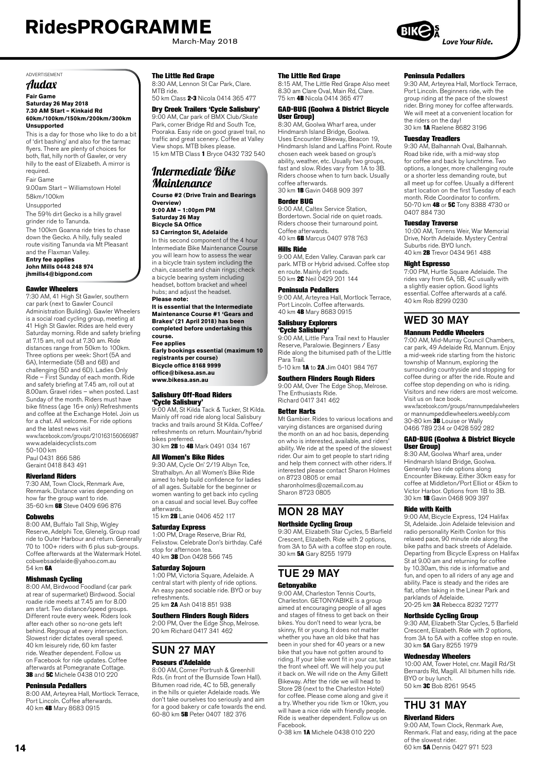ADVERTISEMENT

## Audax

**Fair Game**
**Saturday 26 May 2018**
**7.30 AM Start – Kinkaid Rd**
**60km/100km/150km/200km/300km**
**Unsupported**

This is a day for those who like to do a bit of 'dirt bashing' and also for the tarmac flyers. There are plenty of choices for both, flat, hilly north of Gawler, or very hilly to the east of Elizabeth. A mirror is required.

Fair Game

9.00am Start – Williamstown Hotel

58km/100km

Unsupported

The 59% dirt Gecko is a hilly gravel grinder ride to Tanunda.

The 100km Goanna ride tries to chase down the Gecko. A hilly, fully sealed route visiting Tanunda via Mt Pleasant and the Flaxman Valley.

**Entry fee applies**
**John Mills 0448 248 974**
**jhmills4@bigpond.com**

#### Gawler Wheelers

7:30 AM, 41 High St Gawler, southern car park (next to Gawler Council Administration Building). Gawler Wheelers is a social road cycling group, meeting at 41 High St Gawler. Rides are held every Saturday morning. Ride and safety briefing at 7.15 am, roll out at 7.30 am. Ride distances range from 50km to 100km. Three options per week: Short (5A and 6A), Intermediate (5B and 6B) and challenging (5D and 6D). Ladies Only Ride – First Sunday of each month. Ride and safety briefing at 7.45 am, roll out at 8.00am. Gravel rides – when posted. Last Sunday of the month. Riders must have bike fitness (age 16+ only) Refreshments and coffee at the Exchange Hotel. Join us for a chat. All welcome. For ride options and the latest news visit
www.facebook.com/groups/210163156066987
www.adelaidecyclists.com
50-100 km
Paul 0431 866 586
Geraint 0418 843 491

#### Riverland Riders

7:30 AM, Town Clock, Renmark Ave, Renmark. Distance varies depending on how far the group want to ride.
35-60 km **6B** Steve 0409 696 876

#### Cobwebs

8:00 AM, Buffalo Tall Ship, Wigley Reserve, Adelphi Tce, Glenelg. Group road ride to Outer Harbour and return. Generally 70 to 100+ riders with 6 plus sub-groups. Coffee afterwards at the Watermark Hotel.
cobwebsadelaide@yahoo.com.au
54 km **6A**

#### Mishmash Cycling

8:00 AM, Birdwood Foodland (car park at rear of supermarket) Birdwood. Social roadie ride meets at 7.45 am for 8.00 am start. Two distance/speed groups. Different route every week. Riders look after each other so no-one gets left behind. Regroup at every intersection. Slowest rider dictates overall speed. 40 km leisurely ride, 60 km faster ride. Weather dependent. Follow us on Facebook for ride updates. Coffee afterwards at Pomegranate Cottage.
**3B** and **5C** Michele 0438 010 220

#### Peninsula Pedallers

8:00 AM, Arteyrea Hall, Mortlock Terrace, Port Lincoln. Coffee afterwards.
40 km **4B** Mary 8683 0915

#### The Little Red Grape

8:30 AM, Lennon St Car Park, Clare. MTB ride.
50 km Class **2-3** Nicola 0414 365 477

#### Dry Creek Trailers 'Cycle Salisbury'

9:00 AM, Car park of BMX Club/Skate Park, corner Bridge Rd and South Tce, Pooraka. Easy ride on good gravel trail, no traffic and great scenery. Coffee at Valley View shops. MTB bikes please.
15 km MTB Class **1** Bryce 0432 732 540

## Intermediate Bike Maintenance

**Course #2 (Drive Train and Bearings Overview)**
**9:00 AM – 1:00pm PM**
**Saturday 26 May**
**Bicycle SA Office**
**53 Carrington St, Adelaide**

In this second component of the 4 hour Intermediate Bike Maintenance Course you will learn how to assess the wear in a bicycle train system including the chain, cassette and chain rings; check a bicycle bearing system including headset, bottom bracket and wheel hubs; and adjust the headset.

**Please note:**
**It is essential that the Intermediate Maintenance Course #1 'Gears and Brakes' (21 April 2018) has been completed before undertaking this course.**
**Fee applies**
**Early bookings essential (maximum 10 registrants per course)**
**Bicycle office 8168 9999**
**office@bikesa.asn.au**
**www.bikesa.asn.au**

#### Salisbury Off-Road Riders 'Cycle Salisbury'

9:00 AM, St Kilda Tack & Tucker, St Kilda. Mainly off road ride along local Salisbury tracks and trails around St Kilda. Coffee/refreshments on return. Mountain/hybrid bikes preferred.
30 km **2B** to **4B** Mark 0491 034 167

#### All Women's Bike Rides

9:30 AM, Cycle On' 2/19 Albyn Tce, Strathalbyn. An all Women's Bike Ride aimed to help build confidence for ladies of all ages. Suitable for the beginner or women wanting to get back into cycling on a casual and social level. Buy coffee afterwards.
15 km **2B** Lanie 0406 452 117

#### Saturday Express

1:00 PM, Drage Reserve, Briar Rd, Felixstow. Celebrate Don's birthday. Café stop for afternoon tea.
40 km **3B** Don 0428 566 745

#### Saturday Sojourn

1:00 PM, Victoria Square, Adelaide. A central start with plenty of ride options. An easy paced sociable ride. BYO or buy refreshments.
25 km **2A** Ash 0418 851 938

#### Southern Flinders Rough Riders

2:00 PM, Over the Edge Shop, Melrose.
20 km Richard 0417 341 462

## SUN 27 MAY

#### Poseurs d'Adelaide

8:00 AM, Corner Portrush & Greenhill Rds. (in front of the Burnside Town Hall). Bitumen road ride, 4C to 5B, generally in the hills or quieter Adelaide roads. We don't take ourselves too seriously and aim for a good bakery or cafe towards the end.
60-80 km **5B** Peter 0407 182 376

#### The Little Red Grape

8:15 AM, The Little Red Grape Also meet 8.30 am Clare Oval, Main Rd, Clare.
75 km **4B** Nicola 0414 365 477

#### GAD-BUG (Goolwa & District Bicycle User Group)

8:30 AM, Goolwa Wharf area, under Hindmarsh Island Bridge, Goolwa. Uses Encounter Bikeway, Beacon 19, Hindmarsh Island and Laffins Point. Route chosen each week based on group's ability, weather, etc. Usually two groups, fast and slow. Rides vary from 1A to 3B. Riders choose when to turn back. Usually coffee afterwards.
30 km **1B** Gavin 0468 909 397

#### Border BUG

9:00 AM, Caltex Service Station, Bordertown. Social ride on quiet roads. Riders choose their turnaround point. Coffee afterwards.
40 km **6B** Marcus 0407 978 763

#### Hills Ride

9:00 AM, Eden Valley. Caravan park car park. MTB or Hybrid advised. Coffee stop en route. Mainly dirt roads.
50 km **2C** Neil 0429 201 144

#### Peninsula Pedallers

9:00 AM, Arteyrea Hall, Mortlock Terrace, Port Lincoln. Coffee afterwards.
40 km **4B** Mary 8683 0915

#### Salisbury Explorers 'Cycle Salisbury'

9:00 AM, Little Para Trail next to Hausler Reserve, Paralowie. Beginners / Easy Ride along the bitumised path of the Little Para Trail.
5-10 km **1A** to **2A** Jim 0401 984 767

#### Southern Flinders Rough Riders

9:00 AM, Over The Edge Shop, Melrose. The Enthusiasts Ride.
Richard 0417 341 462

#### Better Harts

Mt Gambier. Rides to various locations and varying distances are organised during the month on an ad hoc basis, depending on who is interested, available, and riders' ability. We ride at the speed of the slowest rider. Our aim to get people to start riding and help them connect with other riders. If interested please contact Sharon Holmes on 8723 0805 or email
sharonholmes@ozemail.com.au
Sharon 8723 0805

## MON 28 MAY

#### Northside Cycling Group

9:30 AM, Elizabeth Star Cycles, 5 Barfield Crescent, Elizabeth. Ride with 2 options, from 3A to 5A with a coffee stop en route.
30 km **5A** Gary 8255 1979

## TUE 29 MAY

#### Getonyabike

9:00 AM, Charleston Tennis Courts, Charleston. GETONYABIKE is a group aimed at encouraging people of all ages and stages of fitness to get back on their bikes. You don't need to wear lycra, be skinny, fit or young. It does not matter whether you have an old bike that has been in your shed for 40 years or a new bike that you have not gotten around to riding. If your bike wont fit in your car, take the front wheel off. We will help you put it back on. We will ride on the Amy Gillett Bikeway. After the ride we will head to Store 28 (next to the Charleston Hotel) for coffee. Please come along and give it a try. Whether you ride 1km or 10km, you will have a nice ride with friendly people. Ride is weather dependent. Follow us on Facebook.
0-38 km **1A** Michele 0438 010 220

#### Peninsula Pedallers

9:30 AM, Arteyrea Hall, Mortlock Terrace, Port Lincoln. Beginners ride, with the group riding at the pace of the slowest rider. Bring money for coffee afterwards. We will meet at a convenient location for the riders on the day!
30 km **1A** Raelene 8682 3196

#### Tuesday Treadlers

9:30 AM, Balhannah Oval, Balhannah. Road bike ride, with a mid-way stop for coffee and back by lunchtime. Two options, a longer, more challenging route or a shorter less demanding route, but all meet up for coffee. Usually a different start location on the first Tuesday of each month. Ride Coordinator to confirm.
50-70 km **4B** or **5C** Tony 8388 4730 or 0407 884 730

#### Tuesday Traverse

10:00 AM, Torrens Weir, War Memorial Drive, North Adelaide. Mystery Central Suburbs ride. BYO lunch.
40 km **2B** Trevor 0434 961 488

#### Night Espresso

7:00 PM, Hurtle Square Adelaide. The rides vary from 6A, 5B, 4C usually with a slightly easier option. Good lights essential. Coffee afterwards at a café.
40 km Rob 8299 0230

## WED 30 MAY

#### Mannum Peddle Wheelers

7:00 AM, Mid-Murray Council Chambers, car park, 49 Adelaide Rd, Mannum. Enjoy a mid-week ride starting from the historic township of Mannum, exploring the surrounding countryside and stopping for coffee during or after the ride. Route and coffee stop depending on who is riding. Visitors and new riders are most welcome. Visit us on face book.
www.facebook.com/groups/mannumpedalwheelers or mannumpeddlewheelers.weebly.com
30-80 km **3B** Louise or Wally
0466 789 234 or 0428 592 282

#### GAD-BUG (Goolwa & District Bicycle User Group)

8:30 AM, Goolwa Wharf area, under Hindmarsh Island Bridge, Goolwa. Generally two ride options along Encounter Bikeway. Either 30km easy for coffee at Middleton/Port Elliot or 45km to Victor Harbor. Options from 1B to 3B.
30 km **1B** Gavin 0468 909 397

#### Ride with Keith

9:00 AM, Bicycle Express, 124 Halifax St, Adelaide. Join Adelaide television and radio personality Keith Conlon for this relaxed pace, 90 minute ride along the bike paths and back streets of Adelaide. Departing from Bicycle Express on Halifax St at 9.00 am and returning for coffee by 10.30am, this ride is informative and fun, and open to all riders of any age and ability. Pace is steady and the rides are flat, often taking in the Linear Park and parklands of Adelaide.
20-25 km **3A** Rebecca 8232 7277

#### Northside Cycling Group

9:30 AM, Elizabeth Star Cycles, 5 Barfield Crescent, Elizabeth. Ride with 2 options, from 3A to 5A with a coffee stop en route.
30 km **5A** Gary 8255 1979

#### Wednesday Wheelers

10:00 AM, Tower Hotel, cnr. Magill Rd/St Bernards Rd, Magill. All bitumen hills ride. BYO or buy lunch.
50 km **3C** Bob 8261 9545

## THU 31 MAY

#### Riverland Riders

9:00 AM, Town Clock, Renmark Ave, Renmark. Flat and easy, riding at the pace of the slowest rider.
60 km **5A** Dennis 0427 971 523